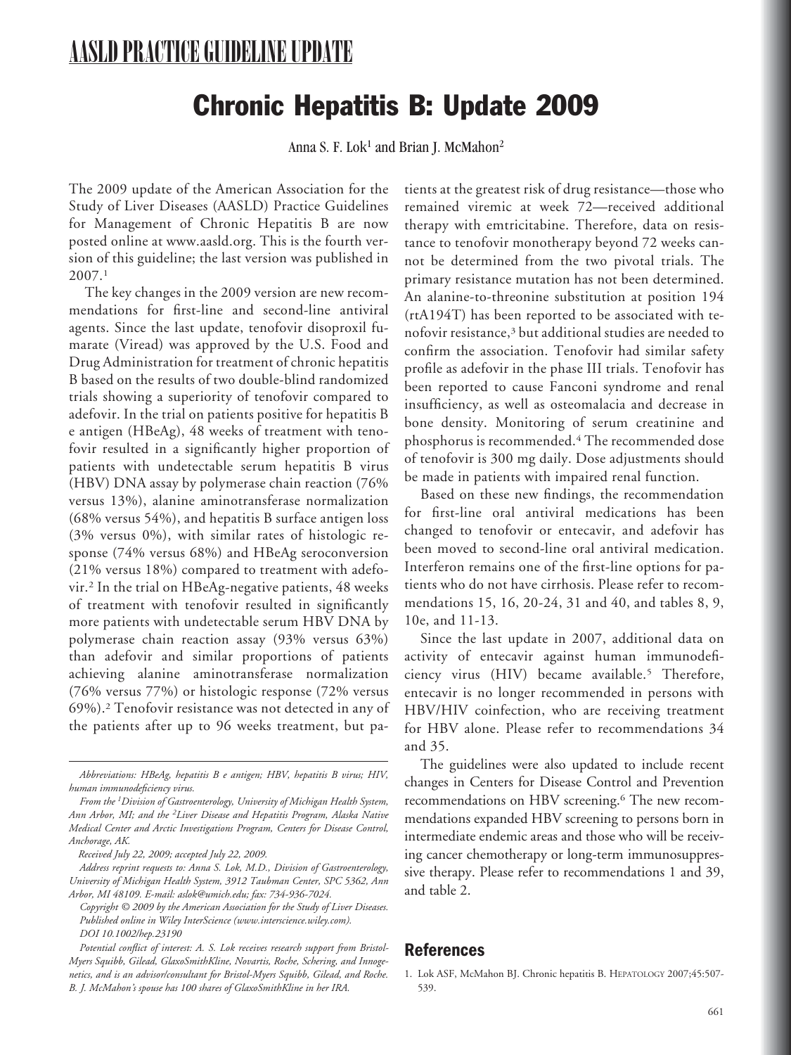# AASLD PRACTICE GUIDELINE UPDATE

# Chronic Hepatitis B: Update 2009

Anna S. F. Lok[1] and Brian J. McMahon[2]

The 2009 update of the American Association for the Study of Liver Diseases (AASLD) Practice Guidelines for Management of Chronic Hepatitis B are now posted online at www.aasld.org. This is the fourth version of this guideline; the last version was published in 2007.[1]

The key changes in the 2009 version are new recommendations for first-line and second-line antiviral agents. Since the last update, tenofovir disoproxil fumarate (Viread) was approved by the U.S. Food and Drug Administration for treatment of chronic hepatitis B based on the results of two double-blind randomized trials showing a superiority of tenofovir compared to adefovir. In the trial on patients positive for hepatitis B e antigen (HBeAg), 48 weeks of treatment with tenofovir resulted in a significantly higher proportion of patients with undetectable serum hepatitis B virus (HBV) DNA assay by polymerase chain reaction (76% versus 13%), alanine aminotransferase normalization (68% versus 54%), and hepatitis B surface antigen loss (3% versus 0%), with similar rates of histologic response (74% versus 68%) and HBeAg seroconversion (21% versus 18%) compared to treatment with adefovir.[2] In the trial on HBeAg-negative patients, 48 weeks of treatment with tenofovir resulted in significantly more patients with undetectable serum HBV DNA by polymerase chain reaction assay (93% versus 63%) than adefovir and similar proportions of patients achieving alanine aminotransferase normalization (76% versus 77%) or histologic response (72% versus 69%).[2] Tenofovir resistance was not detected in any of the patients after up to 96 weeks treatment, but patients at the greatest risk of drug resistance—those who remained viremic at week 72—received additional therapy with emtricitabine. Therefore, data on resistance to tenofovir monotherapy beyond 72 weeks cannot be determined from the two pivotal trials. The primary resistance mutation has not been determined. An alanine-to-threonine substitution at position 194 (rtA194T) has been reported to be associated with tenofovir resistance,[3] but additional studies are needed to confirm the association. Tenofovir had similar safety profile as adefovir in the phase III trials. Tenofovir has been reported to cause Fanconi syndrome and renal insufficiency, as well as osteomalacia and decrease in bone density. Monitoring of serum creatinine and phosphorus is recommended.[4] The recommended dose of tenofovir is 300 mg daily. Dose adjustments should be made in patients with impaired renal function.

Based on these new findings, the recommendation for first-line oral antiviral medications has been changed to tenofovir or entecavir, and adefovir has been moved to second-line oral antiviral medication. Interferon remains one of the first-line options for patients who do not have cirrhosis. Please refer to recommendations 15, 16, 20-24, 31 and 40, and tables 8, 9, 10e, and 11-13.

Since the last update in 2007, additional data on activity of entecavir against human immunodeficiency virus (HIV) became available.[5] Therefore, entecavir is no longer recommended in persons with HBV/HIV coinfection, who are receiving treatment for HBV alone. Please refer to recommendations 34 and 35.

The guidelines were also updated to include recent changes in Centers for Disease Control and Prevention recommendations on HBV screening.[6] The new recommendations expanded HBV screening to persons born in intermediate endemic areas and those who will be receiving cancer chemotherapy or long-term immunosuppressive therapy. Please refer to recommendations 1 and 39, and table 2.

*Abbreviations: HBeAg, hepatitis B e antigen; HBV, hepatitis B virus; HIV, human immunodeficiency virus.*

*From the [1]Division of Gastroenterology, University of Michigan Health System, Ann Arbor, MI; and the [2]Liver Disease and Hepatitis Program, Alaska Native Medical Center and Arctic Investigations Program, Centers for Disease Control, Anchorage, AK.*

*Received July 22, 2009; accepted July 22, 2009.*

*Address reprint requests to: Anna S. Lok, M.D., Division of Gastroenterology, University of Michigan Health System, 3912 Taubman Center, SPC 5362, Ann Arbor, MI 48109. E-mail: aslok@umich.edu; fax: 734-936-7024.*

*Copyright © 2009 by the American Association for the Study of Liver Diseases. Published online in Wiley InterScience (www.interscience.wiley.com).*

*DOI 10.1002/hep.23190*

*Potential conflict of interest: A. S. Lok receives research support from Bristol-Myers Squibb, Gilead, GlaxoSmithKline, Novartis, Roche, Schering, and Innogenetics, and is an advisor/consultant for Bristol-Myers Squibb, Gilead, and Roche. B. J. McMahon's spouse has 100 shares of GlaxoSmithKline in her IRA.*

## References

1. Lok ASF, McMahon BJ. Chronic hepatitis B. HEPATOLOGY 2007;45:507-539.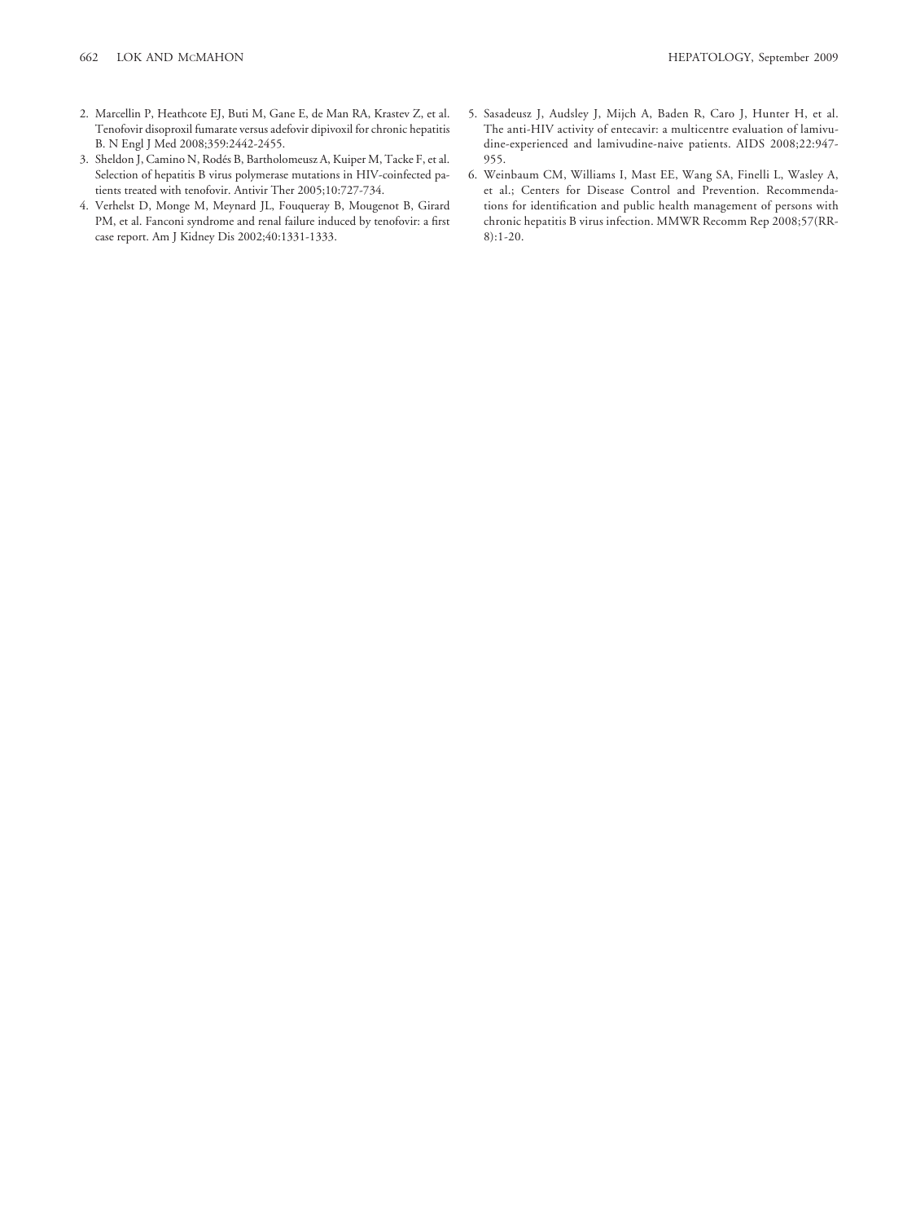2. Marcellin P, Heathcote EJ, Buti M, Gane E, de Man RA, Krastev Z, et al. Tenofovir disoproxil fumarate versus adefovir dipivoxil for chronic hepatitis B. N Engl J Med 2008;359:2442-2455.
3. Sheldon J, Camino N, Rodés B, Bartholomeusz A, Kuiper M, Tacke F, et al. Selection of hepatitis B virus polymerase mutations in HIV-coinfected patients treated with tenofovir. Antivir Ther 2005;10:727-734.
4. Verhelst D, Monge M, Meynard JL, Fouqueray B, Mougenot B, Girard PM, et al. Fanconi syndrome and renal failure induced by tenofovir: a first case report. Am J Kidney Dis 2002;40:1331-1333.
5. Sasadeusz J, Audsley J, Mijch A, Baden R, Caro J, Hunter H, et al. The anti-HIV activity of entecavir: a multicentre evaluation of lamivudine-experienced and lamivudine-naive patients. AIDS 2008;22:947-955.
6. Weinbaum CM, Williams I, Mast EE, Wang SA, Finelli L, Wasley A, et al.; Centers for Disease Control and Prevention. Recommendations for identification and public health management of persons with chronic hepatitis B virus infection. MMWR Recomm Rep 2008;57(RR-8):1-20.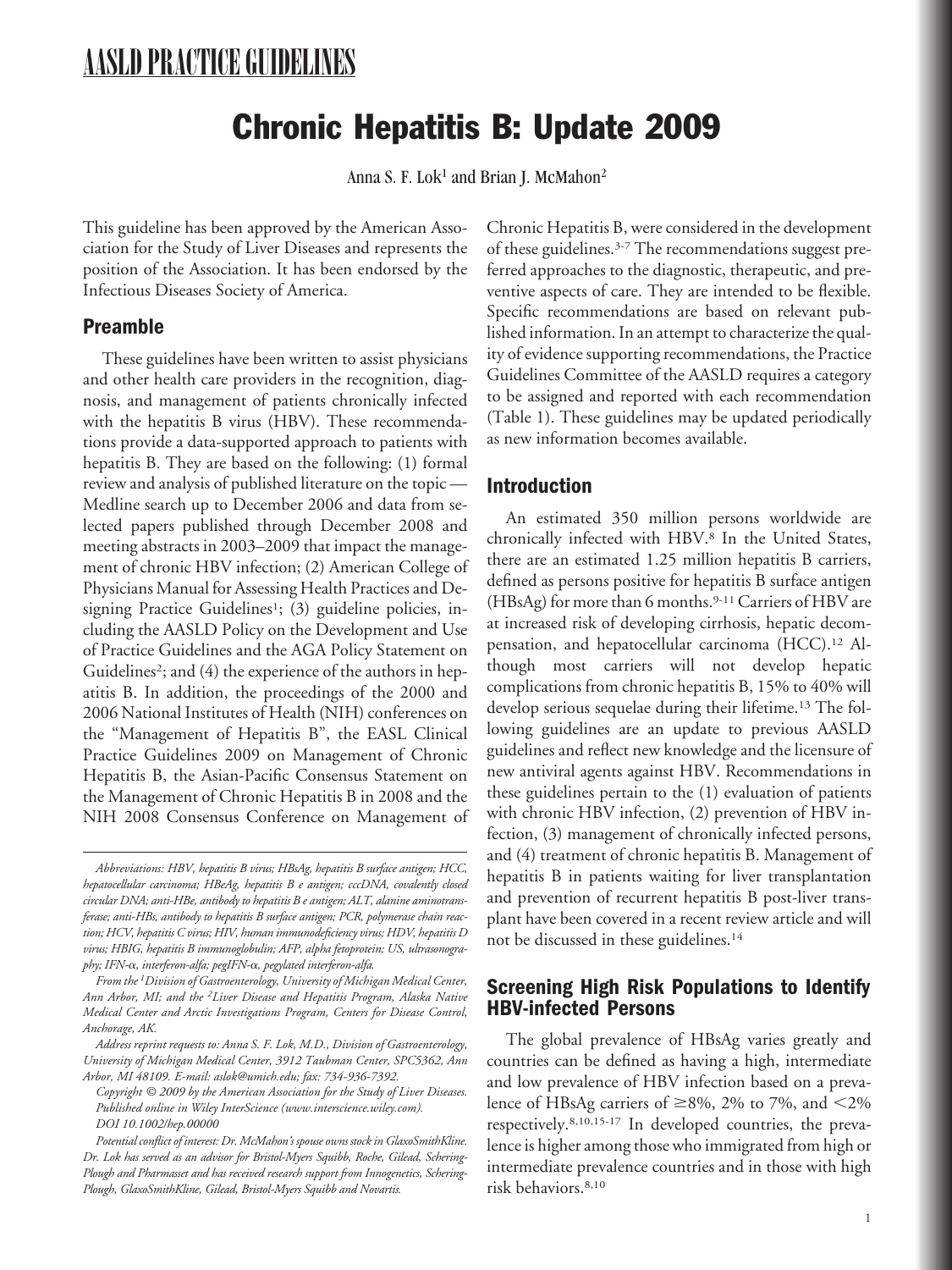# AASLD PRACTICE GUIDELINES

# Chronic Hepatitis B: Update 2009

Anna S. F. Lok[1] and Brian J. McMahon[2]

This guideline has been approved by the American Association for the Study of Liver Diseases and represents the position of the Association. It has been endorsed by the Infectious Diseases Society of America.

## Preamble

These guidelines have been written to assist physicians and other health care providers in the recognition, diagnosis, and management of patients chronically infected with the hepatitis B virus (HBV). These recommendations provide a data-supported approach to patients with hepatitis B. They are based on the following: (1) formal review and analysis of published literature on the topic — Medline search up to December 2006 and data from selected papers published through December 2008 and meeting abstracts in 2003–2009 that impact the management of chronic HBV infection; (2) American College of Physicians Manual for Assessing Health Practices and Designing Practice Guidelines[1]; (3) guideline policies, including the AASLD Policy on the Development and Use of Practice Guidelines and the AGA Policy Statement on Guidelines[2]; and (4) the experience of the authors in hepatitis B. In addition, the proceedings of the 2000 and 2006 National Institutes of Health (NIH) conferences on the "Management of Hepatitis B", the EASL Clinical Practice Guidelines 2009 on Management of Chronic Hepatitis B, the Asian-Pacific Consensus Statement on the Management of Chronic Hepatitis B in 2008 and the NIH 2008 Consensus Conference on Management of Chronic Hepatitis B, were considered in the development of these guidelines.[3-7] The recommendations suggest preferred approaches to the diagnostic, therapeutic, and preventive aspects of care. They are intended to be flexible. Specific recommendations are based on relevant published information. In an attempt to characterize the quality of evidence supporting recommendations, the Practice Guidelines Committee of the AASLD requires a category to be assigned and reported with each recommendation (Table 1). These guidelines may be updated periodically as new information becomes available.

## Introduction

An estimated 350 million persons worldwide are chronically infected with HBV.[8] In the United States, there are an estimated 1.25 million hepatitis B carriers, defined as persons positive for hepatitis B surface antigen (HBsAg) for more than 6 months.[9-11] Carriers of HBV are at increased risk of developing cirrhosis, hepatic decompensation, and hepatocellular carcinoma (HCC).[12] Although most carriers will not develop hepatic complications from chronic hepatitis B, 15% to 40% will develop serious sequelae during their lifetime.[13] The following guidelines are an update to previous AASLD guidelines and reflect new knowledge and the licensure of new antiviral agents against HBV. Recommendations in these guidelines pertain to the (1) evaluation of patients with chronic HBV infection, (2) prevention of HBV infection, (3) management of chronically infected persons, and (4) treatment of chronic hepatitis B. Management of hepatitis B in patients waiting for liver transplantation and prevention of recurrent hepatitis B post-liver transplant have been covered in a recent review article and will not be discussed in these guidelines.[14]

## Screening High Risk Populations to Identify HBV-infected Persons

The global prevalence of HBsAg varies greatly and countries can be defined as having a high, intermediate and low prevalence of HBV infection based on a prevalence of HBsAg carriers of ≥8%, 2% to 7%, and <2% respectively.[8,10,15-17] In developed countries, the prevalence is higher among those who immigrated from high or intermediate prevalence countries and in those with high risk behaviors.[8,10]

*Abbreviations: HBV, hepatitis B virus; HBsAg, hepatitis B surface antigen; HCC, hepatocellular carcinoma; HBeAg, hepatitis B e antigen; cccDNA, covalently closed circular DNA; anti-HBe, antibody to hepatitis B e antigen; ALT, alanine aminotransferase; anti-HBs, antibody to hepatitis B surface antigen; PCR, polymerase chain reaction; HCV, hepatitis C virus; HIV, human immunodeficiency virus; HDV, hepatitis D virus; HBIG, hepatitis B immunoglobulin; AFP, alpha fetoprotein; US, ultrasonography; IFN-α, interferon-alfa; pegIFN-α, pegylated interferon-alfa.*

*From the [1]Division of Gastroenterology, University of Michigan Medical Center, Ann Arbor, MI; and the [2]Liver Disease and Hepatitis Program, Alaska Native Medical Center and Arctic Investigations Program, Centers for Disease Control, Anchorage, AK.*

*Address reprint requests to: Anna S. F. Lok, M.D., Division of Gastroenterology, University of Michigan Medical Center, 3912 Taubman Center, SPC5362, Ann Arbor, MI 48109. E-mail: aslok@umich.edu; fax: 734-936-7392.*

*Copyright © 2009 by the American Association for the Study of Liver Diseases. Published online in Wiley InterScience (www.interscience.wiley.com). DOI 10.1002/hep.00000*

*Potential conflict of interest: Dr. McMahon's spouse owns stock in GlaxoSmithKline. Dr. Lok has served as an advisor for Bristol-Myers Squibb, Roche, Gilead, Schering-Plough and Pharmasset and has received research support from Innogenetics, Schering-Plough, GlaxoSmithKline, Gilead, Bristol-Myers Squibb and Novartis.*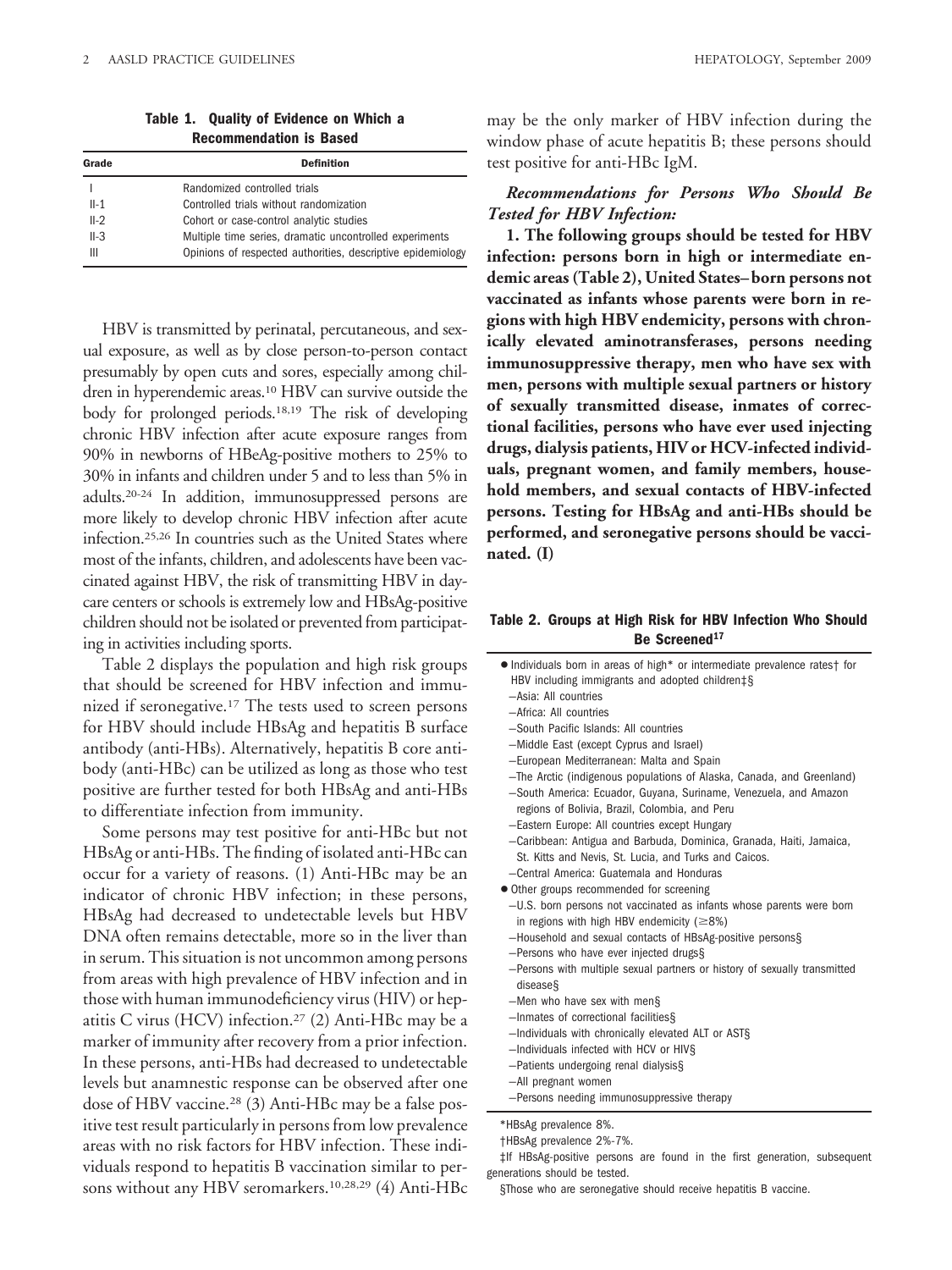**Table 1. Quality of Evidence on Which a Recommendation is Based**

| Grade | Definition |
| --- | --- |
| I | Randomized controlled trials |
| II-1 | Controlled trials without randomization |
| II-2 | Cohort or case-control analytic studies |
| II-3 | Multiple time series, dramatic uncontrolled experiments |
| III | Opinions of respected authorities, descriptive epidemiology |

HBV is transmitted by perinatal, percutaneous, and sexual exposure, as well as by close person-to-person contact presumably by open cuts and sores, especially among children in hyperendemic areas.[10] HBV can survive outside the body for prolonged periods.[18,19] The risk of developing chronic HBV infection after acute exposure ranges from 90% in newborns of HBeAg-positive mothers to 25% to 30% in infants and children under 5 and to less than 5% in adults.[20-24] In addition, immunosuppressed persons are more likely to develop chronic HBV infection after acute infection.[25,26] In countries such as the United States where most of the infants, children, and adolescents have been vaccinated against HBV, the risk of transmitting HBV in daycare centers or schools is extremely low and HBsAg-positive children should not be isolated or prevented from participating in activities including sports.

Table 2 displays the population and high risk groups that should be screened for HBV infection and immunized if seronegative.[17] The tests used to screen persons for HBV should include HBsAg and hepatitis B surface antibody (anti-HBs). Alternatively, hepatitis B core antibody (anti-HBc) can be utilized as long as those who test positive are further tested for both HBsAg and anti-HBs to differentiate infection from immunity.

Some persons may test positive for anti-HBc but not HBsAg or anti-HBs. The finding of isolated anti-HBc can occur for a variety of reasons. (1) Anti-HBc may be an indicator of chronic HBV infection; in these persons, HBsAg had decreased to undetectable levels but HBV DNA often remains detectable, more so in the liver than in serum. This situation is not uncommon among persons from areas with high prevalence of HBV infection and in those with human immunodeficiency virus (HIV) or hepatitis C virus (HCV) infection.[27] (2) Anti-HBc may be a marker of immunity after recovery from a prior infection. In these persons, anti-HBs had decreased to undetectable levels but anamnestic response can be observed after one dose of HBV vaccine.[28] (3) Anti-HBc may be a false positive test result particularly in persons from low prevalence areas with no risk factors for HBV infection. These individuals respond to hepatitis B vaccination similar to persons without any HBV seromarkers.[10,28,29] (4) Anti-HBc may be the only marker of HBV infection during the window phase of acute hepatitis B; these persons should test positive for anti-HBc IgM.

### *Recommendations for Persons Who Should Be Tested for HBV Infection:*

**1. The following groups should be tested for HBV infection: persons born in high or intermediate endemic areas (Table 2), United States–born persons not vaccinated as infants whose parents were born in regions with high HBV endemicity, persons with chronically elevated aminotransferases, persons needing immunosuppressive therapy, men who have sex with men, persons with multiple sexual partners or history of sexually transmitted disease, inmates of correctional facilities, persons who have ever used injecting drugs, dialysis patients, HIV or HCV-infected individuals, pregnant women, and family members, household members, and sexual contacts of HBV-infected persons. Testing for HBsAg and anti-HBs should be performed, and seronegative persons should be vaccinated. (I)**

**Table 2. Groups at High Risk for HBV Infection Who Should Be Screened[17]**

- Individuals born in areas of high* or intermediate prevalence rates† for HBV including immigrants and adopted children‡§
  - –Asia: All countries
  - –Africa: All countries
  - –South Pacific Islands: All countries
  - –Middle East (except Cyprus and Israel)
  - –European Mediterranean: Malta and Spain
  - –The Arctic (indigenous populations of Alaska, Canada, and Greenland)
  - –South America: Ecuador, Guyana, Suriname, Venezuela, and Amazon regions of Bolivia, Brazil, Colombia, and Peru
  - –Eastern Europe: All countries except Hungary
  - –Caribbean: Antigua and Barbuda, Dominica, Granada, Haiti, Jamaica, St. Kitts and Nevis, St. Lucia, and Turks and Caicos.
  - –Central America: Guatemala and Honduras
- Other groups recommended for screening
  - –U.S. born persons not vaccinated as infants whose parents were born in regions with high HBV endemicity (≥8%)
  - –Household and sexual contacts of HBsAg-positive persons§
  - –Persons who have ever injected drugs§
  - –Persons with multiple sexual partners or history of sexually transmitted disease§
  - –Men who have sex with men§
  - –Inmates of correctional facilities§
  - –Individuals with chronically elevated ALT or AST§
  - –Individuals infected with HCV or HIV§
  - –Patients undergoing renal dialysis§
  - –All pregnant women
  - –Persons needing immunosuppressive therapy

*HBsAg prevalence 8%.

†HBsAg prevalence 2%-7%.

‡If HBsAg-positive persons are found in the first generation, subsequent generations should be tested.

§Those who are seronegative should receive hepatitis B vaccine.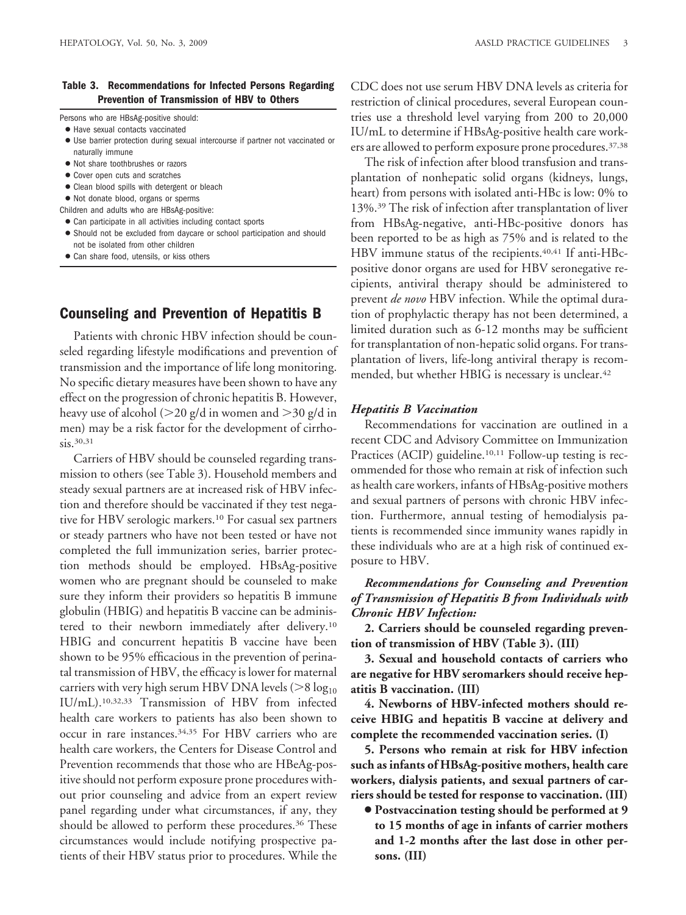**Table 3. Recommendations for Infected Persons Regarding Prevention of Transmission of HBV to Others**

Persons who are HBsAg-positive should:

- Have sexual contacts vaccinated
- Use barrier protection during sexual intercourse if partner not vaccinated or naturally immune
- Not share toothbrushes or razors
- Cover open cuts and scratches
- Clean blood spills with detergent or bleach
- Not donate blood, organs or sperms

Children and adults who are HBsAg-positive:

- Can participate in all activities including contact sports
- Should not be excluded from daycare or school participation and should not be isolated from other children
- Can share food, utensils, or kiss others

## Counseling and Prevention of Hepatitis B

Patients with chronic HBV infection should be counseled regarding lifestyle modifications and prevention of transmission and the importance of life long monitoring. No specific dietary measures have been shown to have any effect on the progression of chronic hepatitis B. However, heavy use of alcohol (>20 g/d in women and >30 g/d in men) may be a risk factor for the development of cirrhosis.[30,31]

Carriers of HBV should be counseled regarding transmission to others (see Table 3). Household members and steady sexual partners are at increased risk of HBV infection and therefore should be vaccinated if they test negative for HBV serologic markers.[10] For casual sex partners or steady partners who have not been tested or have not completed the full immunization series, barrier protection methods should be employed. HBsAg-positive women who are pregnant should be counseled to make sure they inform their providers so hepatitis B immune globulin (HBIG) and hepatitis B vaccine can be administered to their newborn immediately after delivery.[10] HBIG and concurrent hepatitis B vaccine have been shown to be 95% efficacious in the prevention of perinatal transmission of HBV, the efficacy is lower for maternal carriers with very high serum HBV DNA levels ($>8 \log_{10}$ IU/mL).[10,32,33] Transmission of HBV from infected health care workers to patients has also been shown to occur in rare instances.[34,35] For HBV carriers who are health care workers, the Centers for Disease Control and Prevention recommends that those who are HBeAg-positive should not perform exposure prone procedures without prior counseling and advice from an expert review panel regarding under what circumstances, if any, they should be allowed to perform these procedures.[36] These circumstances would include notifying prospective patients of their HBV status prior to procedures. While the CDC does not use serum HBV DNA levels as criteria for restriction of clinical procedures, several European countries use a threshold level varying from 200 to 20,000 IU/mL to determine if HBsAg-positive health care workers are allowed to perform exposure prone procedures.[37,38]

The risk of infection after blood transfusion and transplantation of nonhepatic solid organs (kidneys, lungs, heart) from persons with isolated anti-HBc is low: 0% to 13%.[39] The risk of infection after transplantation of liver from HBsAg-negative, anti-HBc-positive donors has been reported to be as high as 75% and is related to the HBV immune status of the recipients.[40,41] If anti-HBc-positive donor organs are used for HBV seronegative recipients, antiviral therapy should be administered to prevent *de novo* HBV infection. While the optimal duration of prophylactic therapy has not been determined, a limited duration such as 6-12 months may be sufficient for transplantation of non-hepatic solid organs. For transplantation of livers, life-long antiviral therapy is recommended, but whether HBIG is necessary is unclear.[42]

### *Hepatitis B Vaccination*

Recommendations for vaccination are outlined in a recent CDC and Advisory Committee on Immunization Practices (ACIP) guideline.[10,11] Follow-up testing is recommended for those who remain at risk of infection such as health care workers, infants of HBsAg-positive mothers and sexual partners of persons with chronic HBV infection. Furthermore, annual testing of hemodialysis patients is recommended since immunity wanes rapidly in these individuals who are at a high risk of continued exposure to HBV.

### *Recommendations for Counseling and Prevention of Transmission of Hepatitis B from Individuals with Chronic HBV Infection:*

**2. Carriers should be counseled regarding prevention of transmission of HBV (Table 3). (III)**

**3. Sexual and household contacts of carriers who are negative for HBV seromarkers should receive hepatitis B vaccination. (III)**

**4. Newborns of HBV-infected mothers should receive HBIG and hepatitis B vaccine at delivery and complete the recommended vaccination series. (I)**

**5. Persons who remain at risk for HBV infection such as infants of HBsAg-positive mothers, health care workers, dialysis patients, and sexual partners of carriers should be tested for response to vaccination. (III)**

- **Postvaccination testing should be performed at 9 to 15 months of age in infants of carrier mothers and 1-2 months after the last dose in other persons. (III)**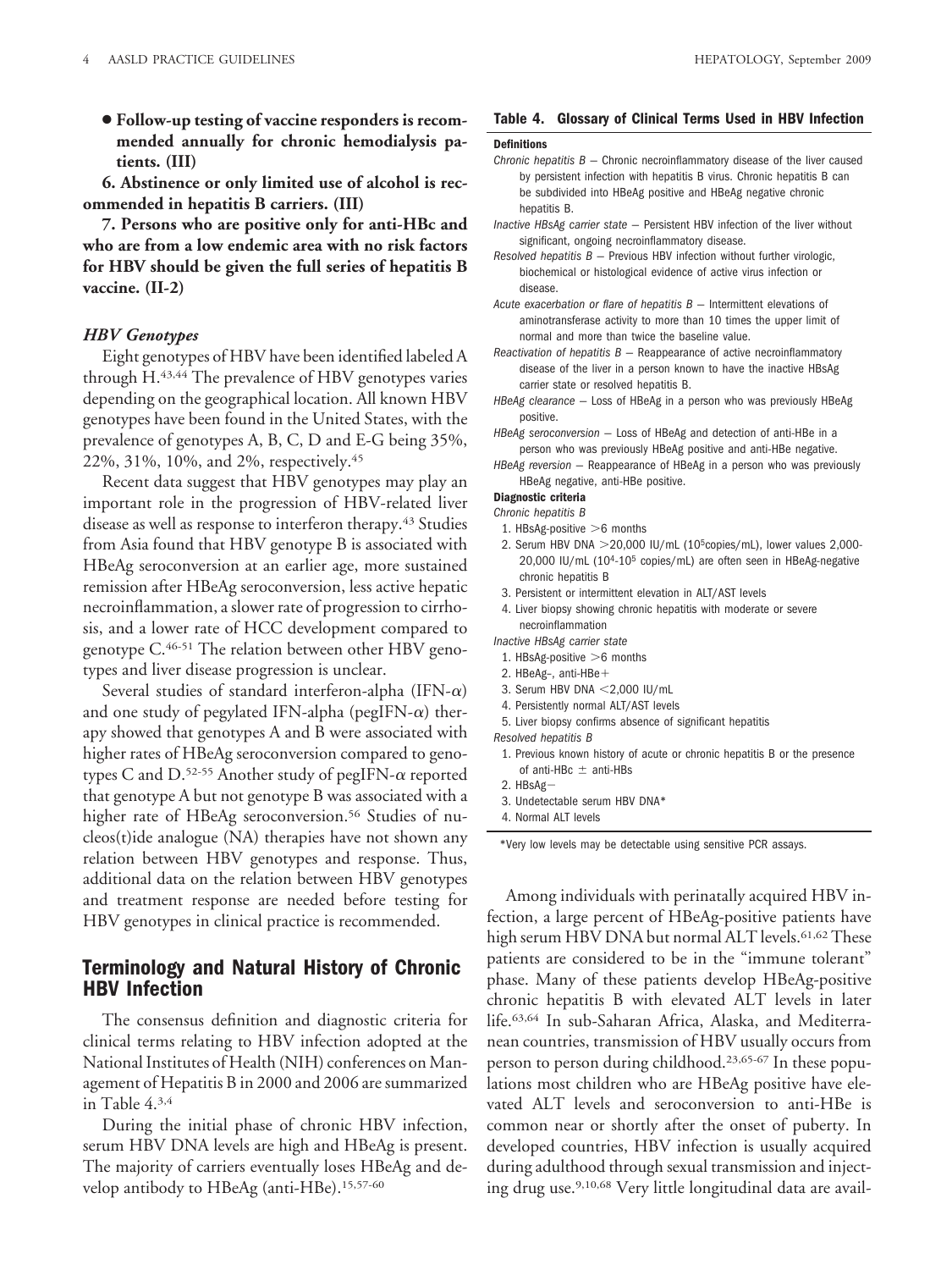- **Follow-up testing of vaccine responders is recommended annually for chronic hemodialysis patients. (III)**

**6. Abstinence or only limited use of alcohol is recommended in hepatitis B carriers. (III)**

**7. Persons who are positive only for anti-HBc and who are from a low endemic area with no risk factors for HBV should be given the full series of hepatitis B vaccine. (II-2)**

### *HBV Genotypes*

Eight genotypes of HBV have been identified labeled A through H.[43,44] The prevalence of HBV genotypes varies depending on the geographical location. All known HBV genotypes have been found in the United States, with the prevalence of genotypes A, B, C, D and E-G being 35%, 22%, 31%, 10%, and 2%, respectively.[45]

Recent data suggest that HBV genotypes may play an important role in the progression of HBV-related liver disease as well as response to interferon therapy.[43] Studies from Asia found that HBV genotype B is associated with HBeAg seroconversion at an earlier age, more sustained remission after HBeAg seroconversion, less active hepatic necroinflammation, a slower rate of progression to cirrhosis, and a lower rate of HCC development compared to genotype C.[46-51] The relation between other HBV genotypes and liver disease progression is unclear.

Several studies of standard interferon-alpha (IFN-$\alpha$) and one study of pegylated IFN-alpha (pegIFN-$\alpha$) therapy showed that genotypes A and B were associated with higher rates of HBeAg seroconversion compared to genotypes C and D.[52-55] Another study of pegIFN-$\alpha$ reported that genotype A but not genotype B was associated with a higher rate of HBeAg seroconversion.[56] Studies of nucleos(t)ide analogue (NA) therapies have not shown any relation between HBV genotypes and response. Thus, additional data on the relation between HBV genotypes and treatment response are needed before testing for HBV genotypes in clinical practice is recommended.

## Terminology and Natural History of Chronic HBV Infection

The consensus definition and diagnostic criteria for clinical terms relating to HBV infection adopted at the National Institutes of Health (NIH) conferences on Management of Hepatitis B in 2000 and 2006 are summarized in Table 4.[3,4]

During the initial phase of chronic HBV infection, serum HBV DNA levels are high and HBeAg is present. The majority of carriers eventually loses HBeAg and develop antibody to HBeAg (anti-HBe).[15,57-60]

**Table 4. Glossary of Clinical Terms Used in HBV Infection**

**Definitions**

*Chronic hepatitis B* – Chronic necroinflammatory disease of the liver caused by persistent infection with hepatitis B virus. Chronic hepatitis B can be subdivided into HBeAg positive and HBeAg negative chronic hepatitis B.

*Inactive HBsAg carrier state* – Persistent HBV infection of the liver without significant, ongoing necroinflammatory disease.

*Resolved hepatitis B* – Previous HBV infection without further virologic, biochemical or histological evidence of active virus infection or disease.

*Acute exacerbation or flare of hepatitis B* – Intermittent elevations of aminotransferase activity to more than 10 times the upper limit of normal and more than twice the baseline value.

*Reactivation of hepatitis B* – Reappearance of active necroinflammatory disease of the liver in a person known to have the inactive HBsAg carrier state or resolved hepatitis B.

*HBeAg clearance* – Loss of HBeAg in a person who was previously HBeAg positive.

*HBeAg seroconversion* – Loss of HBeAg and detection of anti-HBe in a person who was previously HBeAg positive and anti-HBe negative.

*HBeAg reversion* – Reappearance of HBeAg in a person who was previously HBeAg negative, anti-HBe positive.

**Diagnostic criteria**

*Chronic hepatitis B*

1. HBsAg-positive >6 months
2. Serum HBV DNA >20,000 IU/mL ($10^5$copies/mL), lower values 2,000-20,000 IU/mL ($10^4$-$10^5$ copies/mL) are often seen in HBeAg-negative chronic hepatitis B
3. Persistent or intermittent elevation in ALT/AST levels
4. Liver biopsy showing chronic hepatitis with moderate or severe necroinflammation

*Inactive HBsAg carrier state*

1. HBsAg-positive >6 months
2. HBeAg–, anti-HBe+
3. Serum HBV DNA <2,000 IU/mL
4. Persistently normal ALT/AST levels
5. Liver biopsy confirms absence of significant hepatitis

*Resolved hepatitis B*

1. Previous known history of acute or chronic hepatitis B or the presence of anti-HBc ± anti-HBs
2. HBsAg–
3. Undetectable serum HBV DNA*
4. Normal ALT levels

*Very low levels may be detectable using sensitive PCR assays.

Among individuals with perinatally acquired HBV infection, a large percent of HBeAg-positive patients have high serum HBV DNA but normal ALT levels.[61,62] These patients are considered to be in the "immune tolerant" phase. Many of these patients develop HBeAg-positive chronic hepatitis B with elevated ALT levels in later life.[63,64] In sub-Saharan Africa, Alaska, and Mediterranean countries, transmission of HBV usually occurs from person to person during childhood.[23,65-67] In these populations most children who are HBeAg positive have elevated ALT levels and seroconversion to anti-HBe is common near or shortly after the onset of puberty. In developed countries, HBV infection is usually acquired during adulthood through sexual transmission and injecting drug use.[9,10,68] Very little longitudinal data are avail-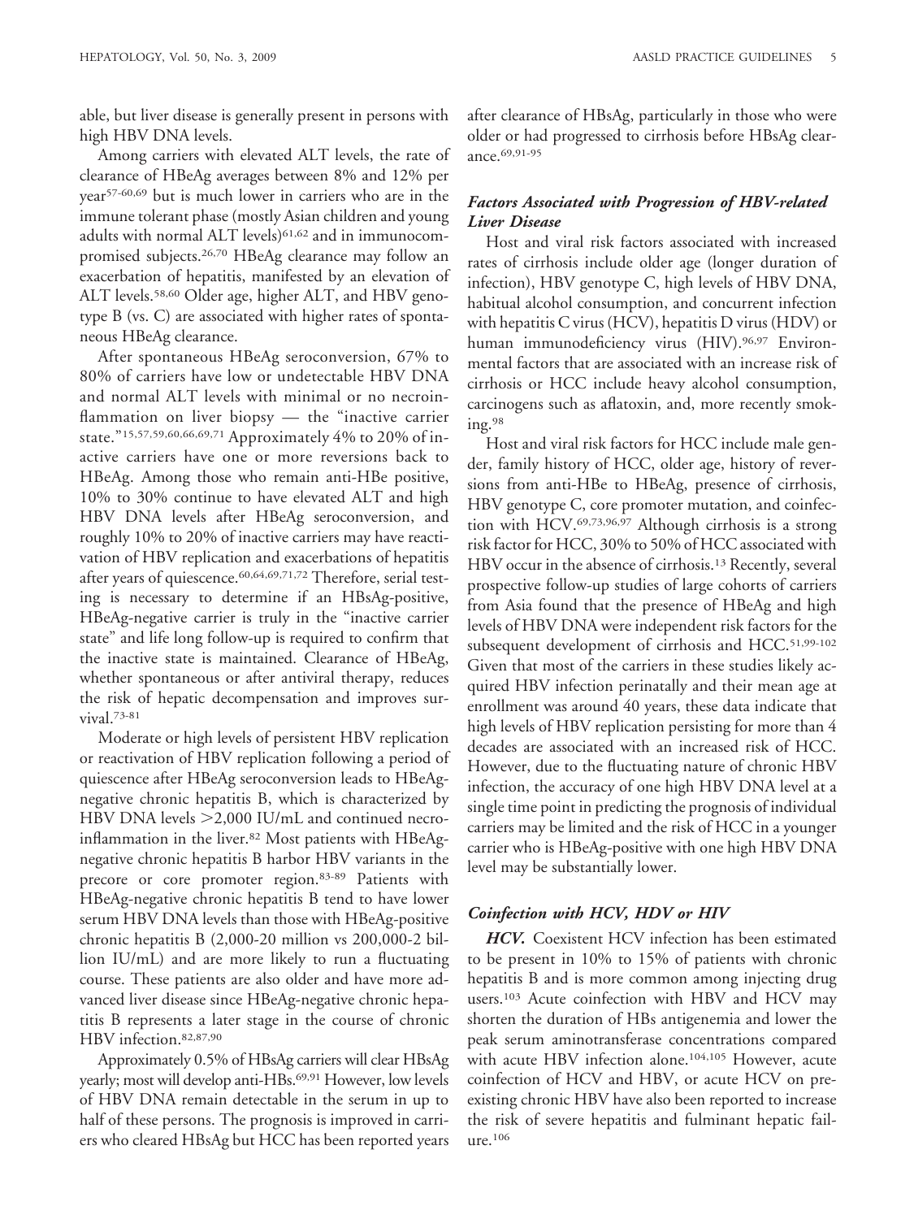able, but liver disease is generally present in persons with high HBV DNA levels.

Among carriers with elevated ALT levels, the rate of clearance of HBeAg averages between 8% and 12% per year[57-60,69] but is much lower in carriers who are in the immune tolerant phase (mostly Asian children and young adults with normal ALT levels)[61,62] and in immunocompromised subjects.[26,70] HBeAg clearance may follow an exacerbation of hepatitis, manifested by an elevation of ALT levels.[58,60] Older age, higher ALT, and HBV genotype B (vs. C) are associated with higher rates of spontaneous HBeAg clearance.

After spontaneous HBeAg seroconversion, 67% to 80% of carriers have low or undetectable HBV DNA and normal ALT levels with minimal or no necroinflammation on liver biopsy — the "inactive carrier state."[15,57,59,60,66,69,71] Approximately 4% to 20% of inactive carriers have one or more reversions back to HBeAg. Among those who remain anti-HBe positive, 10% to 30% continue to have elevated ALT and high HBV DNA levels after HBeAg seroconversion, and roughly 10% to 20% of inactive carriers may have reactivation of HBV replication and exacerbations of hepatitis after years of quiescence.[60,64,69,71,72] Therefore, serial testing is necessary to determine if an HBsAg-positive, HBeAg-negative carrier is truly in the "inactive carrier state" and life long follow-up is required to confirm that the inactive state is maintained. Clearance of HBeAg, whether spontaneous or after antiviral therapy, reduces the risk of hepatic decompensation and improves survival.[73-81]

Moderate or high levels of persistent HBV replication or reactivation of HBV replication following a period of quiescence after HBeAg seroconversion leads to HBeAg-negative chronic hepatitis B, which is characterized by HBV DNA levels >2,000 IU/mL and continued necroinflammation in the liver.[82] Most patients with HBeAg-negative chronic hepatitis B harbor HBV variants in the precore or core promoter region.[83-89] Patients with HBeAg-negative chronic hepatitis B tend to have lower serum HBV DNA levels than those with HBeAg-positive chronic hepatitis B (2,000-20 million vs 200,000-2 billion IU/mL) and are more likely to run a fluctuating course. These patients are also older and have more advanced liver disease since HBeAg-negative chronic hepatitis B represents a later stage in the course of chronic HBV infection.[82,87,90]

Approximately 0.5% of HBsAg carriers will clear HBsAg yearly; most will develop anti-HBs.[69,91] However, low levels of HBV DNA remain detectable in the serum in up to half of these persons. The prognosis is improved in carriers who cleared HBsAg but HCC has been reported years after clearance of HBsAg, particularly in those who were older or had progressed to cirrhosis before HBsAg clearance.[69,91-95]

### *Factors Associated with Progression of HBV-related Liver Disease*

Host and viral risk factors associated with increased rates of cirrhosis include older age (longer duration of infection), HBV genotype C, high levels of HBV DNA, habitual alcohol consumption, and concurrent infection with hepatitis C virus (HCV), hepatitis D virus (HDV) or human immunodeficiency virus (HIV).[96,97] Environmental factors that are associated with an increase risk of cirrhosis or HCC include heavy alcohol consumption, carcinogens such as aflatoxin, and, more recently smoking.[98]

Host and viral risk factors for HCC include male gender, family history of HCC, older age, history of reversions from anti-HBe to HBeAg, presence of cirrhosis, HBV genotype C, core promoter mutation, and coinfection with HCV.[69,73,96,97] Although cirrhosis is a strong risk factor for HCC, 30% to 50% of HCC associated with HBV occur in the absence of cirrhosis.[13] Recently, several prospective follow-up studies of large cohorts of carriers from Asia found that the presence of HBeAg and high levels of HBV DNA were independent risk factors for the subsequent development of cirrhosis and HCC.[51,99-102] Given that most of the carriers in these studies likely acquired HBV infection perinatally and their mean age at enrollment was around 40 years, these data indicate that high levels of HBV replication persisting for more than 4 decades are associated with an increased risk of HCC. However, due to the fluctuating nature of chronic HBV infection, the accuracy of one high HBV DNA level at a single time point in predicting the prognosis of individual carriers may be limited and the risk of HCC in a younger carrier who is HBeAg-positive with one high HBV DNA level may be substantially lower.

### *Coinfection with HCV, HDV or HIV*

***HCV.*** Coexistent HCV infection has been estimated to be present in 10% to 15% of patients with chronic hepatitis B and is more common among injecting drug users.[103] Acute coinfection with HBV and HCV may shorten the duration of HBs antigenemia and lower the peak serum aminotransferase concentrations compared with acute HBV infection alone.[104,105] However, acute coinfection of HCV and HBV, or acute HCV on preexisting chronic HBV have also been reported to increase the risk of severe hepatitis and fulminant hepatic failure.[106]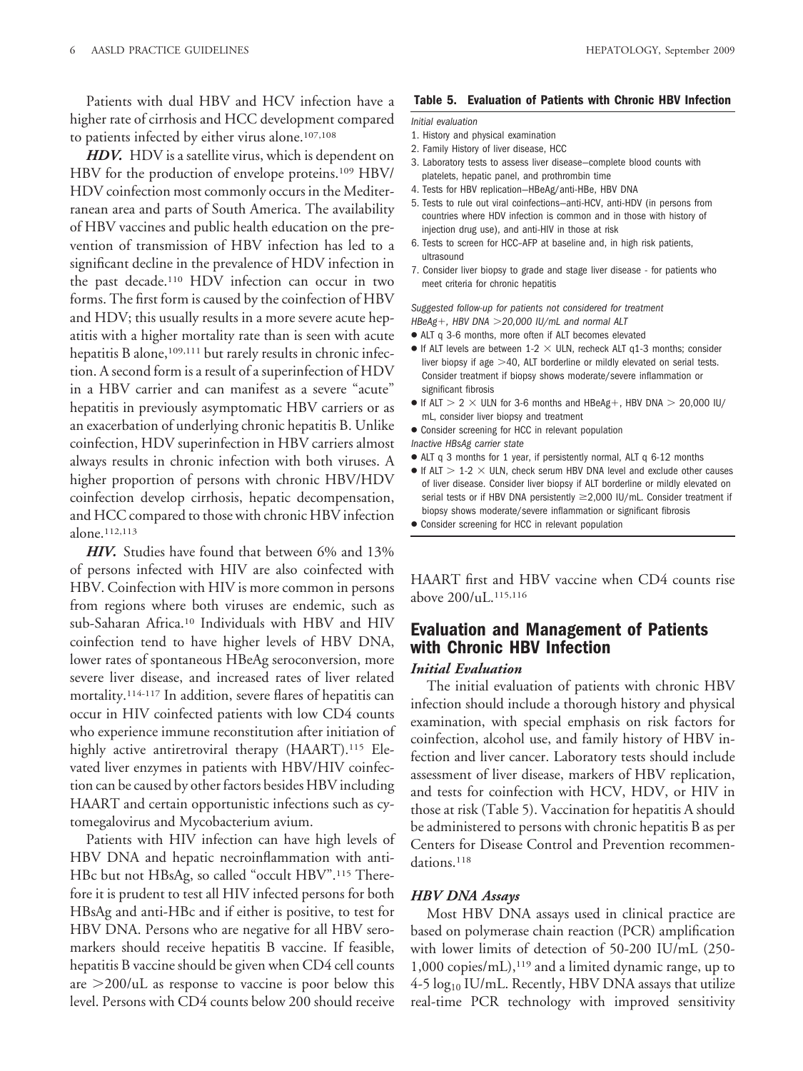Patients with dual HBV and HCV infection have a higher rate of cirrhosis and HCC development compared to patients infected by either virus alone.[107,108]

***HDV.*** HDV is a satellite virus, which is dependent on HBV for the production of envelope proteins.[109] HBV/HDV coinfection most commonly occurs in the Mediterranean area and parts of South America. The availability of HBV vaccines and public health education on the prevention of transmission of HBV infection has led to a significant decline in the prevalence of HDV infection in the past decade.[110] HDV infection can occur in two forms. The first form is caused by the coinfection of HBV and HDV; this usually results in a more severe acute hepatitis with a higher mortality rate than is seen with acute hepatitis B alone,[109,111] but rarely results in chronic infection. A second form is a result of a superinfection of HDV in a HBV carrier and can manifest as a severe "acute" hepatitis in previously asymptomatic HBV carriers or as an exacerbation of underlying chronic hepatitis B. Unlike coinfection, HDV superinfection in HBV carriers almost always results in chronic infection with both viruses. A higher proportion of persons with chronic HBV/HDV coinfection develop cirrhosis, hepatic decompensation, and HCC compared to those with chronic HBV infection alone.[112,113]

***HIV.*** Studies have found that between 6% and 13% of persons infected with HIV are also coinfected with HBV. Coinfection with HIV is more common in persons from regions where both viruses are endemic, such as sub-Saharan Africa.[10] Individuals with HBV and HIV coinfection tend to have higher levels of HBV DNA, lower rates of spontaneous HBeAg seroconversion, more severe liver disease, and increased rates of liver related mortality.[114-117] In addition, severe flares of hepatitis can occur in HIV coinfected patients with low CD4 counts who experience immune reconstitution after initiation of highly active antiretroviral therapy (HAART).[115] Elevated liver enzymes in patients with HBV/HIV coinfection can be caused by other factors besides HBV including HAART and certain opportunistic infections such as cytomegalovirus and Mycobacterium avium.

Patients with HIV infection can have high levels of HBV DNA and hepatic necroinflammation with anti-HBc but not HBsAg, so called "occult HBV".[115] Therefore it is prudent to test all HIV infected persons for both HBsAg and anti-HBc and if either is positive, to test for HBV DNA. Persons who are negative for all HBV seromarkers should receive hepatitis B vaccine. If feasible, hepatitis B vaccine should be given when CD4 cell counts are >200/uL as response to vaccine is poor below this level. Persons with CD4 counts below 200 should receive HAART first and HBV vaccine when CD4 counts rise above 200/uL.[115,116]

**Table 5. Evaluation of Patients with Chronic HBV Infection**

*Initial evaluation*

1. History and physical examination
2. Family History of liver disease, HCC
3. Laboratory tests to assess liver disease—complete blood counts with platelets, hepatic panel, and prothrombin time
4. Tests for HBV replication—HBeAg/anti-HBe, HBV DNA
5. Tests to rule out viral coinfections—anti-HCV, anti-HDV (in persons from countries where HDV infection is common and in those with history of injection drug use), and anti-HIV in those at risk
6. Tests to screen for HCC–AFP at baseline and, in high risk patients, ultrasound
7. Consider liver biopsy to grade and stage liver disease - for patients who meet criteria for chronic hepatitis

*Suggested follow-up for patients not considered for treatment*

*HBeAg+, HBV DNA >20,000 IU/mL and normal ALT*

- ALT q 3-6 months, more often if ALT becomes elevated
- If ALT levels are between 1-2 × ULN, recheck ALT q1-3 months; consider liver biopsy if age >40, ALT borderline or mildly elevated on serial tests. Consider treatment if biopsy shows moderate/severe inflammation or significant fibrosis
- If ALT > 2 × ULN for 3-6 months and HBeAg+, HBV DNA > 20,000 IU/mL, consider liver biopsy and treatment
- Consider screening for HCC in relevant population

*Inactive HBsAg carrier state*

- ALT q 3 months for 1 year, if persistently normal, ALT q 6-12 months
- If ALT > 1-2 × ULN, check serum HBV DNA level and exclude other causes of liver disease. Consider liver biopsy if ALT borderline or mildly elevated on serial tests or if HBV DNA persistently ≥2,000 IU/mL. Consider treatment if biopsy shows moderate/severe inflammation or significant fibrosis
- Consider screening for HCC in relevant population

## Evaluation and Management of Patients with Chronic HBV Infection

### *Initial Evaluation*

The initial evaluation of patients with chronic HBV infection should include a thorough history and physical examination, with special emphasis on risk factors for coinfection, alcohol use, and family history of HBV infection and liver cancer. Laboratory tests should include assessment of liver disease, markers of HBV replication, and tests for coinfection with HCV, HDV, or HIV in those at risk (Table 5). Vaccination for hepatitis A should be administered to persons with chronic hepatitis B as per Centers for Disease Control and Prevention recommendations.[118]

### *HBV DNA Assays*

Most HBV DNA assays used in clinical practice are based on polymerase chain reaction (PCR) amplification with lower limits of detection of 50-200 IU/mL (250-1,000 copies/mL),[119] and a limited dynamic range, up to 4-5 $\log_{10}$ IU/mL. Recently, HBV DNA assays that utilize real-time PCR technology with improved sensitivity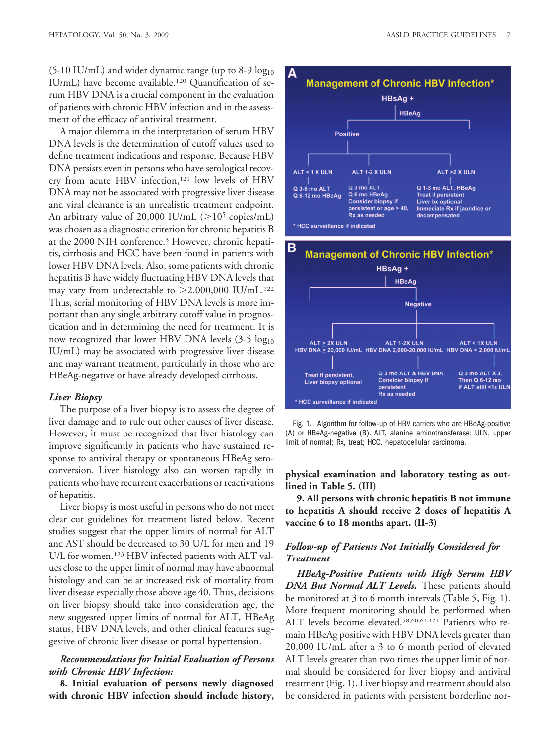(5-10 IU/mL) and wider dynamic range (up to 8-9 $\log_{10}$ IU/mL) have become available.[120] Quantification of serum HBV DNA is a crucial component in the evaluation of patients with chronic HBV infection and in the assessment of the efficacy of antiviral treatment.

A major dilemma in the interpretation of serum HBV DNA levels is the determination of cutoff values used to define treatment indications and response. Because HBV DNA persists even in persons who have serological recovery from acute HBV infection,[121] low levels of HBV DNA may not be associated with progressive liver disease and viral clearance is an unrealistic treatment endpoint. An arbitrary value of 20,000 IU/mL ($>10^5$ copies/mL) was chosen as a diagnostic criterion for chronic hepatitis B at the 2000 NIH conference.[3] However, chronic hepatitis, cirrhosis and HCC have been found in patients with lower HBV DNA levels. Also, some patients with chronic hepatitis B have widely fluctuating HBV DNA levels that may vary from undetectable to >2,000,000 IU/mL.[122] Thus, serial monitoring of HBV DNA levels is more important than any single arbitrary cutoff value in prognostication and in determining the need for treatment. It is now recognized that lower HBV DNA levels (3-5 $\log_{10}$ IU/mL) may be associated with progressive liver disease and may warrant treatment, particularly in those who are HBeAg-negative or have already developed cirrhosis.

### *Liver Biopsy*

The purpose of a liver biopsy is to assess the degree of liver damage and to rule out other causes of liver disease. However, it must be recognized that liver histology can improve significantly in patients who have sustained response to antiviral therapy or spontaneous HBeAg seroconversion. Liver histology also can worsen rapidly in patients who have recurrent exacerbations or reactivations of hepatitis.

Liver biopsy is most useful in persons who do not meet clear cut guidelines for treatment listed below. Recent studies suggest that the upper limits of normal for ALT and AST should be decreased to 30 U/L for men and 19 U/L for women.[123] HBV infected patients with ALT values close to the upper limit of normal may have abnormal histology and can be at increased risk of mortality from liver disease especially those above age 40. Thus, decisions on liver biopsy should take into consideration age, the new suggested upper limits of normal for ALT, HBeAg status, HBV DNA levels, and other clinical features suggestive of chronic liver disease or portal hypertension.

***Recommendations for Initial Evaluation of Persons with Chronic HBV Infection:***

**8. Initial evaluation of persons newly diagnosed with chronic HBV infection should include history, physical examination and laboratory testing as outlined in Table 5. (III)**

**9. All persons with chronic hepatitis B not immune to hepatitis A should receive 2 doses of hepatitis A vaccine 6 to 18 months apart. (II-3)**

**A — Management of Chronic HBV Infection***

HBsAg + → HBeAg → Positive

| ALT < 1 X ULN | ALT 1-2 X ULN | ALT >2 X ULN |
|---|---|---|
| Q 3-6 mo ALT<br>Q 6-12 mo HBeAg | Q 3 mo ALT<br>Q 6 mo HBeAg<br>Consider biopsy if persistent or age > 40, Rx as needed | Q 1-3 mo ALT, HBeAg<br>Treat if persistent<br>Liver bx optional<br>Immediate Rx if jaundice or decompensated |

* HCC surveillance if indicated

**B — Management of Chronic HBV Infection***

HBsAg + → HBeAg → Negative

| ALT ≥ 2X ULN<br>HBV DNA ≥ 20,000 IU/mL | ALT 1-2X ULN<br>HBV DNA 2,000-20,000 IU/mL | ALT < 1X ULN<br>HBV DNA < 2,000 IU/mL |
|---|---|---|
| Treat if persistent,<br>Liver biopsy optional | Q 3 mo ALT & HBV DNA<br>Consider biopsy if persistent<br>Rx as needed | Q 3 mo ALT X 3,<br>Then Q 6-12 mo if ALT still <1x ULN |

* HCC surveillance if indicated

Fig. 1. Algorithm for follow-up of HBV carriers who are HBeAg-positive (A) or HBeAg-negative (B). ALT, alanine aminotransferase; ULN, upper limit of normal; Rx, treat; HCC, hepatocellular carcinoma.

### *Follow-up of Patients Not Initially Considered for Treatment*

***HBeAg-Positive Patients with High Serum HBV DNA But Normal ALT Levels.*** These patients should be monitored at 3 to 6 month intervals (Table 5, Fig. 1). More frequent monitoring should be performed when ALT levels become elevated.[58,60,64,124] Patients who remain HBeAg positive with HBV DNA levels greater than 20,000 IU/mL after a 3 to 6 month period of elevated ALT levels greater than two times the upper limit of normal should be considered for liver biopsy and antiviral treatment (Fig. 1). Liver biopsy and treatment should also be considered in patients with persistent borderline nor-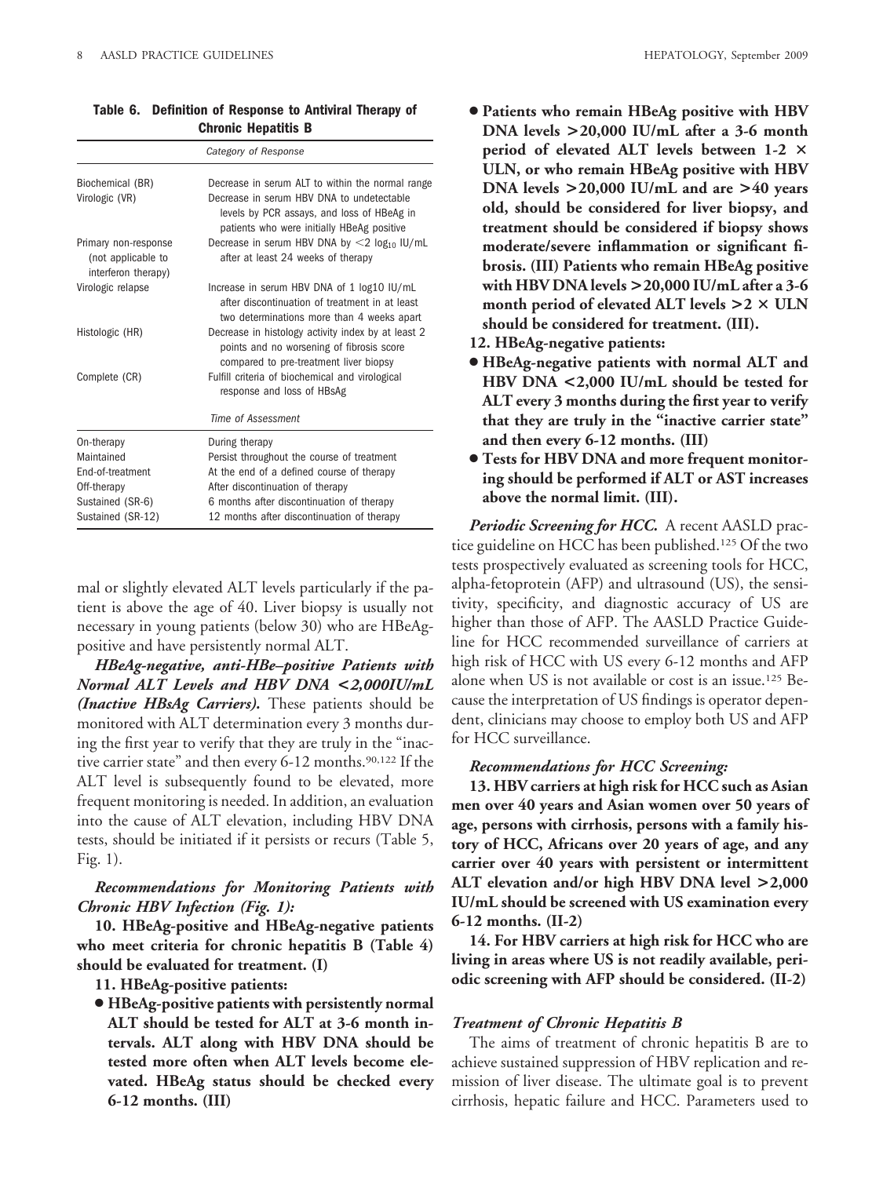**Table 6. Definition of Response to Antiviral Therapy of Chronic Hepatitis B**

| *Category of Response* | |
|---|---|
| Biochemical (BR) | Decrease in serum ALT to within the normal range |
| Virologic (VR) | Decrease in serum HBV DNA to undetectable levels by PCR assays, and loss of HBeAg in patients who were initially HBeAg positive |
| Primary non-response (not applicable to interferon therapy) | Decrease in serum HBV DNA by $<2$ $\log_{10}$ IU/mL after at least 24 weeks of therapy |
| Virologic relapse | Increase in serum HBV DNA of 1 log10 IU/mL after discontinuation of treatment in at least two determinations more than 4 weeks apart |
| Histologic (HR) | Decrease in histology activity index by at least 2 points and no worsening of fibrosis score compared to pre-treatment liver biopsy |
| Complete (CR) | Fulfill criteria of biochemical and virological response and loss of HBsAg |
| *Time of Assessment* | |
| On-therapy | During therapy |
| Maintained | Persist throughout the course of treatment |
| End-of-treatment | At the end of a defined course of therapy |
| Off-therapy | After discontinuation of therapy |
| Sustained (SR-6) | 6 months after discontinuation of therapy |
| Sustained (SR-12) | 12 months after discontinuation of therapy |

mal or slightly elevated ALT levels particularly if the patient is above the age of 40. Liver biopsy is usually not necessary in young patients (below 30) who are HBeAg-positive and have persistently normal ALT.

***HBeAg-negative, anti-HBe–positive Patients with Normal ALT Levels and HBV DNA <2,000IU/mL (Inactive HBsAg Carriers).*** These patients should be monitored with ALT determination every 3 months during the first year to verify that they are truly in the "inactive carrier state" and then every 6-12 months.[90,122] If the ALT level is subsequently found to be elevated, more frequent monitoring is needed. In addition, an evaluation into the cause of ALT elevation, including HBV DNA tests, should be initiated if it persists or recurs (Table 5, Fig. 1).

***Recommendations for Monitoring Patients with Chronic HBV Infection (Fig. 1):***

**10. HBeAg-positive and HBeAg-negative patients who meet criteria for chronic hepatitis B (Table 4) should be evaluated for treatment. (I)**

**11. HBeAg-positive patients:**

- **HBeAg-positive patients with persistently normal ALT should be tested for ALT at 3-6 month intervals. ALT along with HBV DNA should be tested more often when ALT levels become elevated. HBeAg status should be checked every 6-12 months. (III)**
- **Patients who remain HBeAg positive with HBV DNA levels >20,000 IU/mL after a 3-6 month period of elevated ALT levels between 1-2 × ULN, or who remain HBeAg positive with HBV DNA levels >20,000 IU/mL and are >40 years old, should be considered for liver biopsy, and treatment should be considered if biopsy shows moderate/severe inflammation or significant fibrosis. (III) Patients who remain HBeAg positive with HBV DNA levels >20,000 IU/mL after a 3-6 month period of elevated ALT levels >2 × ULN should be considered for treatment. (III).**

**12. HBeAg-negative patients:**

- **HBeAg-negative patients with normal ALT and HBV DNA <2,000 IU/mL should be tested for ALT every 3 months during the first year to verify that they are truly in the "inactive carrier state" and then every 6-12 months. (III)**
- **Tests for HBV DNA and more frequent monitoring should be performed if ALT or AST increases above the normal limit. (III).**

***Periodic Screening for HCC.*** A recent AASLD practice guideline on HCC has been published.[125] Of the two tests prospectively evaluated as screening tools for HCC, alpha-fetoprotein (AFP) and ultrasound (US), the sensitivity, specificity, and diagnostic accuracy of US are higher than those of AFP. The AASLD Practice Guideline for HCC recommended surveillance of carriers at high risk of HCC with US every 6-12 months and AFP alone when US is not available or cost is an issue.[125] Because the interpretation of US findings is operator dependent, clinicians may choose to employ both US and AFP for HCC surveillance.

***Recommendations for HCC Screening:***

**13. HBV carriers at high risk for HCC such as Asian men over 40 years and Asian women over 50 years of age, persons with cirrhosis, persons with a family history of HCC, Africans over 20 years of age, and any carrier over 40 years with persistent or intermittent ALT elevation and/or high HBV DNA level >2,000 IU/mL should be screened with US examination every 6-12 months. (II-2)**

**14. For HBV carriers at high risk for HCC who are living in areas where US is not readily available, periodic screening with AFP should be considered. (II-2)**

### *Treatment of Chronic Hepatitis B*

The aims of treatment of chronic hepatitis B are to achieve sustained suppression of HBV replication and remission of liver disease. The ultimate goal is to prevent cirrhosis, hepatic failure and HCC. Parameters used to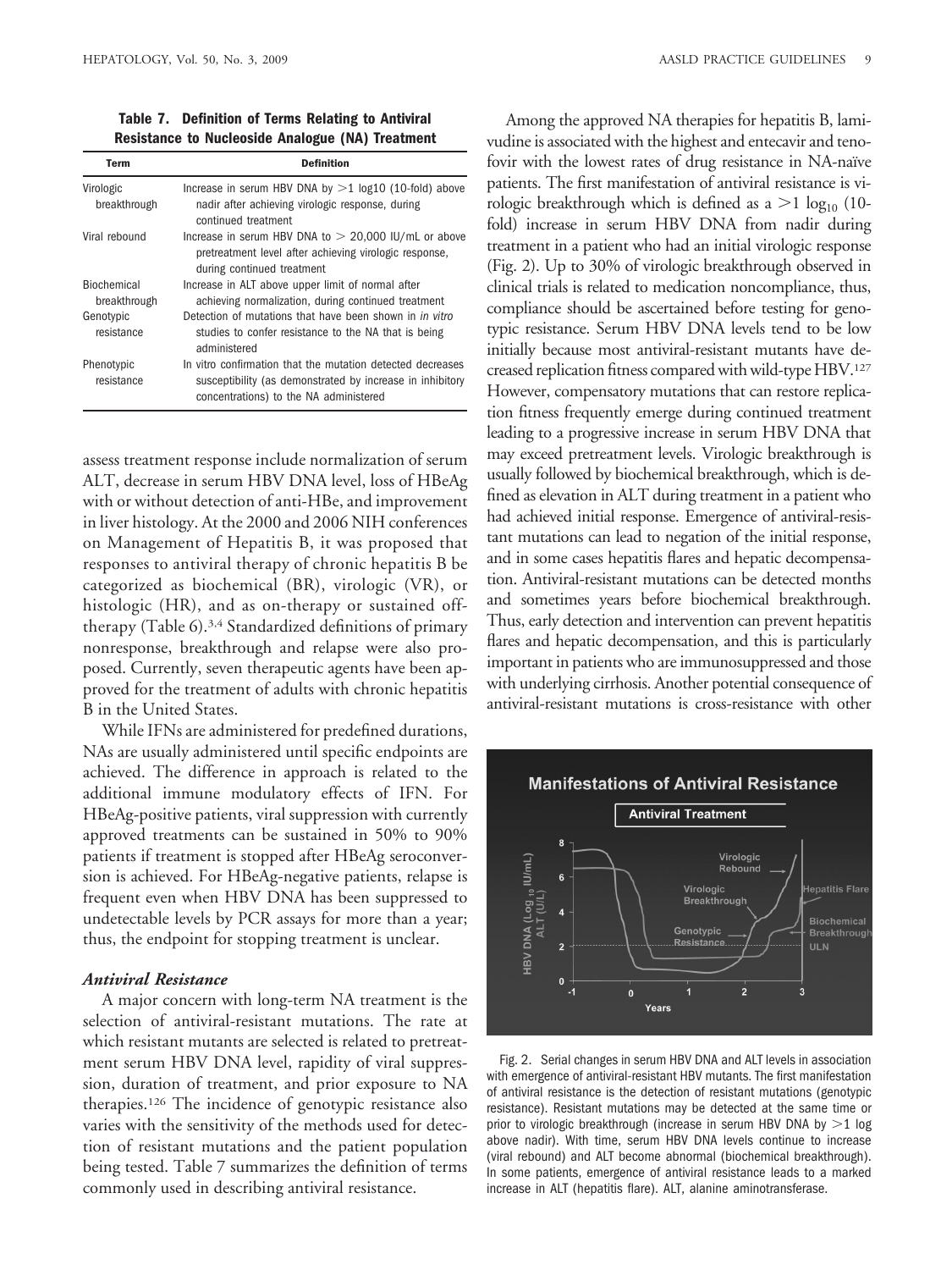**Table 7. Definition of Terms Relating to Antiviral Resistance to Nucleoside Analogue (NA) Treatment**

| Term | Definition |
|---|---|
| Virologic breakthrough | Increase in serum HBV DNA by >1 log10 (10-fold) above nadir after achieving virologic response, during continued treatment |
| Viral rebound | Increase in serum HBV DNA to > 20,000 IU/mL or above pretreatment level after achieving virologic response, during continued treatment |
| Biochemical breakthrough | Increase in ALT above upper limit of normal after achieving normalization, during continued treatment |
| Genotypic resistance | Detection of mutations that have been shown in *in vitro* studies to confer resistance to the NA that is being administered |
| Phenotypic resistance | In vitro confirmation that the mutation detected decreases susceptibility (as demonstrated by increase in inhibitory concentrations) to the NA administered |

assess treatment response include normalization of serum ALT, decrease in serum HBV DNA level, loss of HBeAg with or without detection of anti-HBe, and improvement in liver histology. At the 2000 and 2006 NIH conferences on Management of Hepatitis B, it was proposed that responses to antiviral therapy of chronic hepatitis B be categorized as biochemical (BR), virologic (VR), or histologic (HR), and as on-therapy or sustained off-therapy (Table 6).[3,4] Standardized definitions of primary nonresponse, breakthrough and relapse were also proposed. Currently, seven therapeutic agents have been approved for the treatment of adults with chronic hepatitis B in the United States.

While IFNs are administered for predefined durations, NAs are usually administered until specific endpoints are achieved. The difference in approach is related to the additional immune modulatory effects of IFN. For HBeAg-positive patients, viral suppression with currently approved treatments can be sustained in 50% to 90% patients if treatment is stopped after HBeAg seroconversion is achieved. For HBeAg-negative patients, relapse is frequent even when HBV DNA has been suppressed to undetectable levels by PCR assays for more than a year; thus, the endpoint for stopping treatment is unclear.

### *Antiviral Resistance*

A major concern with long-term NA treatment is the selection of antiviral-resistant mutations. The rate at which resistant mutants are selected is related to pretreatment serum HBV DNA level, rapidity of viral suppression, duration of treatment, and prior exposure to NA therapies.[126] The incidence of genotypic resistance also varies with the sensitivity of the methods used for detection of resistant mutations and the patient population being tested. Table 7 summarizes the definition of terms commonly used in describing antiviral resistance.

Among the approved NA therapies for hepatitis B, lamivudine is associated with the highest and entecavir and tenofovir with the lowest rates of drug resistance in NA-naïve patients. The first manifestation of antiviral resistance is virologic breakthrough which is defined as a $>1 \log_{10}$ (10-fold) increase in serum HBV DNA from nadir during treatment in a patient who had an initial virologic response (Fig. 2). Up to 30% of virologic breakthrough observed in clinical trials is related to medication noncompliance, thus, compliance should be ascertained before testing for genotypic resistance. Serum HBV DNA levels tend to be low initially because most antiviral-resistant mutants have decreased replication fitness compared with wild-type HBV.[127] However, compensatory mutations that can restore replication fitness frequently emerge during continued treatment leading to a progressive increase in serum HBV DNA that may exceed pretreatment levels. Virologic breakthrough is usually followed by biochemical breakthrough, which is defined as elevation in ALT during treatment in a patient who had achieved initial response. Emergence of antiviral-resistant mutations can lead to negation of the initial response, and in some cases hepatitis flares and hepatic decompensation. Antiviral-resistant mutations can be detected months and sometimes years before biochemical breakthrough. Thus, early detection and intervention can prevent hepatitis flares and hepatic decompensation, and this is particularly important in patients who are immunosuppressed and those with underlying cirrhosis. Another potential consequence of antiviral-resistant mutations is cross-resistance with other

Manifestations of Antiviral Resistance
Antiviral Treatment
HBV DNA (Log 10 IU/mL)
ALT (U/L)
8
6
4
2
0
-1
0
1
2
3
Years
Virologic Rebound
Virologic Breakthrough
Genotypic Resistance
Hepatitis Flare
Biochemical Breakthrough
ULN

Fig. 2. Serial changes in serum HBV DNA and ALT levels in association with emergence of antiviral-resistant HBV mutants. The first manifestation of antiviral resistance is the detection of resistant mutations (genotypic resistance). Resistant mutations may be detected at the same time or prior to virologic breakthrough (increase in serum HBV DNA by >1 log above nadir). With time, serum HBV DNA levels continue to increase (viral rebound) and ALT become abnormal (biochemical breakthrough). In some patients, emergence of antiviral resistance leads to a marked increase in ALT (hepatitis flare). ALT, alanine aminotransferase.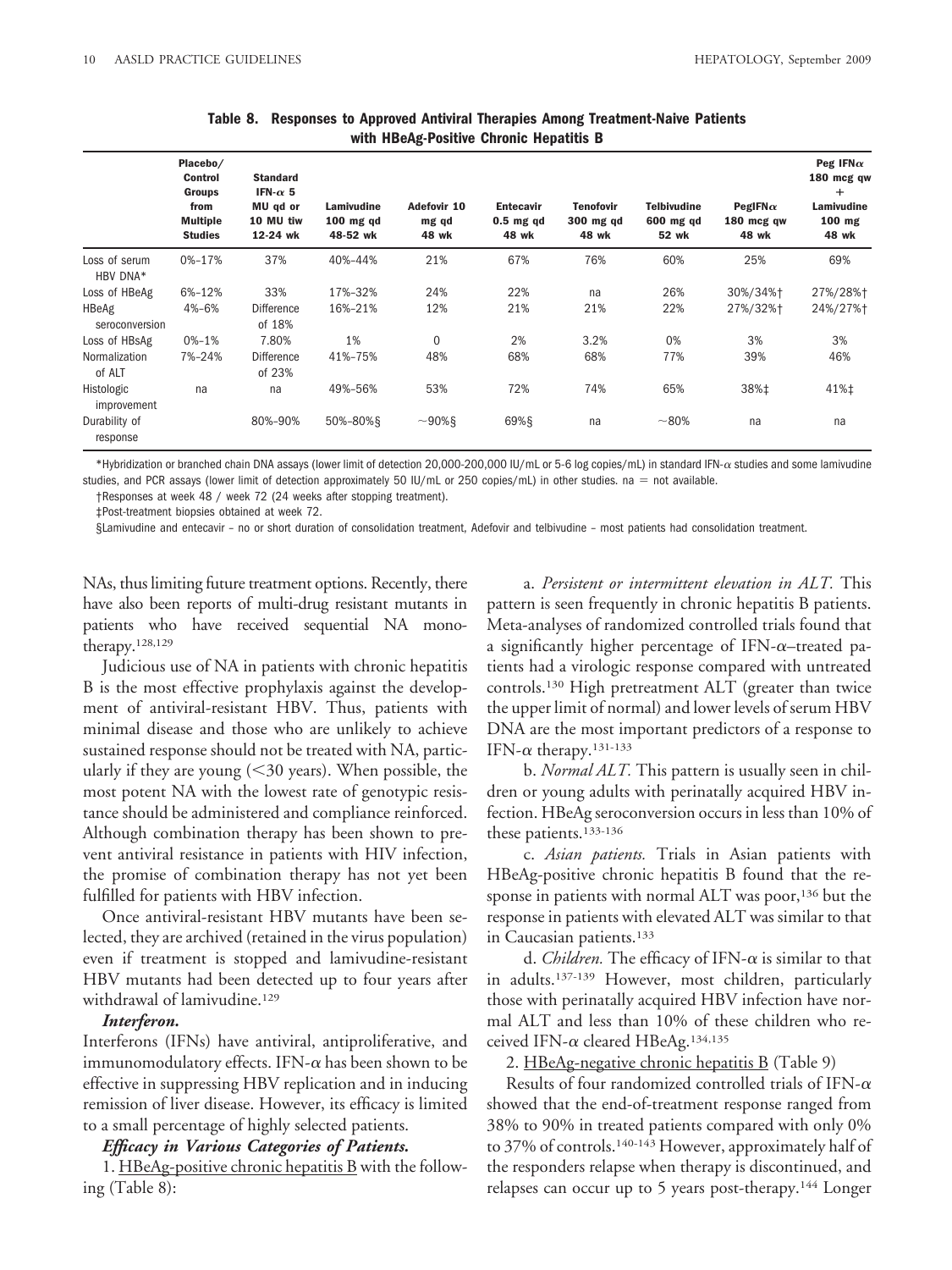**Table 8. Responses to Approved Antiviral Therapies Among Treatment-Naive Patients with HBeAg-Positive Chronic Hepatitis B**

| | Placebo/ Control Groups from Multiple Studies | Standard IFN-α 5 MU qd or 10 MU tiw 12-24 wk | Lamivudine 100 mg qd 48-52 wk | Adefovir 10 mg qd 48 wk | Entecavir 0.5 mg qd 48 wk | Tenofovir 300 mg qd 48 wk | Telbivudine 600 mg qd 52 wk | PegIFNα 180 mcg qw 48 wk | Peg IFNα 180 mcg qw + Lamivudine 100 mg 48 wk |
|---|---|---|---|---|---|---|---|---|---|
| Loss of serum HBV DNA* | 0%–17% | 37% | 40%–44% | 21% | 67% | 76% | 60% | 25% | 69% |
| Loss of HBeAg | 6%–12% | 33% | 17%–32% | 24% | 22% | na | 26% | 30%/34%† | 27%/28%† |
| HBeAg seroconversion | 4%–6% | Difference of 18% | 16%–21% | 12% | 21% | 21% | 22% | 27%/32%† | 24%/27%† |
| Loss of HBsAg | 0%–1% | 7.80% | 1% | 0 | 2% | 3.2% | 0% | 3% | 3% |
| Normalization of ALT | 7%–24% | Difference of 23% | 41%–75% | 48% | 68% | 68% | 77% | 39% | 46% |
| Histologic improvement | na | na | 49%–56% | 53% | 72% | 74% | 65% | 38%‡ | 41%‡ |
| Durability of response | | 80%–90% | 50%–80%§ | ~90%§ | 69%§ | na | ~80% | na | na |

*Hybridization or branched chain DNA assays (lower limit of detection 20,000-200,000 IU/mL or 5-6 log copies/mL) in standard IFN-α studies and some lamivudine studies, and PCR assays (lower limit of detection approximately 50 IU/mL or 250 copies/mL) in other studies. na = not available.

†Responses at week 48 / week 72 (24 weeks after stopping treatment).

‡Post-treatment biopsies obtained at week 72.

§Lamivudine and entecavir – no or short duration of consolidation treatment, Adefovir and telbivudine – most patients had consolidation treatment.

NAs, thus limiting future treatment options. Recently, there have also been reports of multi-drug resistant mutants in patients who have received sequential NA monotherapy.[128,129]

Judicious use of NA in patients with chronic hepatitis B is the most effective prophylaxis against the development of antiviral-resistant HBV. Thus, patients with minimal disease and those who are unlikely to achieve sustained response should not be treated with NA, particularly if they are young (<30 years). When possible, the most potent NA with the lowest rate of genotypic resistance should be administered and compliance reinforced. Although combination therapy has been shown to prevent antiviral resistance in patients with HIV infection, the promise of combination therapy has not yet been fulfilled for patients with HBV infection.

Once antiviral-resistant HBV mutants have been selected, they are archived (retained in the virus population) even if treatment is stopped and lamivudine-resistant HBV mutants had been detected up to four years after withdrawal of lamivudine.[129]

***Interferon.***

Interferons (IFNs) have antiviral, antiproliferative, and immunomodulatory effects. IFN-α has been shown to be effective in suppressing HBV replication and in inducing remission of liver disease. However, its efficacy is limited to a small percentage of highly selected patients.

***Efficacy in Various Categories of Patients.***

1. HBeAg-positive chronic hepatitis B with the following (Table 8):

a. *Persistent or intermittent elevation in ALT.* This pattern is seen frequently in chronic hepatitis B patients. Meta-analyses of randomized controlled trials found that a significantly higher percentage of IFN-α–treated patients had a virologic response compared with untreated controls.[130] High pretreatment ALT (greater than twice the upper limit of normal) and lower levels of serum HBV DNA are the most important predictors of a response to IFN-α therapy.[131-133]

b. *Normal ALT.* This pattern is usually seen in children or young adults with perinatally acquired HBV infection. HBeAg seroconversion occurs in less than 10% of these patients.[133-136]

c. *Asian patients.* Trials in Asian patients with HBeAg-positive chronic hepatitis B found that the response in patients with normal ALT was poor,[136] but the response in patients with elevated ALT was similar to that in Caucasian patients.[133]

d. *Children.* The efficacy of IFN-α is similar to that in adults.[137-139] However, most children, particularly those with perinatally acquired HBV infection have normal ALT and less than 10% of these children who received IFN-α cleared HBeAg.[134,135]

2. HBeAg-negative chronic hepatitis B (Table 9)

Results of four randomized controlled trials of IFN-α showed that the end-of-treatment response ranged from 38% to 90% in treated patients compared with only 0% to 37% of controls.[140-143] However, approximately half of the responders relapse when therapy is discontinued, and relapses can occur up to 5 years post-therapy.[144] Longer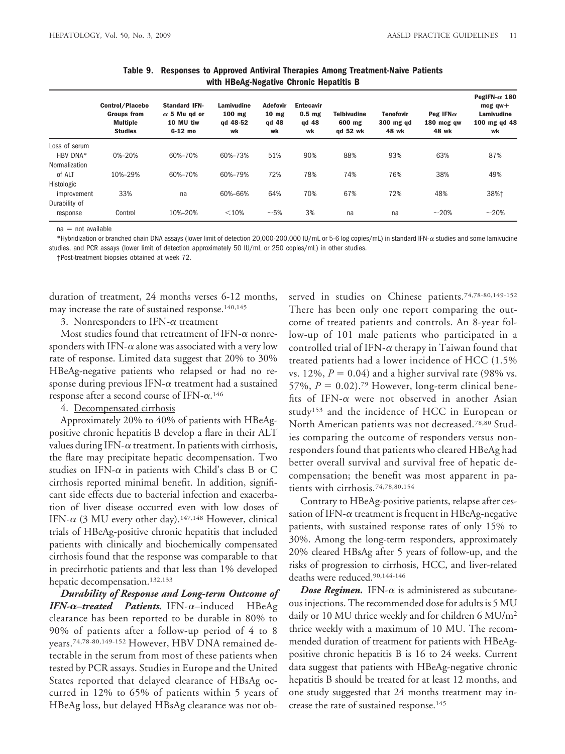**Table 9. Responses to Approved Antiviral Therapies Among Treatment-Naive Patients with HBeAg-Negative Chronic Hepatitis B**

| | Control/Placebo Groups from Multiple Studies | Standard IFN-α 5 Mu qd or 10 MU tiw 6-12 mo | Lamivudine 100 mg qd 48-52 wk | Adefovir 10 mg qd 48 wk | Entecavir 0.5 mg qd 48 wk | Telbivudine 600 mg qd 52 wk | Tenofovir 300 mg qd 48 wk | Peg IFNα 180 mcg qw 48 wk | PegIFN-α 180 mcg qw+ Lamivudine 100 mg qd 48 wk |
|---|---|---|---|---|---|---|---|---|---|
| Loss of serum HBV DNA* | 0%–20% | 60%–70% | 60%–73% | 51% | 90% | 88% | 93% | 63% | 87% |
| Normalization of ALT | 10%–29% | 60%–70% | 60%–79% | 72% | 78% | 74% | 76% | 38% | 49% |
| Histologic improvement | 33% | na | 60%–66% | 64% | 70% | 67% | 72% | 48% | 38%† |
| Durability of response | Control | 10%–20% | <10% | ~5% | 3% | na | na | ~20% | ~20% |

na = not available

*Hybridization or branched chain DNA assays (lower limit of detection 20,000-200,000 IU/mL or 5-6 log copies/mL) in standard IFN-α studies and some lamivudine studies, and PCR assays (lower limit of detection approximately 50 IU/mL or 250 copies/mL) in other studies.

†Post-treatment biopsies obtained at week 72.

duration of treatment, 24 months verses 6-12 months, may increase the rate of sustained response.[140,145]

3. Nonresponders to IFN-α treatment

Most studies found that retreatment of IFN-α nonresponders with IFN-α alone was associated with a very low rate of response. Limited data suggest that 20% to 30% HBeAg-negative patients who relapsed or had no response during previous IFN-α treatment had a sustained response after a second course of IFN-α.[146]

4. Decompensated cirrhosis

Approximately 20% to 40% of patients with HBeAg-positive chronic hepatitis B develop a flare in their ALT values during IFN-α treatment. In patients with cirrhosis, the flare may precipitate hepatic decompensation. Two studies on IFN-α in patients with Child's class B or C cirrhosis reported minimal benefit. In addition, significant side effects due to bacterial infection and exacerbation of liver disease occurred even with low doses of IFN-α (3 MU every other day).[147,148] However, clinical trials of HBeAg-positive chronic hepatitis that included patients with clinically and biochemically compensated cirrhosis found that the response was comparable to that in precirrhotic patients and that less than 1% developed hepatic decompensation.[132,133]

***Durability of Response and Long-term Outcome of IFN-α–treated Patients.*** IFN-α–induced HBeAg clearance has been reported to be durable in 80% to 90% of patients after a follow-up period of 4 to 8 years.[74,78-80,149-152] However, HBV DNA remained detectable in the serum from most of these patients when tested by PCR assays. Studies in Europe and the United States reported that delayed clearance of HBsAg occurred in 12% to 65% of patients within 5 years of HBeAg loss, but delayed HBsAg clearance was not observed in studies on Chinese patients.[74,78-80,149-152] There has been only one report comparing the outcome of treated patients and controls. An 8-year follow-up of 101 male patients who participated in a controlled trial of IFN-α therapy in Taiwan found that treated patients had a lower incidence of HCC (1.5% vs. 12%, $P = 0.04$) and a higher survival rate (98% vs. 57%, $P = 0.02$).[79] However, long-term clinical benefits of IFN-α were not observed in another Asian study[153] and the incidence of HCC in European or North American patients was not decreased.[78,80] Studies comparing the outcome of responders versus nonresponders found that patients who cleared HBeAg had better overall survival and survival free of hepatic decompensation; the benefit was most apparent in patients with cirrhosis.[74,78,80,154]

Contrary to HBeAg-positive patients, relapse after cessation of IFN-α treatment is frequent in HBeAg-negative patients, with sustained response rates of only 15% to 30%. Among the long-term responders, approximately 20% cleared HBsAg after 5 years of follow-up, and the risks of progression to cirrhosis, HCC, and liver-related deaths were reduced.[90,144-146]

***Dose Regimen.*** IFN-α is administered as subcutaneous injections. The recommended dose for adults is 5 MU daily or 10 MU thrice weekly and for children 6 MU/m$^2$ thrice weekly with a maximum of 10 MU. The recommended duration of treatment for patients with HBeAg-positive chronic hepatitis B is 16 to 24 weeks. Current data suggest that patients with HBeAg-negative chronic hepatitis B should be treated for at least 12 months, and one study suggested that 24 months treatment may increase the rate of sustained response.[145]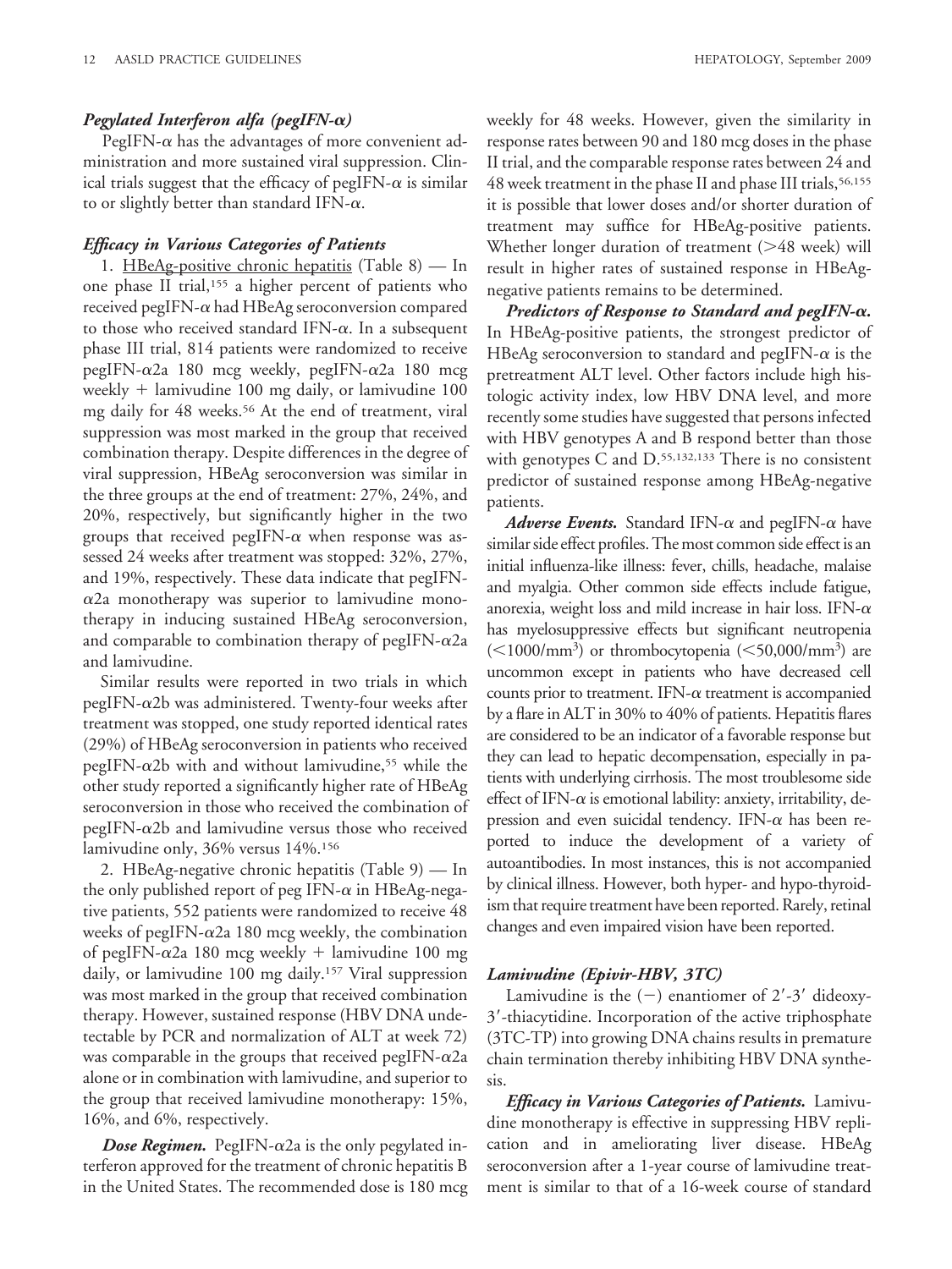### *Pegylated Interferon alfa (pegIFN-α)*

PegIFN-α has the advantages of more convenient administration and more sustained viral suppression. Clinical trials suggest that the efficacy of pegIFN-α is similar to or slightly better than standard IFN-α.

### *Efficacy in Various Categories of Patients*

1. HBeAg-positive chronic hepatitis (Table 8) — In one phase II trial,[155] a higher percent of patients who received pegIFN-α had HBeAg seroconversion compared to those who received standard IFN-α. In a subsequent phase III trial, 814 patients were randomized to receive pegIFN-α2a 180 mcg weekly, pegIFN-α2a 180 mcg weekly + lamivudine 100 mg daily, or lamivudine 100 mg daily for 48 weeks.[56] At the end of treatment, viral suppression was most marked in the group that received combination therapy. Despite differences in the degree of viral suppression, HBeAg seroconversion was similar in the three groups at the end of treatment: 27%, 24%, and 20%, respectively, but significantly higher in the two groups that received pegIFN-α when response was assessed 24 weeks after treatment was stopped: 32%, 27%, and 19%, respectively. These data indicate that pegIFN-α2a monotherapy was superior to lamivudine monotherapy in inducing sustained HBeAg seroconversion, and comparable to combination therapy of pegIFN-α2a and lamivudine.

Similar results were reported in two trials in which pegIFN-α2b was administered. Twenty-four weeks after treatment was stopped, one study reported identical rates (29%) of HBeAg seroconversion in patients who received pegIFN-α2b with and without lamivudine,[55] while the other study reported a significantly higher rate of HBeAg seroconversion in those who received the combination of pegIFN-α2b and lamivudine versus those who received lamivudine only, 36% versus 14%.[156]

2. HBeAg-negative chronic hepatitis (Table 9) — In the only published report of peg IFN-α in HBeAg-negative patients, 552 patients were randomized to receive 48 weeks of pegIFN-α2a 180 mcg weekly, the combination of pegIFN-α2a 180 mcg weekly + lamivudine 100 mg daily, or lamivudine 100 mg daily.[157] Viral suppression was most marked in the group that received combination therapy. However, sustained response (HBV DNA undetectable by PCR and normalization of ALT at week 72) was comparable in the groups that received pegIFN-α2a alone or in combination with lamivudine, and superior to the group that received lamivudine monotherapy: 15%, 16%, and 6%, respectively.

***Dose Regimen.*** PegIFN-α2a is the only pegylated interferon approved for the treatment of chronic hepatitis B in the United States. The recommended dose is 180 mcg weekly for 48 weeks. However, given the similarity in response rates between 90 and 180 mcg doses in the phase II trial, and the comparable response rates between 24 and 48 week treatment in the phase II and phase III trials,[56,155] it is possible that lower doses and/or shorter duration of treatment may suffice for HBeAg-positive patients. Whether longer duration of treatment (>48 week) will result in higher rates of sustained response in HBeAg-negative patients remains to be determined.

***Predictors of Response to Standard and pegIFN-α.*** In HBeAg-positive patients, the strongest predictor of HBeAg seroconversion to standard and pegIFN-α is the pretreatment ALT level. Other factors include high histologic activity index, low HBV DNA level, and more recently some studies have suggested that persons infected with HBV genotypes A and B respond better than those with genotypes C and D.[55,132,133] There is no consistent predictor of sustained response among HBeAg-negative patients.

***Adverse Events.*** Standard IFN-α and pegIFN-α have similar side effect profiles. The most common side effect is an initial influenza-like illness: fever, chills, headache, malaise and myalgia. Other common side effects include fatigue, anorexia, weight loss and mild increase in hair loss. IFN-α has myelosuppressive effects but significant neutropenia ($<1000/mm^3$) or thrombocytopenia ($<50{,}000/mm^3$) are uncommon except in patients who have decreased cell counts prior to treatment. IFN-α treatment is accompanied by a flare in ALT in 30% to 40% of patients. Hepatitis flares are considered to be an indicator of a favorable response but they can lead to hepatic decompensation, especially in patients with underlying cirrhosis. The most troublesome side effect of IFN-α is emotional lability: anxiety, irritability, depression and even suicidal tendency. IFN-α has been reported to induce the development of a variety of autoantibodies. In most instances, this is not accompanied by clinical illness. However, both hyper- and hypo-thyroidism that require treatment have been reported. Rarely, retinal changes and even impaired vision have been reported.

### *Lamivudine (Epivir-HBV, 3TC)*

Lamivudine is the (−) enantiomer of 2′-3′ dideoxy-3′-thiacytidine. Incorporation of the active triphosphate (3TC-TP) into growing DNA chains results in premature chain termination thereby inhibiting HBV DNA synthesis.

***Efficacy in Various Categories of Patients.*** Lamivudine monotherapy is effective in suppressing HBV replication and in ameliorating liver disease. HBeAg seroconversion after a 1-year course of lamivudine treatment is similar to that of a 16-week course of standard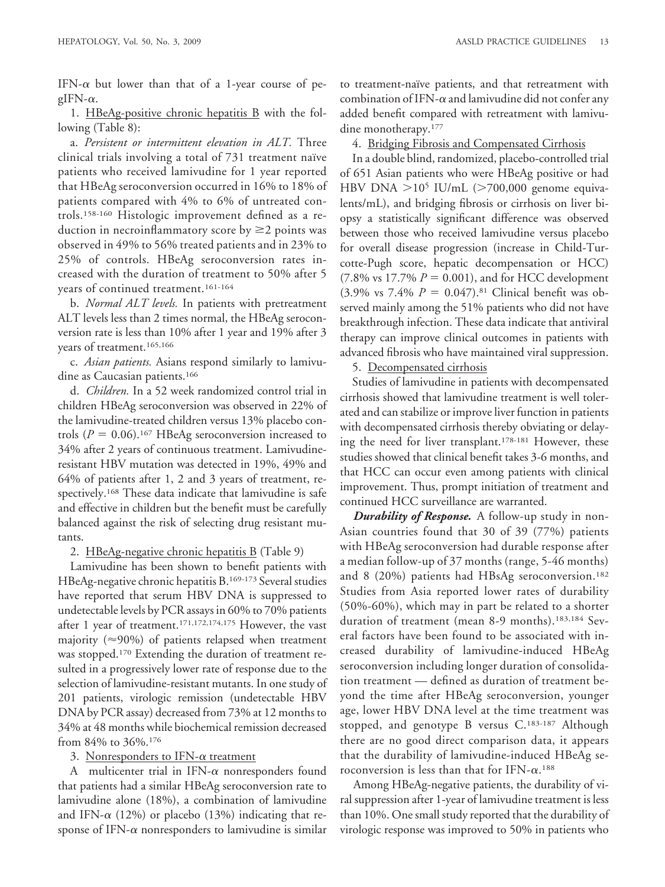IFN-α but lower than that of a 1-year course of pegIFN-α.

1. <u>HBeAg-positive chronic hepatitis B</u> with the following (Table 8):

a. *Persistent or intermittent elevation in ALT.* Three clinical trials involving a total of 731 treatment naïve patients who received lamivudine for 1 year reported that HBeAg seroconversion occurred in 16% to 18% of patients compared with 4% to 6% of untreated controls.[158-160] Histologic improvement defined as a reduction in necroinflammatory score by ≥2 points was observed in 49% to 56% treated patients and in 23% to 25% of controls. HBeAg seroconversion rates increased with the duration of treatment to 50% after 5 years of continued treatment.[161-164]

b. *Normal ALT levels.* In patients with pretreatment ALT levels less than 2 times normal, the HBeAg seroconversion rate is less than 10% after 1 year and 19% after 3 years of treatment.[165,166]

c. *Asian patients.* Asians respond similarly to lamivudine as Caucasian patients.[166]

d. *Children.* In a 52 week randomized control trial in children HBeAg seroconversion was observed in 22% of the lamivudine-treated children versus 13% placebo controls ($P = 0.06$).[167] HBeAg seroconversion increased to 34% after 2 years of continuous treatment. Lamivudine-resistant HBV mutation was detected in 19%, 49% and 64% of patients after 1, 2 and 3 years of treatment, respectively.[168] These data indicate that lamivudine is safe and effective in children but the benefit must be carefully balanced against the risk of selecting drug resistant mutants.

2. <u>HBeAg-negative chronic hepatitis B</u> (Table 9)

Lamivudine has been shown to benefit patients with HBeAg-negative chronic hepatitis B.[169-173] Several studies have reported that serum HBV DNA is suppressed to undetectable levels by PCR assays in 60% to 70% patients after 1 year of treatment.[171,172,174,175] However, the vast majority (≈90%) of patients relapsed when treatment was stopped.[170] Extending the duration of treatment resulted in a progressively lower rate of response due to the selection of lamivudine-resistant mutants. In one study of 201 patients, virologic remission (undetectable HBV DNA by PCR assay) decreased from 73% at 12 months to 34% at 48 months while biochemical remission decreased from 84% to 36%.[176]

3. <u>Nonresponders to IFN-α treatment</u>

A multicenter trial in IFN-α nonresponders found that patients had a similar HBeAg seroconversion rate to lamivudine alone (18%), a combination of lamivudine and IFN-α (12%) or placebo (13%) indicating that response of IFN-α nonresponders to lamivudine is similar to treatment-naïve patients, and that retreatment with combination of IFN-α and lamivudine did not confer any added benefit compared with retreatment with lamivudine monotherapy.[177]

4. <u>Bridging Fibrosis and Compensated Cirrhosis</u>

In a double blind, randomized, placebo-controlled trial of 651 Asian patients who were HBeAg positive or had HBV DNA $>10^5$ IU/mL (>700,000 genome equivalents/mL), and bridging fibrosis or cirrhosis on liver biopsy a statistically significant difference was observed between those who received lamivudine versus placebo for overall disease progression (increase in Child-Turcotte-Pugh score, hepatic decompensation or HCC) (7.8% vs 17.7% $P = 0.001$), and for HCC development (3.9% vs 7.4% $P = 0.047$).[81] Clinical benefit was observed mainly among the 51% patients who did not have breakthrough infection. These data indicate that antiviral therapy can improve clinical outcomes in patients with advanced fibrosis who have maintained viral suppression.

5. <u>Decompensated cirrhosis</u>

Studies of lamivudine in patients with decompensated cirrhosis showed that lamivudine treatment is well tolerated and can stabilize or improve liver function in patients with decompensated cirrhosis thereby obviating or delaying the need for liver transplant.[178-181] However, these studies showed that clinical benefit takes 3-6 months, and that HCC can occur even among patients with clinical improvement. Thus, prompt initiation of treatment and continued HCC surveillance are warranted.

***Durability of Response.*** A follow-up study in non-Asian countries found that 30 of 39 (77%) patients with HBeAg seroconversion had durable response after a median follow-up of 37 months (range, 5-46 months) and 8 (20%) patients had HBsAg seroconversion.[182] Studies from Asia reported lower rates of durability (50%-60%), which may in part be related to a shorter duration of treatment (mean 8-9 months).[183,184] Several factors have been found to be associated with increased durability of lamivudine-induced HBeAg seroconversion including longer duration of consolidation treatment — defined as duration of treatment beyond the time after HBeAg seroconversion, younger age, lower HBV DNA level at the time treatment was stopped, and genotype B versus C.[183-187] Although there are no good direct comparison data, it appears that the durability of lamivudine-induced HBeAg seroconversion is less than that for IFN-α.[188]

Among HBeAg-negative patients, the durability of viral suppression after 1-year of lamivudine treatment is less than 10%. One small study reported that the durability of virologic response was improved to 50% in patients who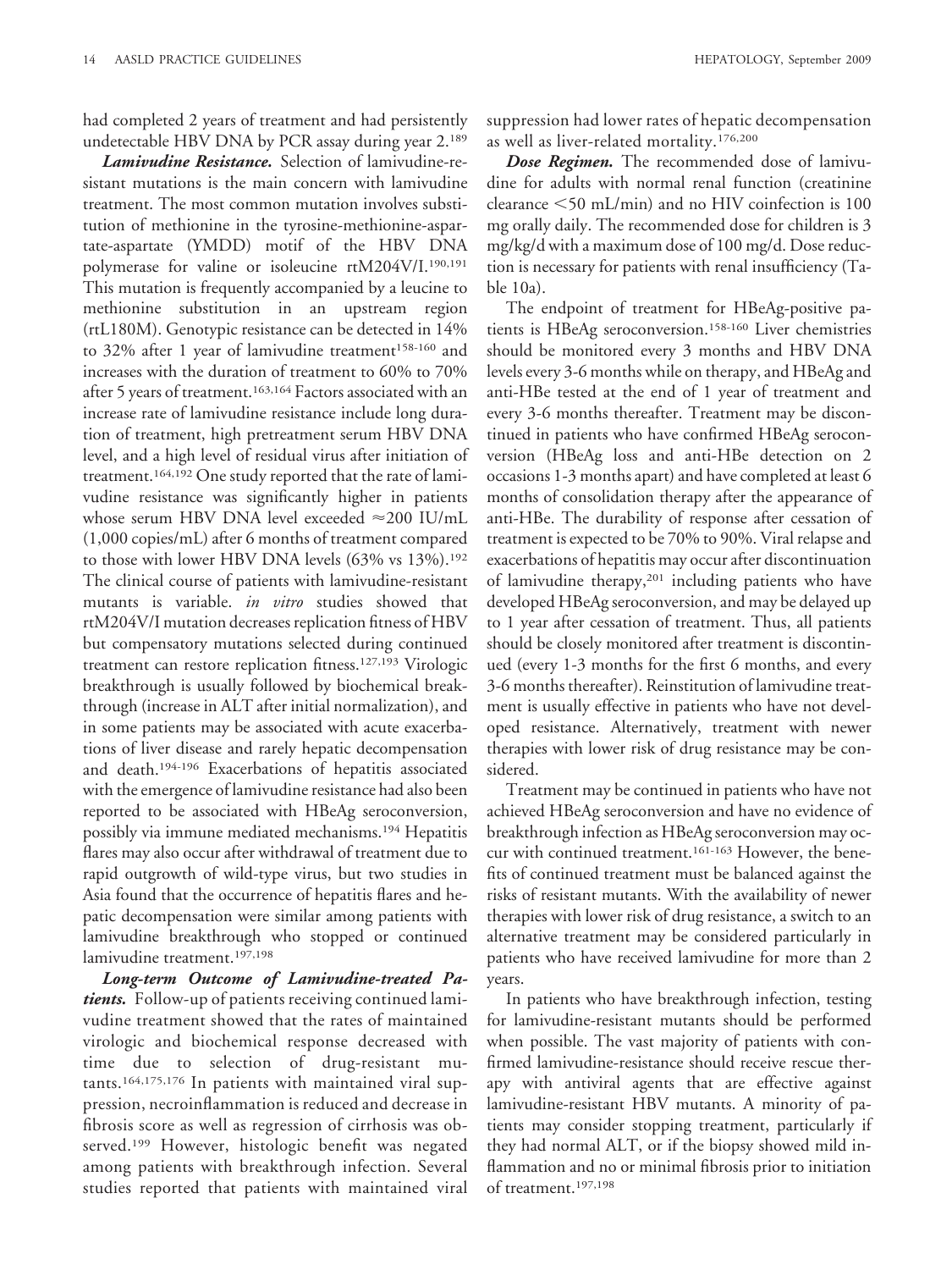had completed 2 years of treatment and had persistently undetectable HBV DNA by PCR assay during year 2.[189]

***Lamivudine Resistance.*** Selection of lamivudine-resistant mutations is the main concern with lamivudine treatment. The most common mutation involves substitution of methionine in the tyrosine-methionine-aspartate-aspartate (YMDD) motif of the HBV DNA polymerase for valine or isoleucine rtM204V/I.[190,191] This mutation is frequently accompanied by a leucine to methionine substitution in an upstream region (rtL180M). Genotypic resistance can be detected in 14% to 32% after 1 year of lamivudine treatment[158-160] and increases with the duration of treatment to 60% to 70% after 5 years of treatment.[163,164] Factors associated with an increase rate of lamivudine resistance include long duration of treatment, high pretreatment serum HBV DNA level, and a high level of residual virus after initiation of treatment.[164,192] One study reported that the rate of lamivudine resistance was significantly higher in patients whose serum HBV DNA level exceeded ≈200 IU/mL (1,000 copies/mL) after 6 months of treatment compared to those with lower HBV DNA levels (63% vs 13%).[192] The clinical course of patients with lamivudine-resistant mutants is variable. *in vitro* studies showed that rtM204V/I mutation decreases replication fitness of HBV but compensatory mutations selected during continued treatment can restore replication fitness.[127,193] Virologic breakthrough is usually followed by biochemical breakthrough (increase in ALT after initial normalization), and in some patients may be associated with acute exacerbations of liver disease and rarely hepatic decompensation and death.[194-196] Exacerbations of hepatitis associated with the emergence of lamivudine resistance had also been reported to be associated with HBeAg seroconversion, possibly via immune mediated mechanisms.[194] Hepatitis flares may also occur after withdrawal of treatment due to rapid outgrowth of wild-type virus, but two studies in Asia found that the occurrence of hepatitis flares and hepatic decompensation were similar among patients with lamivudine breakthrough who stopped or continued lamivudine treatment.[197,198]

***Long-term Outcome of Lamivudine-treated Patients.*** Follow-up of patients receiving continued lamivudine treatment showed that the rates of maintained virologic and biochemical response decreased with time due to selection of drug-resistant mutants.[164,175,176] In patients with maintained viral suppression, necroinflammation is reduced and decrease in fibrosis score as well as regression of cirrhosis was observed.[199] However, histologic benefit was negated among patients with breakthrough infection. Several studies reported that patients with maintained viral suppression had lower rates of hepatic decompensation as well as liver-related mortality.[176,200]

***Dose Regimen.*** The recommended dose of lamivudine for adults with normal renal function (creatinine clearance <50 mL/min) and no HIV coinfection is 100 mg orally daily. The recommended dose for children is 3 mg/kg/d with a maximum dose of 100 mg/d. Dose reduction is necessary for patients with renal insufficiency (Table 10a).

The endpoint of treatment for HBeAg-positive patients is HBeAg seroconversion.[158-160] Liver chemistries should be monitored every 3 months and HBV DNA levels every 3-6 months while on therapy, and HBeAg and anti-HBe tested at the end of 1 year of treatment and every 3-6 months thereafter. Treatment may be discontinued in patients who have confirmed HBeAg seroconversion (HBeAg loss and anti-HBe detection on 2 occasions 1-3 months apart) and have completed at least 6 months of consolidation therapy after the appearance of anti-HBe. The durability of response after cessation of treatment is expected to be 70% to 90%. Viral relapse and exacerbations of hepatitis may occur after discontinuation of lamivudine therapy,[201] including patients who have developed HBeAg seroconversion, and may be delayed up to 1 year after cessation of treatment. Thus, all patients should be closely monitored after treatment is discontinued (every 1-3 months for the first 6 months, and every 3-6 months thereafter). Reinstitution of lamivudine treatment is usually effective in patients who have not developed resistance. Alternatively, treatment with newer therapies with lower risk of drug resistance may be considered.

Treatment may be continued in patients who have not achieved HBeAg seroconversion and have no evidence of breakthrough infection as HBeAg seroconversion may occur with continued treatment.[161-163] However, the benefits of continued treatment must be balanced against the risks of resistant mutants. With the availability of newer therapies with lower risk of drug resistance, a switch to an alternative treatment may be considered particularly in patients who have received lamivudine for more than 2 years.

In patients who have breakthrough infection, testing for lamivudine-resistant mutants should be performed when possible. The vast majority of patients with confirmed lamivudine-resistance should receive rescue therapy with antiviral agents that are effective against lamivudine-resistant HBV mutants. A minority of patients may consider stopping treatment, particularly if they had normal ALT, or if the biopsy showed mild inflammation and no or minimal fibrosis prior to initiation of treatment.[197,198]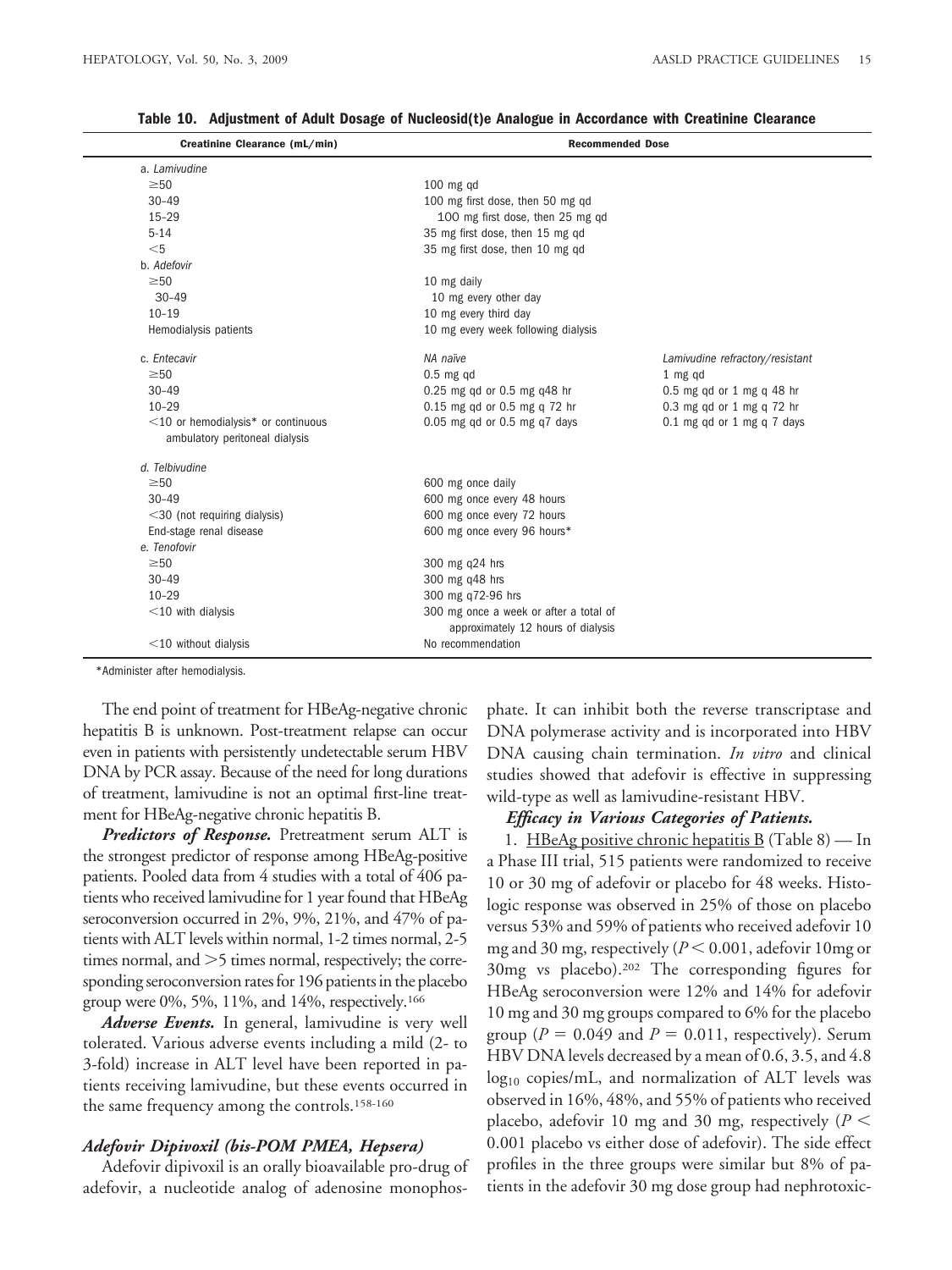**Table 10. Adjustment of Adult Dosage of Nucleosid(t)e Analogue in Accordance with Creatinine Clearance**

| Creatinine Clearance (mL/min) | Recommended Dose | |
|---|---|---|
| *a. Lamivudine* | | |
| ≥50 | 100 mg qd | |
| 30–49 | 100 mg first dose, then 50 mg qd | |
| 15–29 | 100 mg first dose, then 25 mg qd | |
| 5–14 | 35 mg first dose, then 15 mg qd | |
| <5 | 35 mg first dose, then 10 mg qd | |
| *b. Adefovir* | | |
| ≥50 | 10 mg daily | |
| 30–49 | 10 mg every other day | |
| 10–19 | 10 mg every third day | |
| Hemodialysis patients | 10 mg every week following dialysis | |
| *c. Entecavir* | *NA naïve* | *Lamivudine refractory/resistant* |
| ≥50 | 0.5 mg qd | 1 mg qd |
| 30–49 | 0.25 mg qd or 0.5 mg q48 hr | 0.5 mg qd or 1 mg q 48 hr |
| 10–29 | 0.15 mg qd or 0.5 mg q 72 hr | 0.3 mg qd or 1 mg q 72 hr |
| <10 or hemodialysis* or continuous ambulatory peritoneal dialysis | 0.05 mg qd or 0.5 mg q7 days | 0.1 mg qd or 1 mg q 7 days |
| *d. Telbivudine* | | |
| ≥50 | 600 mg once daily | |
| 30–49 | 600 mg once every 48 hours | |
| <30 (not requiring dialysis) | 600 mg once every 72 hours | |
| End-stage renal disease | 600 mg once every 96 hours* | |
| *e. Tenofovir* | | |
| ≥50 | 300 mg q24 hrs | |
| 30–49 | 300 mg q48 hrs | |
| 10–29 | 300 mg q72-96 hrs | |
| <10 with dialysis | 300 mg once a week or after a total of approximately 12 hours of dialysis | |
| <10 without dialysis | No recommendation | |

*Administer after hemodialysis.

The end point of treatment for HBeAg-negative chronic hepatitis B is unknown. Post-treatment relapse can occur even in patients with persistently undetectable serum HBV DNA by PCR assay. Because of the need for long durations of treatment, lamivudine is not an optimal first-line treatment for HBeAg-negative chronic hepatitis B.

***Predictors of Response.*** Pretreatment serum ALT is the strongest predictor of response among HBeAg-positive patients. Pooled data from 4 studies with a total of 406 patients who received lamivudine for 1 year found that HBeAg seroconversion occurred in 2%, 9%, 21%, and 47% of patients with ALT levels within normal, 1-2 times normal, 2-5 times normal, and >5 times normal, respectively; the corresponding seroconversion rates for 196 patients in the placebo group were 0%, 5%, 11%, and 14%, respectively.[166]

***Adverse Events.*** In general, lamivudine is very well tolerated. Various adverse events including a mild (2- to 3-fold) increase in ALT level have been reported in patients receiving lamivudine, but these events occurred in the same frequency among the controls.[158-160]

### *Adefovir Dipivoxil (bis-POM PMEA, Hepsera)*

Adefovir dipivoxil is an orally bioavailable pro-drug of adefovir, a nucleotide analog of adenosine monophosphate. It can inhibit both the reverse transcriptase and DNA polymerase activity and is incorporated into HBV DNA causing chain termination. *In vitro* and clinical studies showed that adefovir is effective in suppressing wild-type as well as lamivudine-resistant HBV.

***Efficacy in Various Categories of Patients.***

1. HBeAg positive chronic hepatitis B (Table 8) — In a Phase III trial, 515 patients were randomized to receive 10 or 30 mg of adefovir or placebo for 48 weeks. Histologic response was observed in 25% of those on placebo versus 53% and 59% of patients who received adefovir 10 mg and 30 mg, respectively ($P < 0.001$, adefovir 10mg or 30mg vs placebo).[202] The corresponding figures for HBeAg seroconversion were 12% and 14% for adefovir 10 mg and 30 mg groups compared to 6% for the placebo group ($P = 0.049$ and $P = 0.011$, respectively). Serum HBV DNA levels decreased by a mean of 0.6, 3.5, and 4.8 $\log_{10}$ copies/mL, and normalization of ALT levels was observed in 16%, 48%, and 55% of patients who received placebo, adefovir 10 mg and 30 mg, respectively ($P < 0.001$ placebo vs either dose of adefovir). The side effect profiles in the three groups were similar but 8% of patients in the adefovir 30 mg dose group had nephrotoxic-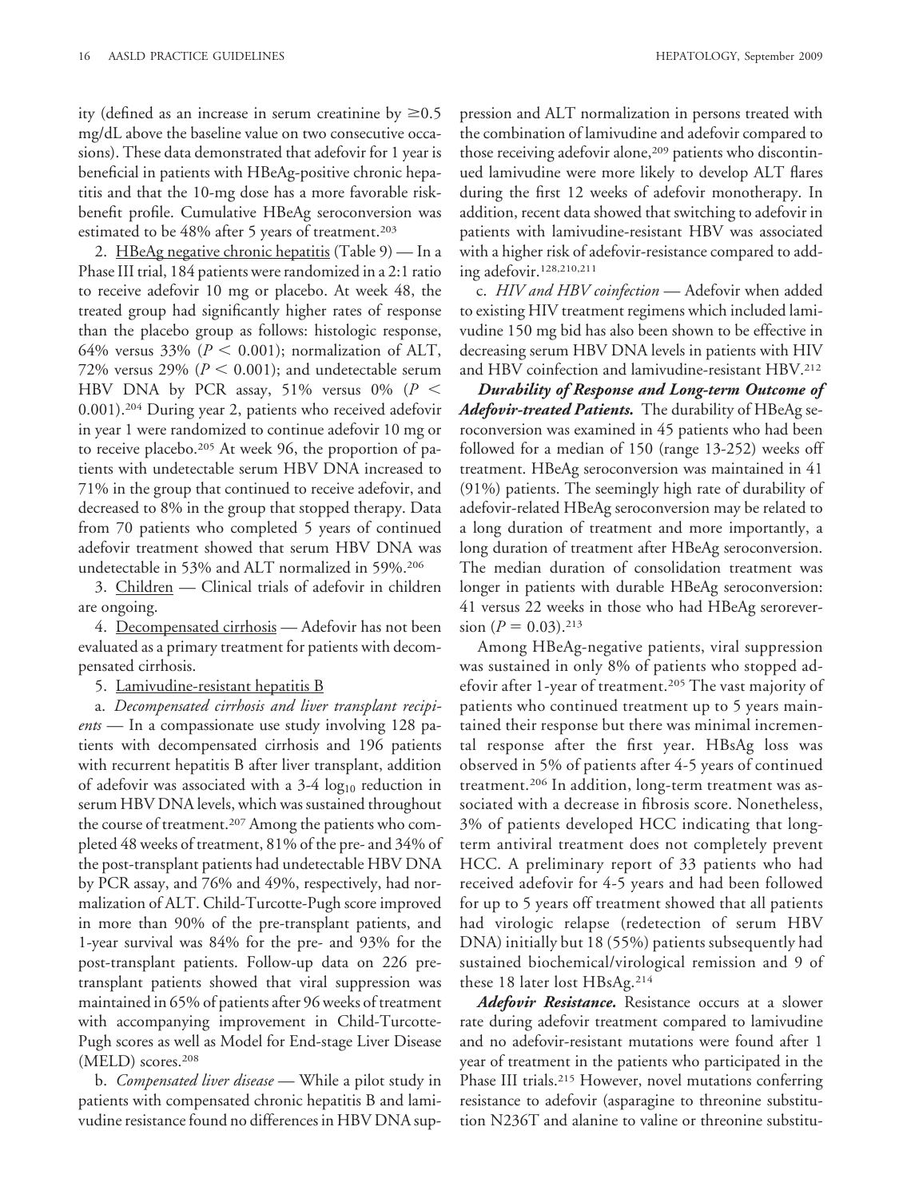ity (defined as an increase in serum creatinine by ≥0.5 mg/dL above the baseline value on two consecutive occasions). These data demonstrated that adefovir for 1 year is beneficial in patients with HBeAg-positive chronic hepatitis and that the 10-mg dose has a more favorable risk-benefit profile. Cumulative HBeAg seroconversion was estimated to be 48% after 5 years of treatment.[203]

2. HBeAg negative chronic hepatitis (Table 9) — In a Phase III trial, 184 patients were randomized in a 2:1 ratio to receive adefovir 10 mg or placebo. At week 48, the treated group had significantly higher rates of response than the placebo group as follows: histologic response, 64% versus 33% ($P < 0.001$); normalization of ALT, 72% versus 29% ($P < 0.001$); and undetectable serum HBV DNA by PCR assay, 51% versus 0% ($P < 0.001$).[204] During year 2, patients who received adefovir in year 1 were randomized to continue adefovir 10 mg or to receive placebo.[205] At week 96, the proportion of patients with undetectable serum HBV DNA increased to 71% in the group that continued to receive adefovir, and decreased to 8% in the group that stopped therapy. Data from 70 patients who completed 5 years of continued adefovir treatment showed that serum HBV DNA was undetectable in 53% and ALT normalized in 59%.[206]

3. Children — Clinical trials of adefovir in children are ongoing.

4. Decompensated cirrhosis — Adefovir has not been evaluated as a primary treatment for patients with decompensated cirrhosis.

5. Lamivudine-resistant hepatitis B

a. *Decompensated cirrhosis and liver transplant recipients* — In a compassionate use study involving 128 patients with decompensated cirrhosis and 196 patients with recurrent hepatitis B after liver transplant, addition of adefovir was associated with a 3-4 $\log_{10}$ reduction in serum HBV DNA levels, which was sustained throughout the course of treatment.[207] Among the patients who completed 48 weeks of treatment, 81% of the pre- and 34% of the post-transplant patients had undetectable HBV DNA by PCR assay, and 76% and 49%, respectively, had normalization of ALT. Child-Turcotte-Pugh score improved in more than 90% of the pre-transplant patients, and 1-year survival was 84% for the pre- and 93% for the post-transplant patients. Follow-up data on 226 pre-transplant patients showed that viral suppression was maintained in 65% of patients after 96 weeks of treatment with accompanying improvement in Child-Turcotte-Pugh scores as well as Model for End-stage Liver Disease (MELD) scores.[208]

b. *Compensated liver disease* — While a pilot study in patients with compensated chronic hepatitis B and lamivudine resistance found no differences in HBV DNA suppression and ALT normalization in persons treated with the combination of lamivudine and adefovir compared to those receiving adefovir alone,[209] patients who discontinued lamivudine were more likely to develop ALT flares during the first 12 weeks of adefovir monotherapy. In addition, recent data showed that switching to adefovir in patients with lamivudine-resistant HBV was associated with a higher risk of adefovir-resistance compared to adding adefovir.[128,210,211]

c. *HIV and HBV coinfection* — Adefovir when added to existing HIV treatment regimens which included lamivudine 150 mg bid has also been shown to be effective in decreasing serum HBV DNA levels in patients with HIV and HBV coinfection and lamivudine-resistant HBV.[212]

***Durability of Response and Long-term Outcome of Adefovir-treated Patients.*** The durability of HBeAg seroconversion was examined in 45 patients who had been followed for a median of 150 (range 13-252) weeks off treatment. HBeAg seroconversion was maintained in 41 (91%) patients. The seemingly high rate of durability of adefovir-related HBeAg seroconversion may be related to a long duration of treatment and more importantly, a long duration of treatment after HBeAg seroconversion. The median duration of consolidation treatment was longer in patients with durable HBeAg seroconversion: 41 versus 22 weeks in those who had HBeAg seroreversion ($P = 0.03$).[213]

Among HBeAg-negative patients, viral suppression was sustained in only 8% of patients who stopped adefovir after 1-year of treatment.[205] The vast majority of patients who continued treatment up to 5 years maintained their response but there was minimal incremental response after the first year. HBsAg loss was observed in 5% of patients after 4-5 years of continued treatment.[206] In addition, long-term treatment was associated with a decrease in fibrosis score. Nonetheless, 3% of patients developed HCC indicating that long-term antiviral treatment does not completely prevent HCC. A preliminary report of 33 patients who had received adefovir for 4-5 years and had been followed for up to 5 years off treatment showed that all patients had virologic relapse (redetection of serum HBV DNA) initially but 18 (55%) patients subsequently had sustained biochemical/virological remission and 9 of these 18 later lost HBsAg.[214]

***Adefovir Resistance.*** Resistance occurs at a slower rate during adefovir treatment compared to lamivudine and no adefovir-resistant mutations were found after 1 year of treatment in the patients who participated in the Phase III trials.[215] However, novel mutations conferring resistance to adefovir (asparagine to threonine substitution N236T and alanine to valine or threonine substitu-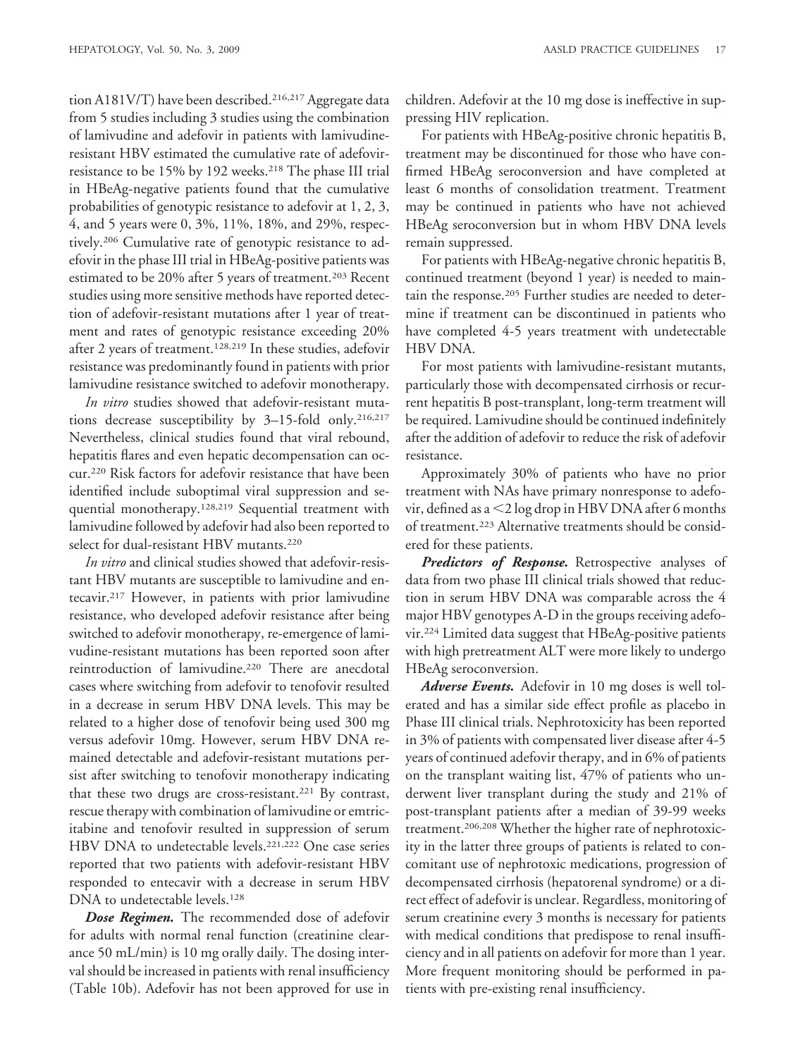tion A181V/T) have been described.[216,217] Aggregate data from 5 studies including 3 studies using the combination of lamivudine and adefovir in patients with lamivudine-resistant HBV estimated the cumulative rate of adefovir-resistance to be 15% by 192 weeks.[218] The phase III trial in HBeAg-negative patients found that the cumulative probabilities of genotypic resistance to adefovir at 1, 2, 3, 4, and 5 years were 0, 3%, 11%, 18%, and 29%, respectively.[206] Cumulative rate of genotypic resistance to adefovir in the phase III trial in HBeAg-positive patients was estimated to be 20% after 5 years of treatment.[203] Recent studies using more sensitive methods have reported detection of adefovir-resistant mutations after 1 year of treatment and rates of genotypic resistance exceeding 20% after 2 years of treatment.[128,219] In these studies, adefovir resistance was predominantly found in patients with prior lamivudine resistance switched to adefovir monotherapy.

*In vitro* studies showed that adefovir-resistant mutations decrease susceptibility by 3–15-fold only.[216,217] Nevertheless, clinical studies found that viral rebound, hepatitis flares and even hepatic decompensation can occur.[220] Risk factors for adefovir resistance that have been identified include suboptimal viral suppression and sequential monotherapy.[128,219] Sequential treatment with lamivudine followed by adefovir had also been reported to select for dual-resistant HBV mutants.[220]

*In vitro* and clinical studies showed that adefovir-resistant HBV mutants are susceptible to lamivudine and entecavir.[217] However, in patients with prior lamivudine resistance, who developed adefovir resistance after being switched to adefovir monotherapy, re-emergence of lamivudine-resistant mutations has been reported soon after reintroduction of lamivudine.[220] There are anecdotal cases where switching from adefovir to tenofovir resulted in a decrease in serum HBV DNA levels. This may be related to a higher dose of tenofovir being used 300 mg versus adefovir 10mg. However, serum HBV DNA remained detectable and adefovir-resistant mutations persist after switching to tenofovir monotherapy indicating that these two drugs are cross-resistant.[221] By contrast, rescue therapy with combination of lamivudine or emtricitabine and tenofovir resulted in suppression of serum HBV DNA to undetectable levels.[221,222] One case series reported that two patients with adefovir-resistant HBV responded to entecavir with a decrease in serum HBV DNA to undetectable levels.[128]

***Dose Regimen.*** The recommended dose of adefovir for adults with normal renal function (creatinine clearance 50 mL/min) is 10 mg orally daily. The dosing interval should be increased in patients with renal insufficiency (Table 10b). Adefovir has not been approved for use in children. Adefovir at the 10 mg dose is ineffective in suppressing HIV replication.

For patients with HBeAg-positive chronic hepatitis B, treatment may be discontinued for those who have confirmed HBeAg seroconversion and have completed at least 6 months of consolidation treatment. Treatment may be continued in patients who have not achieved HBeAg seroconversion but in whom HBV DNA levels remain suppressed.

For patients with HBeAg-negative chronic hepatitis B, continued treatment (beyond 1 year) is needed to maintain the response.[205] Further studies are needed to determine if treatment can be discontinued in patients who have completed 4-5 years treatment with undetectable HBV DNA.

For most patients with lamivudine-resistant mutants, particularly those with decompensated cirrhosis or recurrent hepatitis B post-transplant, long-term treatment will be required. Lamivudine should be continued indefinitely after the addition of adefovir to reduce the risk of adefovir resistance.

Approximately 30% of patients who have no prior treatment with NAs have primary nonresponse to adefovir, defined as a $<$2 log drop in HBV DNA after 6 months of treatment.[223] Alternative treatments should be considered for these patients.

***Predictors of Response.*** Retrospective analyses of data from two phase III clinical trials showed that reduction in serum HBV DNA was comparable across the 4 major HBV genotypes A-D in the groups receiving adefovir.[224] Limited data suggest that HBeAg-positive patients with high pretreatment ALT were more likely to undergo HBeAg seroconversion.

***Adverse Events.*** Adefovir in 10 mg doses is well tolerated and has a similar side effect profile as placebo in Phase III clinical trials. Nephrotoxicity has been reported in 3% of patients with compensated liver disease after 4-5 years of continued adefovir therapy, and in 6% of patients on the transplant waiting list, 47% of patients who underwent liver transplant during the study and 21% of post-transplant patients after a median of 39-99 weeks treatment.[206,208] Whether the higher rate of nephrotoxicity in the latter three groups of patients is related to concomitant use of nephrotoxic medications, progression of decompensated cirrhosis (hepatorenal syndrome) or a direct effect of adefovir is unclear. Regardless, monitoring of serum creatinine every 3 months is necessary for patients with medical conditions that predispose to renal insufficiency and in all patients on adefovir for more than 1 year. More frequent monitoring should be performed in patients with pre-existing renal insufficiency.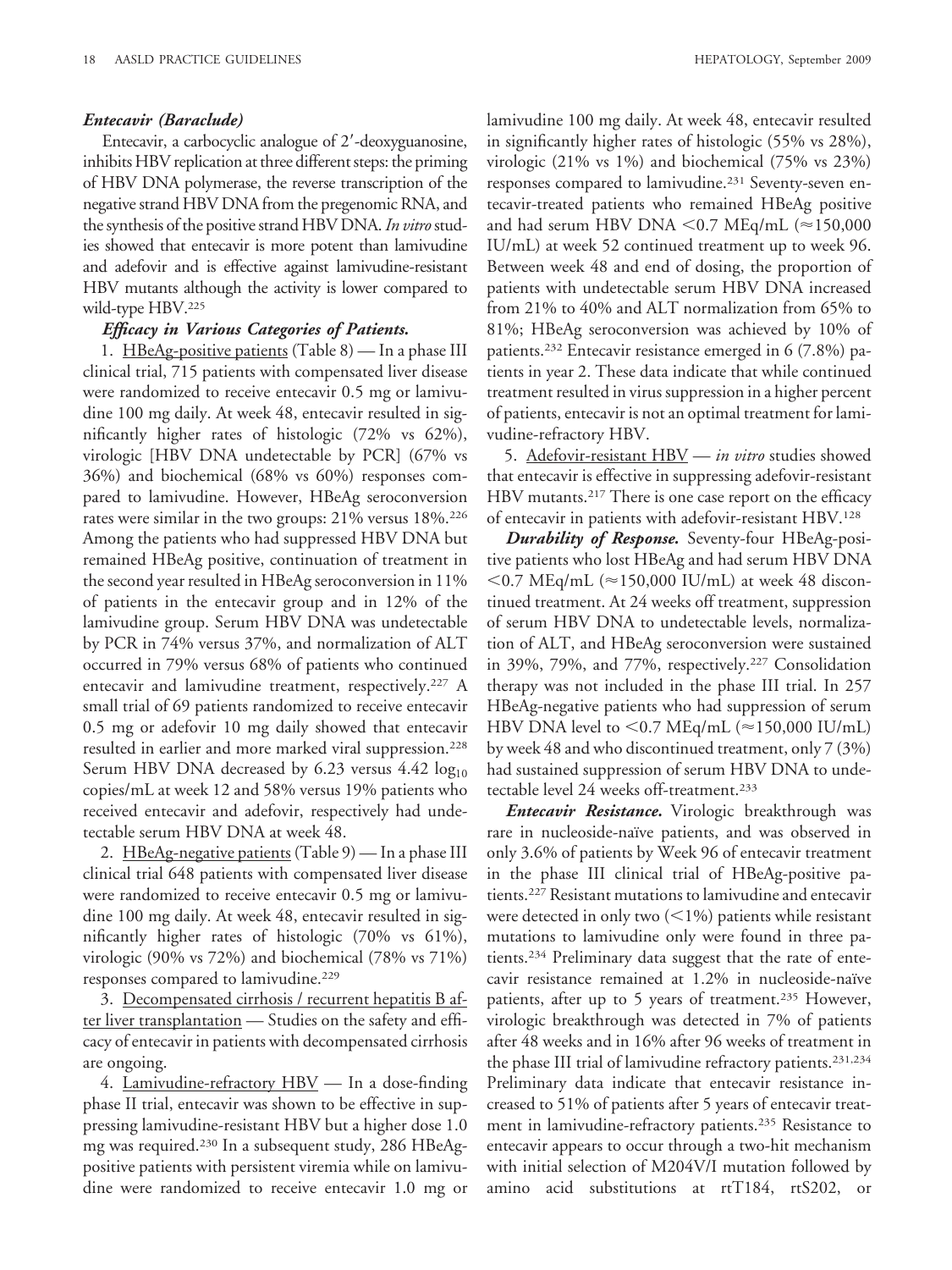### *Entecavir (Baraclude)*

Entecavir, a carbocyclic analogue of 2′-deoxyguanosine, inhibits HBV replication at three different steps: the priming of HBV DNA polymerase, the reverse transcription of the negative strand HBV DNA from the pregenomic RNA, and the synthesis of the positive strand HBV DNA. *In vitro* studies showed that entecavir is more potent than lamivudine and adefovir and is effective against lamivudine-resistant HBV mutants although the activity is lower compared to wild-type HBV.[225]

***Efficacy in Various Categories of Patients.***

1. HBeAg-positive patients (Table 8) — In a phase III clinical trial, 715 patients with compensated liver disease were randomized to receive entecavir 0.5 mg or lamivudine 100 mg daily. At week 48, entecavir resulted in significantly higher rates of histologic (72% vs 62%), virologic [HBV DNA undetectable by PCR] (67% vs 36%) and biochemical (68% vs 60%) responses compared to lamivudine. However, HBeAg seroconversion rates were similar in the two groups: 21% versus 18%.[226] Among the patients who had suppressed HBV DNA but remained HBeAg positive, continuation of treatment in the second year resulted in HBeAg seroconversion in 11% of patients in the entecavir group and in 12% of the lamivudine group. Serum HBV DNA was undetectable by PCR in 74% versus 37%, and normalization of ALT occurred in 79% versus 68% of patients who continued entecavir and lamivudine treatment, respectively.[227] A small trial of 69 patients randomized to receive entecavir 0.5 mg or adefovir 10 mg daily showed that entecavir resulted in earlier and more marked viral suppression.[228] Serum HBV DNA decreased by 6.23 versus 4.42 $\log_{10}$ copies/mL at week 12 and 58% versus 19% patients who received entecavir and adefovir, respectively had undetectable serum HBV DNA at week 48.

2. HBeAg-negative patients (Table 9) — In a phase III clinical trial 648 patients with compensated liver disease were randomized to receive entecavir 0.5 mg or lamivudine 100 mg daily. At week 48, entecavir resulted in significantly higher rates of histologic (70% vs 61%), virologic (90% vs 72%) and biochemical (78% vs 71%) responses compared to lamivudine.[229]

3. Decompensated cirrhosis / recurrent hepatitis B after liver transplantation — Studies on the safety and efficacy of entecavir in patients with decompensated cirrhosis are ongoing.

4. Lamivudine-refractory HBV — In a dose-finding phase II trial, entecavir was shown to be effective in suppressing lamivudine-resistant HBV but a higher dose 1.0 mg was required.[230] In a subsequent study, 286 HBeAg-positive patients with persistent viremia while on lamivudine were randomized to receive entecavir 1.0 mg or lamivudine 100 mg daily. At week 48, entecavir resulted in significantly higher rates of histologic (55% vs 28%), virologic (21% vs 1%) and biochemical (75% vs 23%) responses compared to lamivudine.[231] Seventy-seven entecavir-treated patients who remained HBeAg positive and had serum HBV DNA <0.7 MEq/mL (≈150,000 IU/mL) at week 52 continued treatment up to week 96. Between week 48 and end of dosing, the proportion of patients with undetectable serum HBV DNA increased from 21% to 40% and ALT normalization from 65% to 81%; HBeAg seroconversion was achieved by 10% of patients.[232] Entecavir resistance emerged in 6 (7.8%) patients in year 2. These data indicate that while continued treatment resulted in virus suppression in a higher percent of patients, entecavir is not an optimal treatment for lamivudine-refractory HBV.

5. Adefovir-resistant HBV — *in vitro* studies showed that entecavir is effective in suppressing adefovir-resistant HBV mutants.[217] There is one case report on the efficacy of entecavir in patients with adefovir-resistant HBV.[128]

***Durability of Response.*** Seventy-four HBeAg-positive patients who lost HBeAg and had serum HBV DNA <0.7 MEq/mL (≈150,000 IU/mL) at week 48 discontinued treatment. At 24 weeks off treatment, suppression of serum HBV DNA to undetectable levels, normalization of ALT, and HBeAg seroconversion were sustained in 39%, 79%, and 77%, respectively.[227] Consolidation therapy was not included in the phase III trial. In 257 HBeAg-negative patients who had suppression of serum HBV DNA level to <0.7 MEq/mL (≈150,000 IU/mL) by week 48 and who discontinued treatment, only 7 (3%) had sustained suppression of serum HBV DNA to undetectable level 24 weeks off-treatment.[233]

***Entecavir Resistance.*** Virologic breakthrough was rare in nucleoside-naïve patients, and was observed in only 3.6% of patients by Week 96 of entecavir treatment in the phase III clinical trial of HBeAg-positive patients.[227] Resistant mutations to lamivudine and entecavir were detected in only two (<1%) patients while resistant mutations to lamivudine only were found in three patients.[234] Preliminary data suggest that the rate of entecavir resistance remained at 1.2% in nucleoside-naïve patients, after up to 5 years of treatment.[235] However, virologic breakthrough was detected in 7% of patients after 48 weeks and in 16% after 96 weeks of treatment in the phase III trial of lamivudine refractory patients.[231,234] Preliminary data indicate that entecavir resistance increased to 51% of patients after 5 years of entecavir treatment in lamivudine-refractory patients.[235] Resistance to entecavir appears to occur through a two-hit mechanism with initial selection of M204V/I mutation followed by amino acid substitutions at rtT184, rtS202, or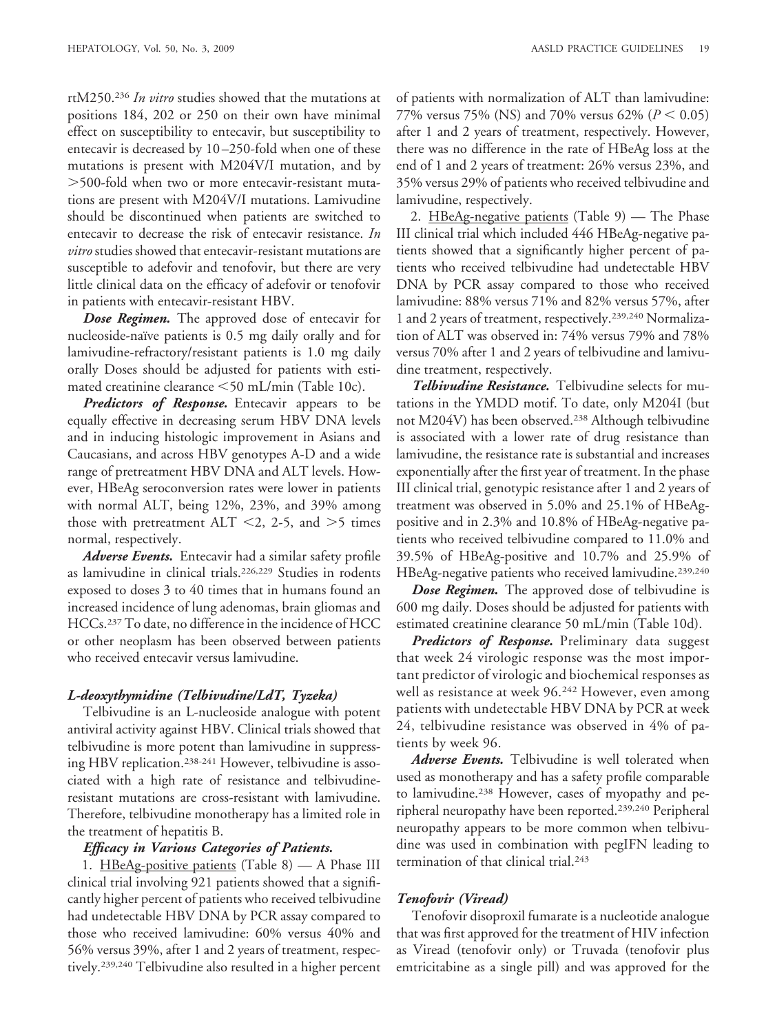rtM250.[236] *In vitro* studies showed that the mutations at positions 184, 202 or 250 on their own have minimal effect on susceptibility to entecavir, but susceptibility to entecavir is decreased by 10–250-fold when one of these mutations is present with M204V/I mutation, and by >500-fold when two or more entecavir-resistant mutations are present with M204V/I mutations. Lamivudine should be discontinued when patients are switched to entecavir to decrease the risk of entecavir resistance. *In vitro* studies showed that entecavir-resistant mutations are susceptible to adefovir and tenofovir, but there are very little clinical data on the efficacy of adefovir or tenofovir in patients with entecavir-resistant HBV.

***Dose Regimen.*** The approved dose of entecavir for nucleoside-naïve patients is 0.5 mg daily orally and for lamivudine-refractory/resistant patients is 1.0 mg daily orally Doses should be adjusted for patients with estimated creatinine clearance <50 mL/min (Table 10c).

***Predictors of Response.*** Entecavir appears to be equally effective in decreasing serum HBV DNA levels and in inducing histologic improvement in Asians and Caucasians, and across HBV genotypes A-D and a wide range of pretreatment HBV DNA and ALT levels. However, HBeAg seroconversion rates were lower in patients with normal ALT, being 12%, 23%, and 39% among those with pretreatment ALT <2, 2-5, and >5 times normal, respectively.

***Adverse Events.*** Entecavir had a similar safety profile as lamivudine in clinical trials.[226,229] Studies in rodents exposed to doses 3 to 40 times that in humans found an increased incidence of lung adenomas, brain gliomas and HCCs.[237] To date, no difference in the incidence of HCC or other neoplasm has been observed between patients who received entecavir versus lamivudine.

### *L-deoxythymidine (Telbivudine/LdT, Tyzeka)*

Telbivudine is an L-nucleoside analogue with potent antiviral activity against HBV. Clinical trials showed that telbivudine is more potent than lamivudine in suppressing HBV replication.[238-241] However, telbivudine is associated with a high rate of resistance and telbivudine-resistant mutations are cross-resistant with lamivudine. Therefore, telbivudine monotherapy has a limited role in the treatment of hepatitis B.

***Efficacy in Various Categories of Patients.***

1. HBeAg-positive patients (Table 8) — A Phase III clinical trial involving 921 patients showed that a significantly higher percent of patients who received telbivudine had undetectable HBV DNA by PCR assay compared to those who received lamivudine: 60% versus 40% and 56% versus 39%, after 1 and 2 years of treatment, respectively.[239,240] Telbivudine also resulted in a higher percent of patients with normalization of ALT than lamivudine: 77% versus 75% (NS) and 70% versus 62% ($P < 0.05$) after 1 and 2 years of treatment, respectively. However, there was no difference in the rate of HBeAg loss at the end of 1 and 2 years of treatment: 26% versus 23%, and 35% versus 29% of patients who received telbivudine and lamivudine, respectively.

2. HBeAg-negative patients (Table 9) — The Phase III clinical trial which included 446 HBeAg-negative patients showed that a significantly higher percent of patients who received telbivudine had undetectable HBV DNA by PCR assay compared to those who received lamivudine: 88% versus 71% and 82% versus 57%, after 1 and 2 years of treatment, respectively.[239,240] Normalization of ALT was observed in: 74% versus 79% and 78% versus 70% after 1 and 2 years of telbivudine and lamivudine treatment, respectively.

***Telbivudine Resistance.*** Telbivudine selects for mutations in the YMDD motif. To date, only M204I (but not M204V) has been observed.[238] Although telbivudine is associated with a lower rate of drug resistance than lamivudine, the resistance rate is substantial and increases exponentially after the first year of treatment. In the phase III clinical trial, genotypic resistance after 1 and 2 years of treatment was observed in 5.0% and 25.1% of HBeAg-positive and in 2.3% and 10.8% of HBeAg-negative patients who received telbivudine compared to 11.0% and 39.5% of HBeAg-positive and 10.7% and 25.9% of HBeAg-negative patients who received lamivudine.[239,240]

***Dose Regimen.*** The approved dose of telbivudine is 600 mg daily. Doses should be adjusted for patients with estimated creatinine clearance 50 mL/min (Table 10d).

***Predictors of Response.*** Preliminary data suggest that week 24 virologic response was the most important predictor of virologic and biochemical responses as well as resistance at week 96.[242] However, even among patients with undetectable HBV DNA by PCR at week 24, telbivudine resistance was observed in 4% of patients by week 96.

***Adverse Events.*** Telbivudine is well tolerated when used as monotherapy and has a safety profile comparable to lamivudine.[238] However, cases of myopathy and peripheral neuropathy have been reported.[239,240] Peripheral neuropathy appears to be more common when telbivudine was used in combination with pegIFN leading to termination of that clinical trial.[243]

### *Tenofovir (Viread)*

Tenofovir disoproxil fumarate is a nucleotide analogue that was first approved for the treatment of HIV infection as Viread (tenofovir only) or Truvada (tenofovir plus emtricitabine as a single pill) and was approved for the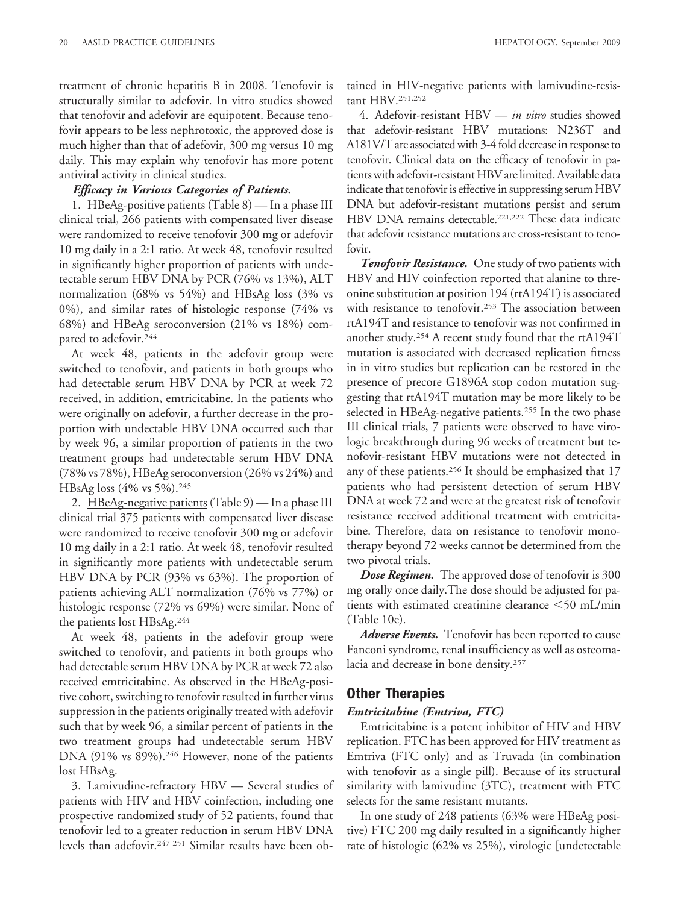treatment of chronic hepatitis B in 2008. Tenofovir is structurally similar to adefovir. In vitro studies showed that tenofovir and adefovir are equipotent. Because tenofovir appears to be less nephrotoxic, the approved dose is much higher than that of adefovir, 300 mg versus 10 mg daily. This may explain why tenofovir has more potent antiviral activity in clinical studies.

***Efficacy in Various Categories of Patients.***

1. HBeAg-positive patients (Table 8) — In a phase III clinical trial, 266 patients with compensated liver disease were randomized to receive tenofovir 300 mg or adefovir 10 mg daily in a 2:1 ratio. At week 48, tenofovir resulted in significantly higher proportion of patients with undetectable serum HBV DNA by PCR (76% vs 13%), ALT normalization (68% vs 54%) and HBsAg loss (3% vs 0%), and similar rates of histologic response (74% vs 68%) and HBeAg seroconversion (21% vs 18%) compared to adefovir.[244]

At week 48, patients in the adefovir group were switched to tenofovir, and patients in both groups who had detectable serum HBV DNA by PCR at week 72 received, in addition, emtricitabine. In the patients who were originally on adefovir, a further decrease in the proportion with undectable HBV DNA occurred such that by week 96, a similar proportion of patients in the two treatment groups had undetectable serum HBV DNA (78% vs 78%), HBeAg seroconversion (26% vs 24%) and HBsAg loss (4% vs 5%).[245]

2. HBeAg-negative patients (Table 9) — In a phase III clinical trial 375 patients with compensated liver disease were randomized to receive tenofovir 300 mg or adefovir 10 mg daily in a 2:1 ratio. At week 48, tenofovir resulted in significantly more patients with undetectable serum HBV DNA by PCR (93% vs 63%). The proportion of patients achieving ALT normalization (76% vs 77%) or histologic response (72% vs 69%) were similar. None of the patients lost HBsAg.[244]

At week 48, patients in the adefovir group were switched to tenofovir, and patients in both groups who had detectable serum HBV DNA by PCR at week 72 also received emtricitabine. As observed in the HBeAg-positive cohort, switching to tenofovir resulted in further virus suppression in the patients originally treated with adefovir such that by week 96, a similar percent of patients in the two treatment groups had undetectable serum HBV DNA (91% vs 89%).[246] However, none of the patients lost HBsAg.

3. Lamivudine-refractory HBV — Several studies of patients with HIV and HBV coinfection, including one prospective randomized study of 52 patients, found that tenofovir led to a greater reduction in serum HBV DNA levels than adefovir.[247-251] Similar results have been obtained in HIV-negative patients with lamivudine-resistant HBV.[251,252]

4. Adefovir-resistant HBV — *in vitro* studies showed that adefovir-resistant HBV mutations: N236T and A181V/T are associated with 3-4 fold decrease in response to tenofovir. Clinical data on the efficacy of tenofovir in patients with adefovir-resistant HBV are limited. Available data indicate that tenofovir is effective in suppressing serum HBV DNA but adefovir-resistant mutations persist and serum HBV DNA remains detectable.[221,222] These data indicate that adefovir resistance mutations are cross-resistant to tenofovir.

***Tenofovir Resistance.*** One study of two patients with HBV and HIV coinfection reported that alanine to threonine substitution at position 194 (rtA194T) is associated with resistance to tenofovir.[253] The association between rtA194T and resistance to tenofovir was not confirmed in another study.[254] A recent study found that the rtA194T mutation is associated with decreased replication fitness in in vitro studies but replication can be restored in the presence of precore G1896A stop codon mutation suggesting that rtA194T mutation may be more likely to be selected in HBeAg-negative patients.[255] In the two phase III clinical trials, 7 patients were observed to have virologic breakthrough during 96 weeks of treatment but tenofovir-resistant HBV mutations were not detected in any of these patients.[256] It should be emphasized that 17 patients who had persistent detection of serum HBV DNA at week 72 and were at the greatest risk of tenofovir resistance received additional treatment with emtricitabine. Therefore, data on resistance to tenofovir monotherapy beyond 72 weeks cannot be determined from the two pivotal trials.

***Dose Regimen.*** The approved dose of tenofovir is 300 mg orally once daily.The dose should be adjusted for patients with estimated creatinine clearance <50 mL/min (Table 10e).

***Adverse Events.*** Tenofovir has been reported to cause Fanconi syndrome, renal insufficiency as well as osteomalacia and decrease in bone density.[257]

## Other Therapies

### *Emtricitabine (Emtriva, FTC)*

Emtricitabine is a potent inhibitor of HIV and HBV replication. FTC has been approved for HIV treatment as Emtriva (FTC only) and as Truvada (in combination with tenofovir as a single pill). Because of its structural similarity with lamivudine (3TC), treatment with FTC selects for the same resistant mutants.

In one study of 248 patients (63% were HBeAg positive) FTC 200 mg daily resulted in a significantly higher rate of histologic (62% vs 25%), virologic [undetectable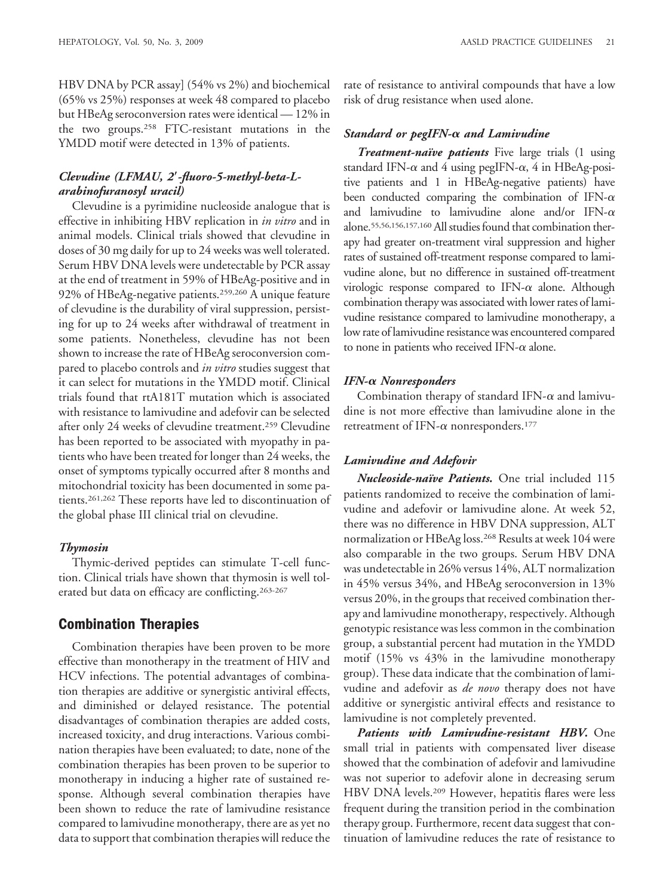HBV DNA by PCR assay] (54% vs 2%) and biochemical (65% vs 25%) responses at week 48 compared to placebo but HBeAg seroconversion rates were identical — 12% in the two groups.[258] FTC-resistant mutations in the YMDD motif were detected in 13% of patients.

### *Clevudine (LFMAU, 2′-fluoro-5-methyl-beta-L-arabinofuranosyl uracil)*

Clevudine is a pyrimidine nucleoside analogue that is effective in inhibiting HBV replication in *in vitro* and in animal models. Clinical trials showed that clevudine in doses of 30 mg daily for up to 24 weeks was well tolerated. Serum HBV DNA levels were undetectable by PCR assay at the end of treatment in 59% of HBeAg-positive and in 92% of HBeAg-negative patients.[259,260] A unique feature of clevudine is the durability of viral suppression, persisting for up to 24 weeks after withdrawal of treatment in some patients. Nonetheless, clevudine has not been shown to increase the rate of HBeAg seroconversion compared to placebo controls and *in vitro* studies suggest that it can select for mutations in the YMDD motif. Clinical trials found that rtA181T mutation which is associated with resistance to lamivudine and adefovir can be selected after only 24 weeks of clevudine treatment.[259] Clevudine has been reported to be associated with myopathy in patients who have been treated for longer than 24 weeks, the onset of symptoms typically occurred after 8 months and mitochondrial toxicity has been documented in some patients.[261,262] These reports have led to discontinuation of the global phase III clinical trial on clevudine.

### *Thymosin*

Thymic-derived peptides can stimulate T-cell function. Clinical trials have shown that thymosin is well tolerated but data on efficacy are conflicting.[263-267]

## Combination Therapies

Combination therapies have been proven to be more effective than monotherapy in the treatment of HIV and HCV infections. The potential advantages of combination therapies are additive or synergistic antiviral effects, and diminished or delayed resistance. The potential disadvantages of combination therapies are added costs, increased toxicity, and drug interactions. Various combination therapies have been evaluated; to date, none of the combination therapies has been proven to be superior to monotherapy in inducing a higher rate of sustained response. Although several combination therapies have been shown to reduce the rate of lamivudine resistance compared to lamivudine monotherapy, there are as yet no data to support that combination therapies will reduce the rate of resistance to antiviral compounds that have a low risk of drug resistance when used alone.

### *Standard or pegIFN-α and Lamivudine*

***Treatment-naïve patients*** Five large trials (1 using standard IFN-α and 4 using pegIFN-α, 4 in HBeAg-positive patients and 1 in HBeAg-negative patients) have been conducted comparing the combination of IFN-α and lamivudine to lamivudine alone and/or IFN-α alone.[55,56,156,157,160] All studies found that combination therapy had greater on-treatment viral suppression and higher rates of sustained off-treatment response compared to lamivudine alone, but no difference in sustained off-treatment virologic response compared to IFN-α alone. Although combination therapy was associated with lower rates of lamivudine resistance compared to lamivudine monotherapy, a low rate of lamivudine resistance was encountered compared to none in patients who received IFN-α alone.

### *IFN-α Nonresponders*

Combination therapy of standard IFN-α and lamivudine is not more effective than lamivudine alone in the retreatment of IFN-α nonresponders.[177]

### *Lamivudine and Adefovir*

***Nucleoside-naïve Patients.*** One trial included 115 patients randomized to receive the combination of lamivudine and adefovir or lamivudine alone. At week 52, there was no difference in HBV DNA suppression, ALT normalization or HBeAg loss.[268] Results at week 104 were also comparable in the two groups. Serum HBV DNA was undetectable in 26% versus 14%, ALT normalization in 45% versus 34%, and HBeAg seroconversion in 13% versus 20%, in the groups that received combination therapy and lamivudine monotherapy, respectively. Although genotypic resistance was less common in the combination group, a substantial percent had mutation in the YMDD motif (15% vs 43% in the lamivudine monotherapy group). These data indicate that the combination of lamivudine and adefovir as *de novo* therapy does not have additive or synergistic antiviral effects and resistance to lamivudine is not completely prevented.

***Patients with Lamivudine-resistant HBV.*** One small trial in patients with compensated liver disease showed that the combination of adefovir and lamivudine was not superior to adefovir alone in decreasing serum HBV DNA levels.[209] However, hepatitis flares were less frequent during the transition period in the combination therapy group. Furthermore, recent data suggest that continuation of lamivudine reduces the rate of resistance to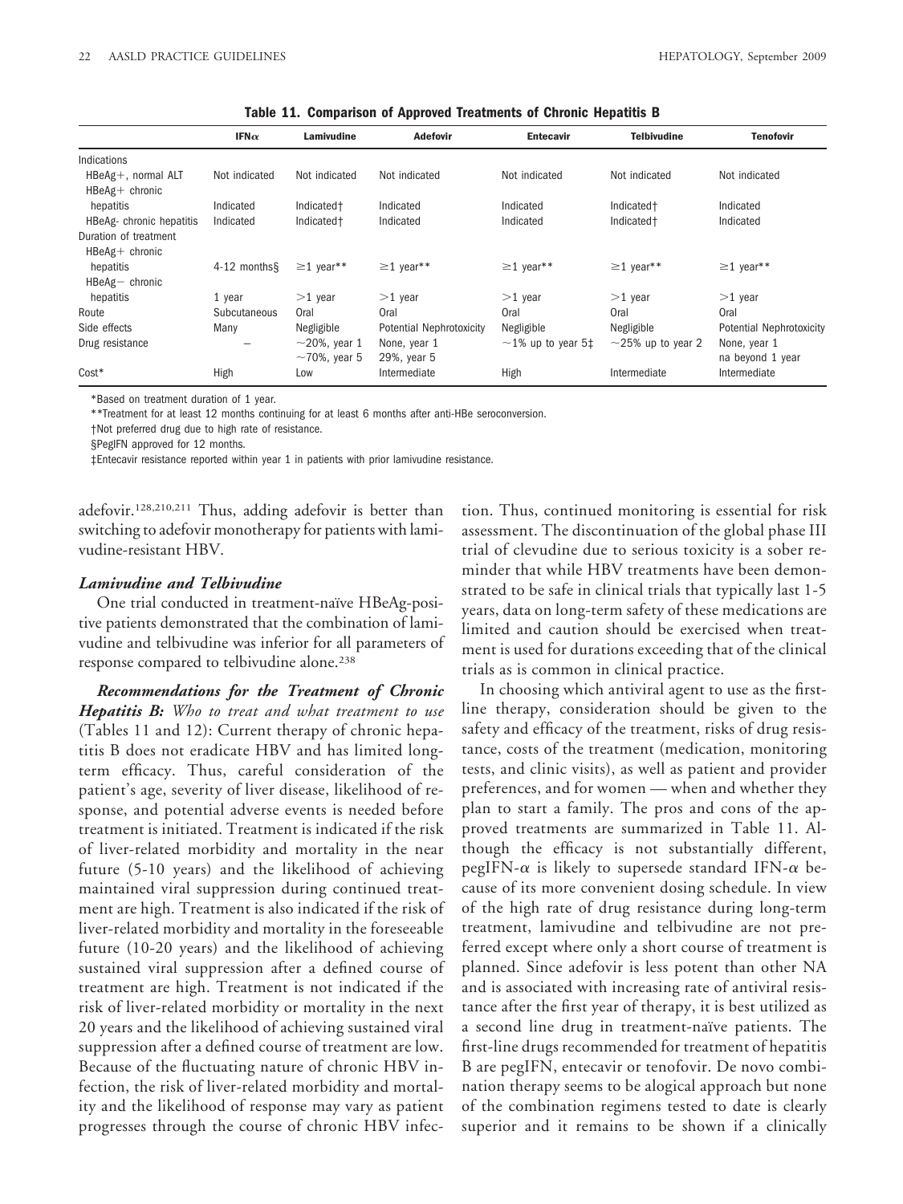**Table 11. Comparison of Approved Treatments of Chronic Hepatitis B**

| | IFN$\alpha$ | Lamivudine | Adefovir | Entecavir | Telbivudine | Tenofovir |
|---|---|---|---|---|---|---|
| Indications | | | | | | |
| HBeAg+, normal ALT | Not indicated | Not indicated | Not indicated | Not indicated | Not indicated | Not indicated |
| HBeAg+ chronic hepatitis | Indicated | Indicated† | Indicated | Indicated | Indicated† | Indicated |
| HBeAg- chronic hepatitis | Indicated | Indicated† | Indicated | Indicated | Indicated† | Indicated |
| Duration of treatment | | | | | | |
| HBeAg+ chronic hepatitis | 4-12 months§ | ≥1 year** | ≥1 year** | ≥1 year** | ≥1 year** | ≥1 year** |
| HBeAg− chronic hepatitis | 1 year | >1 year | >1 year | >1 year | >1 year | >1 year |
| Route | Subcutaneous | Oral | Oral | Oral | Oral | Oral |
| Side effects | Many | Negligible | Potential Nephrotoxicity | Negligible | Negligible | Potential Nephrotoxicity |
| Drug resistance | – | ~20%, year 1<br>~70%, year 5 | None, year 1<br>29%, year 5 | ~1% up to year 5‡ | ~25% up to year 2 | None, year 1<br>na beyond 1 year |
| Cost* | High | Low | Intermediate | High | Intermediate | Intermediate |

*Based on treatment duration of 1 year.

**Treatment for at least 12 months continuing for at least 6 months after anti-HBe seroconversion.

†Not preferred drug due to high rate of resistance.

§PegIFN approved for 12 months.

‡Entecavir resistance reported within year 1 in patients with prior lamivudine resistance.

adefovir.[128,210,211] Thus, adding adefovir is better than switching to adefovir monotherapy for patients with lamivudine-resistant HBV.

### *Lamivudine and Telbivudine*

One trial conducted in treatment-naïve HBeAg-positive patients demonstrated that the combination of lamivudine and telbivudine was inferior for all parameters of response compared to telbivudine alone.[238]

***Recommendations for the Treatment of Chronic Hepatitis B:*** *Who to treat and what treatment to use* (Tables 11 and 12): Current therapy of chronic hepatitis B does not eradicate HBV and has limited long-term efficacy. Thus, careful consideration of the patient's age, severity of liver disease, likelihood of response, and potential adverse events is needed before treatment is initiated. Treatment is indicated if the risk of liver-related morbidity and mortality in the near future (5-10 years) and the likelihood of achieving maintained viral suppression during continued treatment are high. Treatment is also indicated if the risk of liver-related morbidity and mortality in the foreseeable future (10-20 years) and the likelihood of achieving sustained viral suppression after a defined course of treatment are high. Treatment is not indicated if the risk of liver-related morbidity or mortality in the next 20 years and the likelihood of achieving sustained viral suppression after a defined course of treatment are low. Because of the fluctuating nature of chronic HBV infection, the risk of liver-related morbidity and mortality and the likelihood of response may vary as patient progresses through the course of chronic HBV infection. Thus, continued monitoring is essential for risk assessment. The discontinuation of the global phase III trial of clevudine due to serious toxicity is a sober reminder that while HBV treatments have been demonstrated to be safe in clinical trials that typically last 1-5 years, data on long-term safety of these medications are limited and caution should be exercised when treatment is used for durations exceeding that of the clinical trials as is common in clinical practice.

In choosing which antiviral agent to use as the first-line therapy, consideration should be given to the safety and efficacy of the treatment, risks of drug resistance, costs of the treatment (medication, monitoring tests, and clinic visits), as well as patient and provider preferences, and for women — when and whether they plan to start a family. The pros and cons of the approved treatments are summarized in Table 11. Although the efficacy is not substantially different, pegIFN-$\alpha$ is likely to supersede standard IFN-$\alpha$ because of its more convenient dosing schedule. In view of the high rate of drug resistance during long-term treatment, lamivudine and telbivudine are not preferred except where only a short course of treatment is planned. Since adefovir is less potent than other NA and is associated with increasing rate of antiviral resistance after the first year of therapy, it is best utilized as a second line drug in treatment-naïve patients. The first-line drugs recommended for treatment of hepatitis B are pegIFN, entecavir or tenofovir. De novo combination therapy seems to be alogical approach but none of the combination regimens tested to date is clearly superior and it remains to be shown if a clinically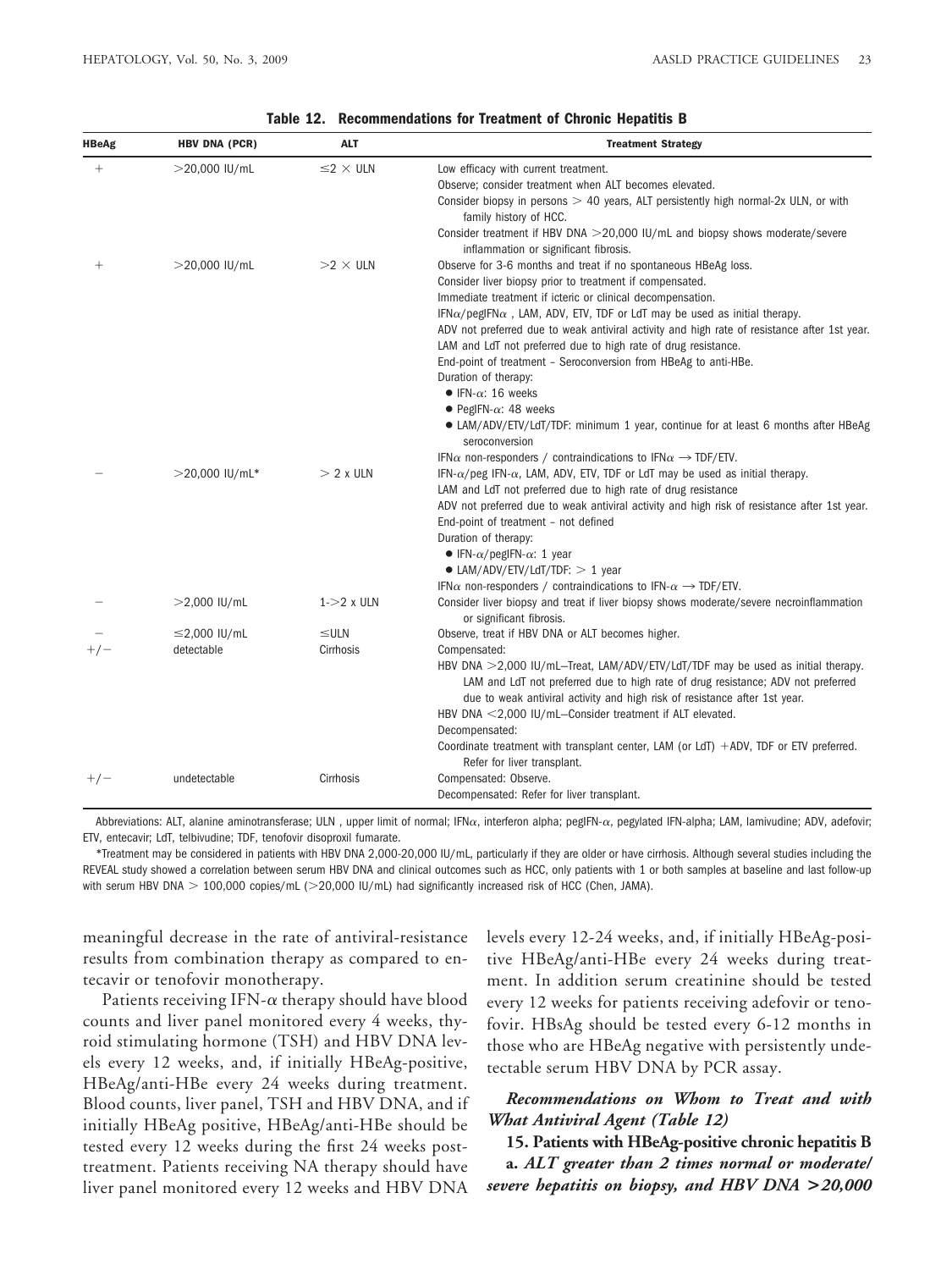**Table 12. Recommendations for Treatment of Chronic Hepatitis B**

| HBeAg | HBV DNA (PCR) | ALT | Treatment Strategy |
|---|---|---|---|
| + | >20,000 IU/mL | ≤2 × ULN | Low efficacy with current treatment.<br>Observe; consider treatment when ALT becomes elevated.<br>Consider biopsy in persons > 40 years, ALT persistently high normal-2x ULN, or with family history of HCC.<br>Consider treatment if HBV DNA >20,000 IU/mL and biopsy shows moderate/severe inflammation or significant fibrosis. |
| + | >20,000 IU/mL | >2 × ULN | Observe for 3-6 months and treat if no spontaneous HBeAg loss.<br>Consider liver biopsy prior to treatment if compensated.<br>Immediate treatment if icteric or clinical decompensation.<br>IFNα/pegIFNα , LAM, ADV, ETV, TDF or LdT may be used as initial therapy.<br>ADV not preferred due to weak antiviral activity and high rate of resistance after 1st year.<br>LAM and LdT not preferred due to high rate of drug resistance.<br>End-point of treatment – Seroconversion from HBeAg to anti-HBe.<br>Duration of therapy:<br>● IFN-α: 16 weeks<br>● PegIFN-α: 48 weeks<br>● LAM/ADV/ETV/LdT/TDF: minimum 1 year, continue for at least 6 months after HBeAg seroconversion<br>IFNα non-responders / contraindications to IFNα → TDF/ETV. |
| − | >20,000 IU/mL* | > 2 x ULN | IFN-α/peg IFN-α, LAM, ADV, ETV, TDF or LdT may be used as initial therapy.<br>LAM and LdT not preferred due to high rate of drug resistance<br>ADV not preferred due to weak antiviral activity and high risk of resistance after 1st year.<br>End-point of treatment – not defined<br>Duration of therapy:<br>● IFN-α/pegIFN-α: 1 year<br>● LAM/ADV/ETV/LdT/TDF: > 1 year<br>IFNα non-responders / contraindications to IFN-α → TDF/ETV. |
| − | >2,000 IU/mL | 1->2 x ULN | Consider liver biopsy and treat if liver biopsy shows moderate/severe necroinflammation or significant fibrosis. |
| − | ≤2,000 IU/mL | ≤ULN | Observe, treat if HBV DNA or ALT becomes higher. |
| +/− | detectable | Cirrhosis | Compensated:<br>HBV DNA >2,000 IU/mL—Treat, LAM/ADV/ETV/LdT/TDF may be used as initial therapy. LAM and LdT not preferred due to high rate of drug resistance; ADV not preferred due to weak antiviral activity and high risk of resistance after 1st year.<br>HBV DNA <2,000 IU/mL—Consider treatment if ALT elevated.<br>Decompensated:<br>Coordinate treatment with transplant center, LAM (or LdT) +ADV, TDF or ETV preferred. Refer for liver transplant. |
| +/− | undetectable | Cirrhosis | Compensated: Observe.<br>Decompensated: Refer for liver transplant. |

Abbreviations: ALT, alanine aminotransferase; ULN , upper limit of normal; IFNα, interferon alpha; pegIFN-α, pegylated IFN-alpha; LAM, lamivudine; ADV, adefovir; ETV, entecavir; LdT, telbivudine; TDF, tenofovir disoproxil fumarate.

*Treatment may be considered in patients with HBV DNA 2,000-20,000 IU/mL, particularly if they are older or have cirrhosis. Although several studies including the REVEAL study showed a correlation between serum HBV DNA and clinical outcomes such as HCC, only patients with 1 or both samples at baseline and last follow-up with serum HBV DNA > 100,000 copies/mL (>20,000 IU/mL) had significantly increased risk of HCC (Chen, JAMA).

meaningful decrease in the rate of antiviral-resistance results from combination therapy as compared to entecavir or tenofovir monotherapy.

Patients receiving IFN-α therapy should have blood counts and liver panel monitored every 4 weeks, thyroid stimulating hormone (TSH) and HBV DNA levels every 12 weeks, and, if initially HBeAg-positive, HBeAg/anti-HBe every 24 weeks during treatment. Blood counts, liver panel, TSH and HBV DNA, and if initially HBeAg positive, HBeAg/anti-HBe should be tested every 12 weeks during the first 24 weeks post-treatment. Patients receiving NA therapy should have liver panel monitored every 12 weeks and HBV DNA levels every 12-24 weeks, and, if initially HBeAg-positive HBeAg/anti-HBe every 24 weeks during treatment. In addition serum creatinine should be tested every 12 weeks for patients receiving adefovir or tenofovir. HBsAg should be tested every 6-12 months in those who are HBeAg negative with persistently undetectable serum HBV DNA by PCR assay.

### *Recommendations on Whom to Treat and with What Antiviral Agent (Table 12)*

**15. Patients with HBeAg-positive chronic hepatitis B**

**a.** ***ALT greater than 2 times normal or moderate/severe hepatitis on biopsy, and HBV DNA >20,000***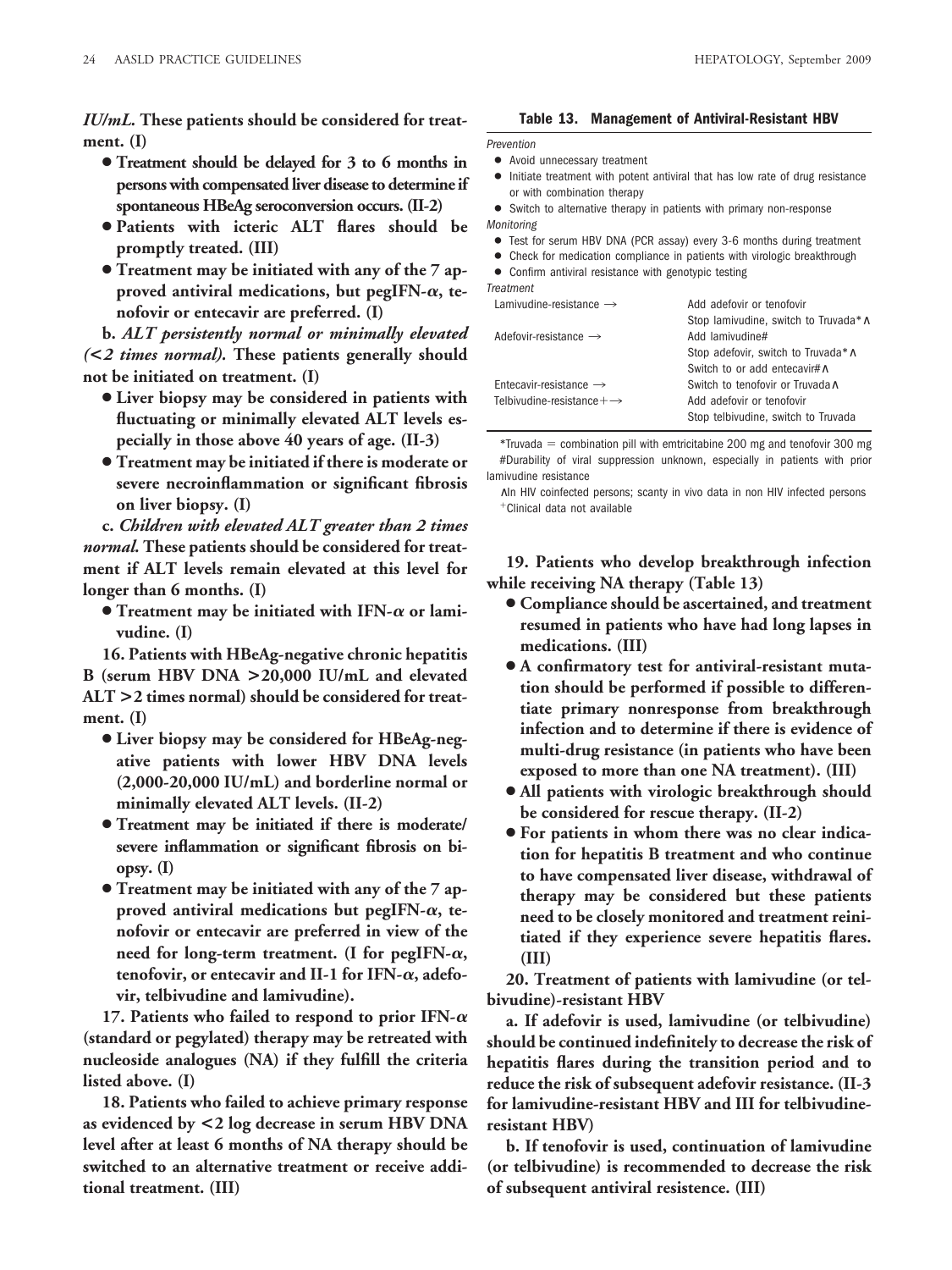***IU/mL*. These patients should be considered for treatment. (I)**

- **Treatment should be delayed for 3 to 6 months in persons with compensated liver disease to determine if spontaneous HBeAg seroconversion occurs. (II-2)**
- **Patients with icteric ALT flares should be promptly treated. (III)**
- **Treatment may be initiated with any of the 7 approved antiviral medications, but pegIFN-α, tenofovir or entecavir are preferred. (I)**

**b. *ALT persistently normal or minimally elevated (<2 times normal).* These patients generally should not be initiated on treatment. (I)**

- **Liver biopsy may be considered in patients with fluctuating or minimally elevated ALT levels especially in those above 40 years of age. (II-3)**
- **Treatment may be initiated if there is moderate or severe necroinflammation or significant fibrosis on liver biopsy. (I)**

**c. *Children with elevated ALT greater than 2 times normal.* These patients should be considered for treatment if ALT levels remain elevated at this level for longer than 6 months. (I)**

- **Treatment may be initiated with IFN-α or lamivudine. (I)**

**16. Patients with HBeAg-negative chronic hepatitis B (serum HBV DNA >20,000 IU/mL and elevated ALT >2 times normal) should be considered for treatment. (I)**

- **Liver biopsy may be considered for HBeAg-negative patients with lower HBV DNA levels (2,000-20,000 IU/mL) and borderline normal or minimally elevated ALT levels. (II-2)**
- **Treatment may be initiated if there is moderate/severe inflammation or significant fibrosis on biopsy. (I)**
- **Treatment may be initiated with any of the 7 approved antiviral medications but pegIFN-α, tenofovir or entecavir are preferred in view of the need for long-term treatment. (I for pegIFN-α, tenofovir, or entecavir and II-1 for IFN-α, adefovir, telbivudine and lamivudine).**

**17. Patients who failed to respond to prior IFN-α (standard or pegylated) therapy may be retreated with nucleoside analogues (NA) if they fulfill the criteria listed above. (I)**

**18. Patients who failed to achieve primary response as evidenced by <2 log decrease in serum HBV DNA level after at least 6 months of NA therapy should be switched to an alternative treatment or receive additional treatment. (III)**

**Table 13. Management of Antiviral-Resistant HBV**

*Prevention*

- Avoid unnecessary treatment
- Initiate treatment with potent antiviral that has low rate of drug resistance or with combination therapy
- Switch to alternative therapy in patients with primary non-response

*Monitoring*

- Test for serum HBV DNA (PCR assay) every 3-6 months during treatment
- Check for medication compliance in patients with virologic breakthrough
- Confirm antiviral resistance with genotypic testing

*Treatment*

| | |
|---|---|
| Lamivudine-resistance → | Add adefovir or tenofovir |
| | Stop lamivudine, switch to Truvada*∧ |
| Adefovir-resistance → | Add lamivudine# |
| | Stop adefovir, switch to Truvada*∧ |
| | Switch to or add entecavir#∧ |
| Entecavir-resistance → | Switch to tenofovir or Truvada∧ |
| Telbivudine-resistance+ → | Add adefovir or tenofovir |
| | Stop telbivudine, switch to Truvada |

*Truvada = combination pill with emtricitabine 200 mg and tenofovir 300 mg

#Durability of viral suppression unknown, especially in patients with prior lamivudine resistance

∧In HIV coinfected persons; scanty in vivo data in non HIV infected persons

+Clinical data not available

**19. Patients who develop breakthrough infection while receiving NA therapy (Table 13)**

- **Compliance should be ascertained, and treatment resumed in patients who have had long lapses in medications. (III)**
- **A confirmatory test for antiviral-resistant mutation should be performed if possible to differentiate primary nonresponse from breakthrough infection and to determine if there is evidence of multi-drug resistance (in patients who have been exposed to more than one NA treatment). (III)**
- **All patients with virologic breakthrough should be considered for rescue therapy. (II-2)**
- **For patients in whom there was no clear indication for hepatitis B treatment and who continue to have compensated liver disease, withdrawal of therapy may be considered but these patients need to be closely monitored and treatment reinitiated if they experience severe hepatitis flares. (III)**

**20. Treatment of patients with lamivudine (or telbivudine)-resistant HBV**

**a. If adefovir is used, lamivudine (or telbivudine) should be continued indefinitely to decrease the risk of hepatitis flares during the transition period and to reduce the risk of subsequent adefovir resistance. (II-3 for lamivudine-resistant HBV and III for telbivudine-resistant HBV)**

**b. If tenofovir is used, continuation of lamivudine (or telbivudine) is recommended to decrease the risk of subsequent antiviral resistence. (III)**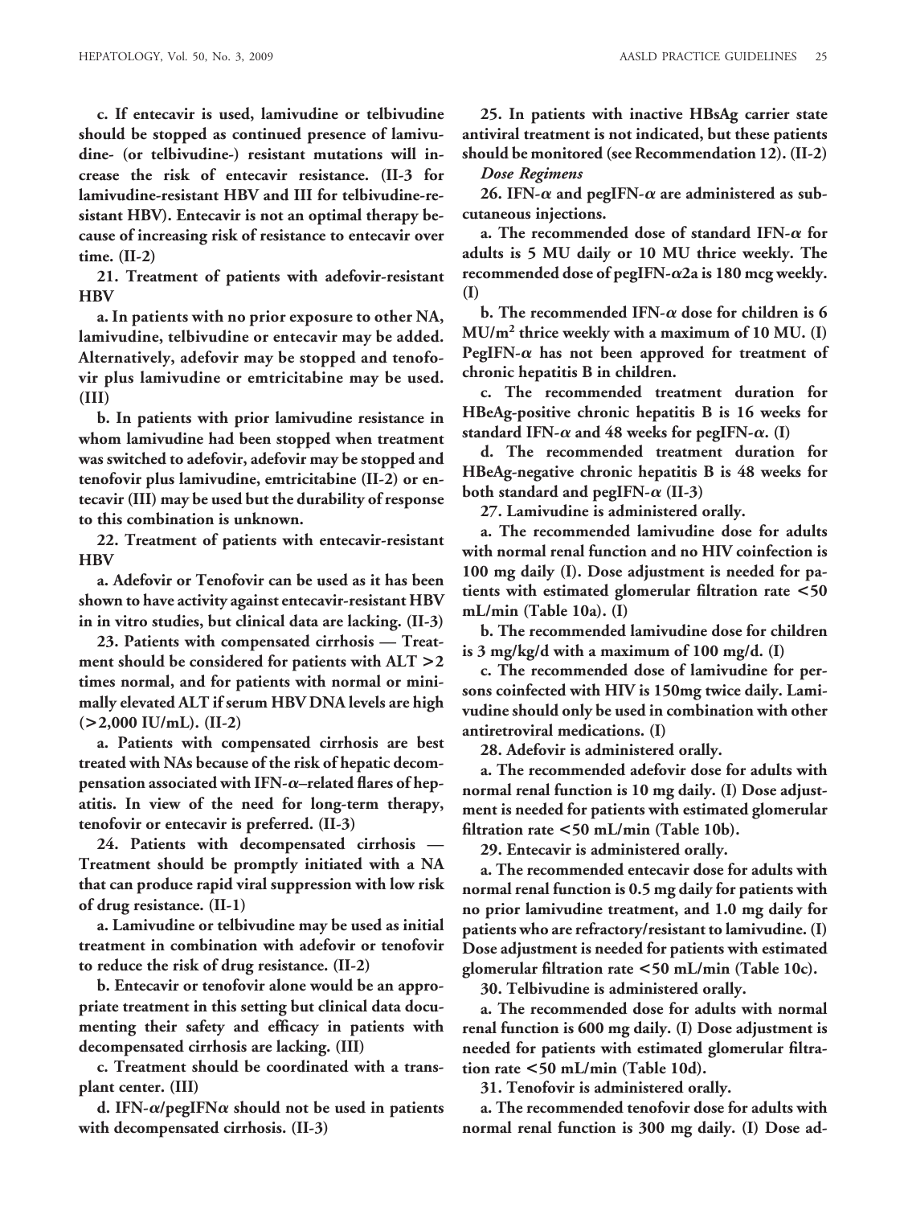**c. If entecavir is used, lamivudine or telbivudine should be stopped as continued presence of lamivudine- (or telbivudine-) resistant mutations will increase the risk of entecavir resistance. (II-3 for lamivudine-resistant HBV and III for telbivudine-resistant HBV). Entecavir is not an optimal therapy because of increasing risk of resistance to entecavir over time. (II-2)**

**21. Treatment of patients with adefovir-resistant HBV**

**a. In patients with no prior exposure to other NA, lamivudine, telbivudine or entecavir may be added. Alternatively, adefovir may be stopped and tenofovir plus lamivudine or emtricitabine may be used. (III)**

**b. In patients with prior lamivudine resistance in whom lamivudine had been stopped when treatment was switched to adefovir, adefovir may be stopped and tenofovir plus lamivudine, emtricitabine (II-2) or entecavir (III) may be used but the durability of response to this combination is unknown.**

**22. Treatment of patients with entecavir-resistant HBV**

**a. Adefovir or Tenofovir can be used as it has been shown to have activity against entecavir-resistant HBV in in vitro studies, but clinical data are lacking. (II-3)**

**23. Patients with compensated cirrhosis — Treatment should be considered for patients with ALT >2 times normal, and for patients with normal or minimally elevated ALT if serum HBV DNA levels are high (>2,000 IU/mL). (II-2)**

**a. Patients with compensated cirrhosis are best treated with NAs because of the risk of hepatic decompensation associated with IFN-α–related flares of hepatitis. In view of the need for long-term therapy, tenofovir or entecavir is preferred. (II-3)**

**24. Patients with decompensated cirrhosis — Treatment should be promptly initiated with a NA that can produce rapid viral suppression with low risk of drug resistance. (II-1)**

**a. Lamivudine or telbivudine may be used as initial treatment in combination with adefovir or tenofovir to reduce the risk of drug resistance. (II-2)**

**b. Entecavir or tenofovir alone would be an appropriate treatment in this setting but clinical data documenting their safety and efficacy in patients with decompensated cirrhosis are lacking. (III)**

**c. Treatment should be coordinated with a transplant center. (III)**

**d. IFN-α/pegIFNα should not be used in patients with decompensated cirrhosis. (II-3)**

**25. In patients with inactive HBsAg carrier state antiviral treatment is not indicated, but these patients should be monitored (see Recommendation 12). (II-2)**

***Dose Regimens***

**26. IFN-α and pegIFN-α are administered as subcutaneous injections.**

**a. The recommended dose of standard IFN-α for adults is 5 MU daily or 10 MU thrice weekly. The recommended dose of pegIFN-α2a is 180 mcg weekly. (I)**

**b. The recommended IFN-α dose for children is 6 MU/m$^2$ thrice weekly with a maximum of 10 MU. (I) PegIFN-α has not been approved for treatment of chronic hepatitis B in children.**

**c. The recommended treatment duration for HBeAg-positive chronic hepatitis B is 16 weeks for standard IFN-α and 48 weeks for pegIFN-α. (I)**

**d. The recommended treatment duration for HBeAg-negative chronic hepatitis B is 48 weeks for both standard and pegIFN-α (II-3)**

**27. Lamivudine is administered orally.**

**a. The recommended lamivudine dose for adults with normal renal function and no HIV coinfection is 100 mg daily (I). Dose adjustment is needed for patients with estimated glomerular filtration rate <50 mL/min (Table 10a). (I)**

**b. The recommended lamivudine dose for children is 3 mg/kg/d with a maximum of 100 mg/d. (I)**

**c. The recommended dose of lamivudine for persons coinfected with HIV is 150mg twice daily. Lamivudine should only be used in combination with other antiretroviral medications. (I)**

**28. Adefovir is administered orally.**

**a. The recommended adefovir dose for adults with normal renal function is 10 mg daily. (I) Dose adjustment is needed for patients with estimated glomerular filtration rate <50 mL/min (Table 10b).**

**29. Entecavir is administered orally.**

**a. The recommended entecavir dose for adults with normal renal function is 0.5 mg daily for patients with no prior lamivudine treatment, and 1.0 mg daily for patients who are refractory/resistant to lamivudine. (I) Dose adjustment is needed for patients with estimated glomerular filtration rate <50 mL/min (Table 10c).**

**30. Telbivudine is administered orally.**

**a. The recommended dose for adults with normal renal function is 600 mg daily. (I) Dose adjustment is needed for patients with estimated glomerular filtration rate <50 mL/min (Table 10d).**

**31. Tenofovir is administered orally.**

**a. The recommended tenofovir dose for adults with normal renal function is 300 mg daily. (I) Dose ad-**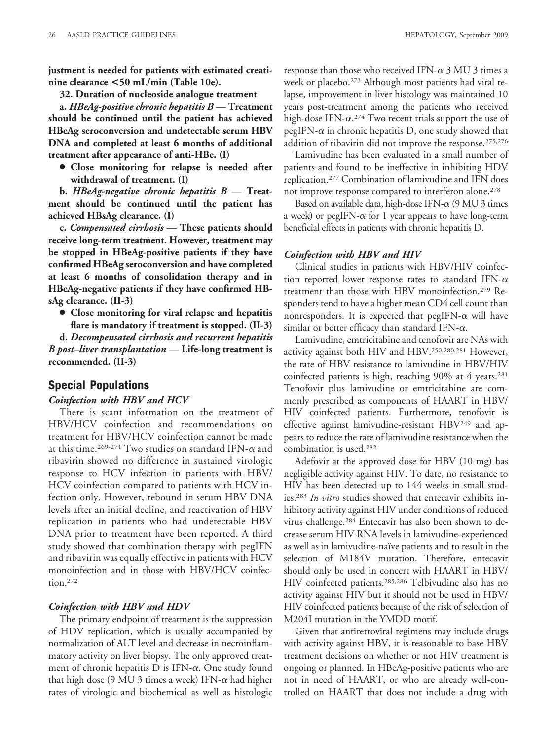**justment is needed for patients with estimated creatinine clearance <50 mL/min (Table 10e).**

**32. Duration of nucleoside analogue treatment**

**a.** ***HBeAg-positive chronic hepatitis B*** **— Treatment should be continued until the patient has achieved HBeAg seroconversion and undetectable serum HBV DNA and completed at least 6 months of additional treatment after appearance of anti-HBe. (I)**

- **Close monitoring for relapse is needed after withdrawal of treatment. (I)**

**b.** ***HBeAg-negative chronic hepatitis B*** **— Treatment should be continued until the patient has achieved HBsAg clearance. (I)**

**c.** ***Compensated cirrhosis*** **— These patients should receive long-term treatment. However, treatment may be stopped in HBeAg-positive patients if they have confirmed HBeAg seroconversion and have completed at least 6 months of consolidation therapy and in HBeAg-negative patients if they have confirmed HBsAg clearance. (II-3)**

- **Close monitoring for viral relapse and hepatitis flare is mandatory if treatment is stopped. (II-3)**

**d.** ***Decompensated cirrhosis and recurrent hepatitis B post–liver transplantation*** **— Life-long treatment is recommended. (II-3)**

## Special Populations

### *Coinfection with HBV and HCV*

There is scant information on the treatment of HBV/HCV coinfection and recommendations on treatment for HBV/HCV coinfection cannot be made at this time.[269-271] Two studies on standard IFN-$\alpha$ and ribavirin showed no difference in sustained virologic response to HCV infection in patients with HBV/HCV coinfection compared to patients with HCV infection only. However, rebound in serum HBV DNA levels after an initial decline, and reactivation of HBV replication in patients who had undetectable HBV DNA prior to treatment have been reported. A third study showed that combination therapy with pegIFN and ribavirin was equally effective in patients with HCV monoinfection and in those with HBV/HCV coinfection.[272]

### *Coinfection with HBV and HDV*

The primary endpoint of treatment is the suppression of HDV replication, which is usually accompanied by normalization of ALT level and decrease in necroinflammatory activity on liver biopsy. The only approved treatment of chronic hepatitis D is IFN-$\alpha$. One study found that high dose (9 MU 3 times a week) IFN-$\alpha$ had higher rates of virologic and biochemical as well as histologic response than those who received IFN-$\alpha$ 3 MU 3 times a week or placebo.[273] Although most patients had viral relapse, improvement in liver histology was maintained 10 years post-treatment among the patients who received high-dose IFN-$\alpha$.[274] Two recent trials support the use of pegIFN-$\alpha$ in chronic hepatitis D, one study showed that addition of ribavirin did not improve the response.[275,276]

Lamivudine has been evaluated in a small number of patients and found to be ineffective in inhibiting HDV replication.[277] Combination of lamivudine and IFN does not improve response compared to interferon alone.[278]

Based on available data, high-dose IFN-$\alpha$ (9 MU 3 times a week) or pegIFN-$\alpha$ for 1 year appears to have long-term beneficial effects in patients with chronic hepatitis D.

### *Coinfection with HBV and HIV*

Clinical studies in patients with HBV/HIV coinfection reported lower response rates to standard IFN-$\alpha$ treatment than those with HBV monoinfection.[279] Responders tend to have a higher mean CD4 cell count than nonresponders. It is expected that pegIFN-$\alpha$ will have similar or better efficacy than standard IFN-$\alpha$.

Lamivudine, emtricitabine and tenofovir are NAs with activity against both HIV and HBV.[250,280,281] However, the rate of HBV resistance to lamivudine in HBV/HIV coinfected patients is high, reaching 90% at 4 years.[281] Tenofovir plus lamivudine or emtricitabine are commonly prescribed as components of HAART in HBV/HIV coinfected patients. Furthermore, tenofovir is effective against lamivudine-resistant HBV[249] and appears to reduce the rate of lamivudine resistance when the combination is used.[282]

Adefovir at the approved dose for HBV (10 mg) has negligible activity against HIV. To date, no resistance to HIV has been detected up to 144 weeks in small studies.[283] *In vitro* studies showed that entecavir exhibits inhibitory activity against HIV under conditions of reduced virus challenge.[284] Entecavir has also been shown to decrease serum HIV RNA levels in lamivudine-experienced as well as in lamivudine-naïve patients and to result in the selection of M184V mutation. Therefore, entecavir should only be used in concert with HAART in HBV/HIV coinfected patients.[285,286] Telbivudine also has no activity against HIV but it should not be used in HBV/HIV coinfected patients because of the risk of selection of M204I mutation in the YMDD motif.

Given that antiretroviral regimens may include drugs with activity against HBV, it is reasonable to base HBV treatment decisions on whether or not HIV treatment is ongoing or planned. In HBeAg-positive patients who are not in need of HAART, or who are already well-controlled on HAART that does not include a drug with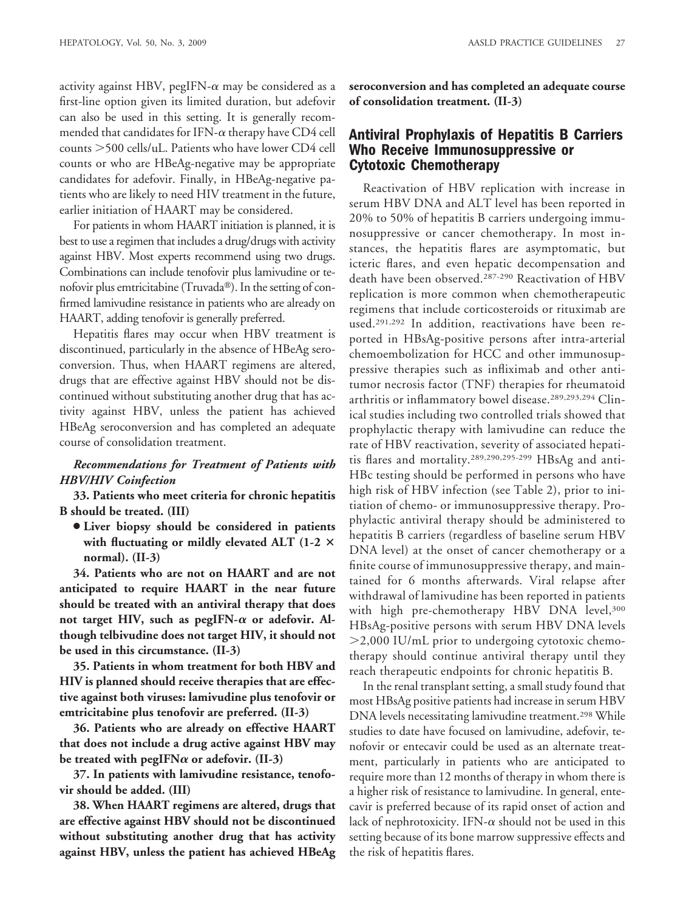activity against HBV, pegIFN-$\alpha$ may be considered as a first-line option given its limited duration, but adefovir can also be used in this setting. It is generally recommended that candidates for IFN-$\alpha$ therapy have CD4 cell counts >500 cells/uL. Patients who have lower CD4 cell counts or who are HBeAg-negative may be appropriate candidates for adefovir. Finally, in HBeAg-negative patients who are likely to need HIV treatment in the future, earlier initiation of HAART may be considered.

For patients in whom HAART initiation is planned, it is best to use a regimen that includes a drug/drugs with activity against HBV. Most experts recommend using two drugs. Combinations can include tenofovir plus lamivudine or tenofovir plus emtricitabine (Truvada®). In the setting of confirmed lamivudine resistance in patients who are already on HAART, adding tenofovir is generally preferred.

Hepatitis flares may occur when HBV treatment is discontinued, particularly in the absence of HBeAg seroconversion. Thus, when HAART regimens are altered, drugs that are effective against HBV should not be discontinued without substituting another drug that has activity against HBV, unless the patient has achieved HBeAg seroconversion and has completed an adequate course of consolidation treatment.

***Recommendations for Treatment of Patients with HBV/HIV Coinfection***

**33. Patients who meet criteria for chronic hepatitis B should be treated. (III)**

- **Liver biopsy should be considered in patients with fluctuating or mildly elevated ALT (1-2 × normal). (II-3)**

**34. Patients who are not on HAART and are not anticipated to require HAART in the near future should be treated with an antiviral therapy that does not target HIV, such as pegIFN-$\alpha$ or adefovir. Although telbivudine does not target HIV, it should not be used in this circumstance. (II-3)**

**35. Patients in whom treatment for both HBV and HIV is planned should receive therapies that are effective against both viruses: lamivudine plus tenofovir or emtricitabine plus tenofovir are preferred. (II-3)**

**36. Patients who are already on effective HAART that does not include a drug active against HBV may be treated with pegIFN$\alpha$ or adefovir. (II-3)**

**37. In patients with lamivudine resistance, tenofovir should be added. (III)**

**38. When HAART regimens are altered, drugs that are effective against HBV should not be discontinued without substituting another drug that has activity against HBV, unless the patient has achieved HBeAg seroconversion and has completed an adequate course of consolidation treatment. (II-3)**

## Antiviral Prophylaxis of Hepatitis B Carriers Who Receive Immunosuppressive or Cytotoxic Chemotherapy

Reactivation of HBV replication with increase in serum HBV DNA and ALT level has been reported in 20% to 50% of hepatitis B carriers undergoing immunosuppressive or cancer chemotherapy. In most instances, the hepatitis flares are asymptomatic, but icteric flares, and even hepatic decompensation and death have been observed.[287-290] Reactivation of HBV replication is more common when chemotherapeutic regimens that include corticosteroids or rituximab are used.[291,292] In addition, reactivations have been reported in HBsAg-positive persons after intra-arterial chemoembolization for HCC and other immunosuppressive therapies such as infliximab and other anti-tumor necrosis factor (TNF) therapies for rheumatoid arthritis or inflammatory bowel disease.[289,293,294] Clinical studies including two controlled trials showed that prophylactic therapy with lamivudine can reduce the rate of HBV reactivation, severity of associated hepatitis flares and mortality.[289,290,295-299] HBsAg and anti-HBc testing should be performed in persons who have high risk of HBV infection (see Table 2), prior to initiation of chemo- or immunosuppressive therapy. Prophylactic antiviral therapy should be administered to hepatitis B carriers (regardless of baseline serum HBV DNA level) at the onset of cancer chemotherapy or a finite course of immunosuppressive therapy, and maintained for 6 months afterwards. Viral relapse after withdrawal of lamivudine has been reported in patients with high pre-chemotherapy HBV DNA level,[300] HBsAg-positive persons with serum HBV DNA levels >2,000 IU/mL prior to undergoing cytotoxic chemotherapy should continue antiviral therapy until they reach therapeutic endpoints for chronic hepatitis B.

In the renal transplant setting, a small study found that most HBsAg positive patients had increase in serum HBV DNA levels necessitating lamivudine treatment.[298] While studies to date have focused on lamivudine, adefovir, tenofovir or entecavir could be used as an alternate treatment, particularly in patients who are anticipated to require more than 12 months of therapy in whom there is a higher risk of resistance to lamivudine. In general, entecavir is preferred because of its rapid onset of action and lack of nephrotoxicity. IFN-$\alpha$ should not be used in this setting because of its bone marrow suppressive effects and the risk of hepatitis flares.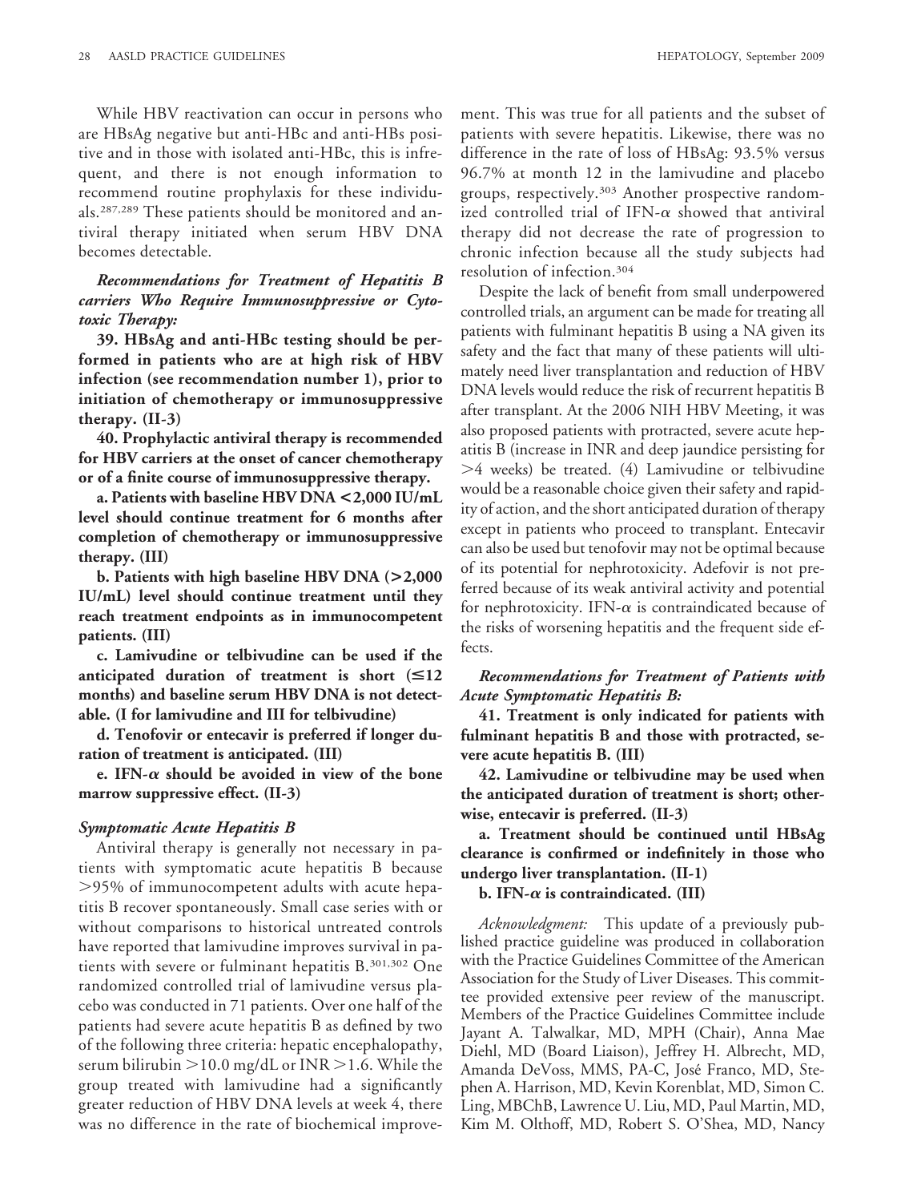While HBV reactivation can occur in persons who are HBsAg negative but anti-HBc and anti-HBs positive and in those with isolated anti-HBc, this is infrequent, and there is not enough information to recommend routine prophylaxis for these individuals.[287,289] These patients should be monitored and antiviral therapy initiated when serum HBV DNA becomes detectable.

***Recommendations for Treatment of Hepatitis B carriers Who Require Immunosuppressive or Cytotoxic Therapy:***

**39. HBsAg and anti-HBc testing should be performed in patients who are at high risk of HBV infection (see recommendation number 1), prior to initiation of chemotherapy or immunosuppressive therapy. (II-3)**

**40. Prophylactic antiviral therapy is recommended for HBV carriers at the onset of cancer chemotherapy or of a finite course of immunosuppressive therapy.**

**a. Patients with baseline HBV DNA <2,000 IU/mL level should continue treatment for 6 months after completion of chemotherapy or immunosuppressive therapy. (III)**

**b. Patients with high baseline HBV DNA (>2,000 IU/mL) level should continue treatment until they reach treatment endpoints as in immunocompetent patients. (III)**

**c. Lamivudine or telbivudine can be used if the anticipated duration of treatment is short (≤12 months) and baseline serum HBV DNA is not detectable. (I for lamivudine and III for telbivudine)**

**d. Tenofovir or entecavir is preferred if longer duration of treatment is anticipated. (III)**

**e. IFN-α should be avoided in view of the bone marrow suppressive effect. (II-3)**

### *Symptomatic Acute Hepatitis B*

Antiviral therapy is generally not necessary in patients with symptomatic acute hepatitis B because >95% of immunocompetent adults with acute hepatitis B recover spontaneously. Small case series with or without comparisons to historical untreated controls have reported that lamivudine improves survival in patients with severe or fulminant hepatitis B.[301,302] One randomized controlled trial of lamivudine versus placebo was conducted in 71 patients. Over one half of the patients had severe acute hepatitis B as defined by two of the following three criteria: hepatic encephalopathy, serum bilirubin >10.0 mg/dL or INR >1.6. While the group treated with lamivudine had a significantly greater reduction of HBV DNA levels at week 4, there was no difference in the rate of biochemical improvement. This was true for all patients and the subset of patients with severe hepatitis. Likewise, there was no difference in the rate of loss of HBsAg: 93.5% versus 96.7% at month 12 in the lamivudine and placebo groups, respectively.[303] Another prospective randomized controlled trial of IFN-α showed that antiviral therapy did not decrease the rate of progression to chronic infection because all the study subjects had resolution of infection.[304]

Despite the lack of benefit from small underpowered controlled trials, an argument can be made for treating all patients with fulminant hepatitis B using a NA given its safety and the fact that many of these patients will ultimately need liver transplantation and reduction of HBV DNA levels would reduce the risk of recurrent hepatitis B after transplant. At the 2006 NIH HBV Meeting, it was also proposed patients with protracted, severe acute hepatitis B (increase in INR and deep jaundice persisting for >4 weeks) be treated. (4) Lamivudine or telbivudine would be a reasonable choice given their safety and rapidity of action, and the short anticipated duration of therapy except in patients who proceed to transplant. Entecavir can also be used but tenofovir may not be optimal because of its potential for nephrotoxicity. Adefovir is not preferred because of its weak antiviral activity and potential for nephrotoxicity. IFN-α is contraindicated because of the risks of worsening hepatitis and the frequent side effects.

***Recommendations for Treatment of Patients with Acute Symptomatic Hepatitis B:***

**41. Treatment is only indicated for patients with fulminant hepatitis B and those with protracted, severe acute hepatitis B. (III)**

**42. Lamivudine or telbivudine may be used when the anticipated duration of treatment is short; otherwise, entecavir is preferred. (II-3)**

**a. Treatment should be continued until HBsAg clearance is confirmed or indefinitely in those who undergo liver transplantation. (II-1)**

**b. IFN-α is contraindicated. (III)**

*Acknowledgment:* This update of a previously published practice guideline was produced in collaboration with the Practice Guidelines Committee of the American Association for the Study of Liver Diseases. This committee provided extensive peer review of the manuscript. Members of the Practice Guidelines Committee include Jayant A. Talwalkar, MD, MPH (Chair), Anna Mae Diehl, MD (Board Liaison), Jeffrey H. Albrecht, MD, Amanda DeVoss, MMS, PA-C, José Franco, MD, Stephen A. Harrison, MD, Kevin Korenblat, MD, Simon C. Ling, MBChB, Lawrence U. Liu, MD, Paul Martin, MD, Kim M. Olthoff, MD, Robert S. O'Shea, MD, Nancy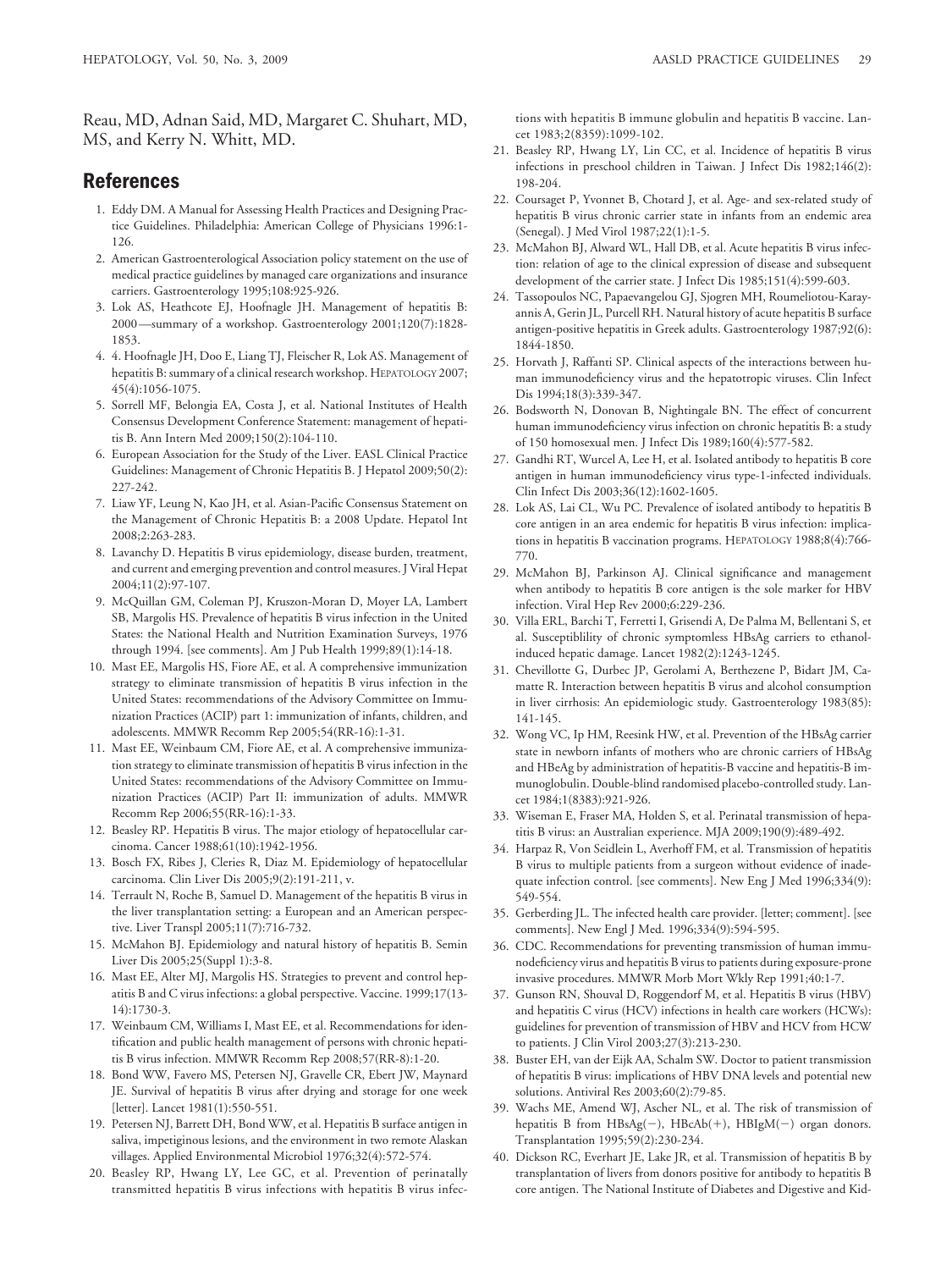Reau, MD, Adnan Said, MD, Margaret C. Shuhart, MD, MS, and Kerry N. Whitt, MD.

## References

1. Eddy DM. A Manual for Assessing Health Practices and Designing Practice Guidelines. Philadelphia: American College of Physicians 1996:1-126.
2. American Gastroenterological Association policy statement on the use of medical practice guidelines by managed care organizations and insurance carriers. Gastroenterology 1995;108:925-926.
3. Lok AS, Heathcote EJ, Hoofnagle JH. Management of hepatitis B: 2000—summary of a workshop. Gastroenterology 2001;120(7):1828-1853.
4. 4. Hoofnagle JH, Doo E, Liang TJ, Fleischer R, Lok AS. Management of hepatitis B: summary of a clinical research workshop. HEPATOLOGY 2007; 45(4):1056-1075.
5. Sorrell MF, Belongia EA, Costa J, et al. National Institutes of Health Consensus Development Conference Statement: management of hepatitis B. Ann Intern Med 2009;150(2):104-110.
6. European Association for the Study of the Liver. EASL Clinical Practice Guidelines: Management of Chronic Hepatitis B. J Hepatol 2009;50(2): 227-242.
7. Liaw YF, Leung N, Kao JH, et al. Asian-Pacific Consensus Statement on the Management of Chronic Hepatitis B: a 2008 Update. Hepatol Int 2008;2:263-283.
8. Lavanchy D. Hepatitis B virus epidemiology, disease burden, treatment, and current and emerging prevention and control measures. J Viral Hepat 2004;11(2):97-107.
9. McQuillan GM, Coleman PJ, Kruszon-Moran D, Moyer LA, Lambert SB, Margolis HS. Prevalence of hepatitis B virus infection in the United States: the National Health and Nutrition Examination Surveys, 1976 through 1994. [see comments]. Am J Pub Health 1999;89(1):14-18.
10. Mast EE, Margolis HS, Fiore AE, et al. A comprehensive immunization strategy to eliminate transmission of hepatitis B virus infection in the United States: recommendations of the Advisory Committee on Immunization Practices (ACIP) part 1: immunization of infants, children, and adolescents. MMWR Recomm Rep 2005;54(RR-16):1-31.
11. Mast EE, Weinbaum CM, Fiore AE, et al. A comprehensive immunization strategy to eliminate transmission of hepatitis B virus infection in the United States: recommendations of the Advisory Committee on Immunization Practices (ACIP) Part II: immunization of adults. MMWR Recomm Rep 2006;55(RR-16):1-33.
12. Beasley RP. Hepatitis B virus. The major etiology of hepatocellular carcinoma. Cancer 1988;61(10):1942-1956.
13. Bosch FX, Ribes J, Cleries R, Diaz M. Epidemiology of hepatocellular carcinoma. Clin Liver Dis 2005;9(2):191-211, v.
14. Terrault N, Roche B, Samuel D. Management of the hepatitis B virus in the liver transplantation setting: a European and an American perspective. Liver Transpl 2005;11(7):716-732.
15. McMahon BJ. Epidemiology and natural history of hepatitis B. Semin Liver Dis 2005;25(Suppl 1):3-8.
16. Mast EE, Alter MJ, Margolis HS. Strategies to prevent and control hepatitis B and C virus infections: a global perspective. Vaccine. 1999;17(13-14):1730-3.
17. Weinbaum CM, Williams I, Mast EE, et al. Recommendations for identification and public health management of persons with chronic hepatitis B virus infection. MMWR Recomm Rep 2008;57(RR-8):1-20.
18. Bond WW, Favero MS, Petersen NJ, Gravelle CR, Ebert JW, Maynard JE. Survival of hepatitis B virus after drying and storage for one week [letter]. Lancet 1981(1):550-551.
19. Petersen NJ, Barrett DH, Bond WW, et al. Hepatitis B surface antigen in saliva, impetiginous lesions, and the environment in two remote Alaskan villages. Applied Environmental Microbiol 1976;32(4):572-574.
20. Beasley RP, Hwang LY, Lee GC, et al. Prevention of perinatally transmitted hepatitis B virus infections with hepatitis B virus infections with hepatitis B immune globulin and hepatitis B vaccine. Lancet 1983;2(8359):1099-102.
21. Beasley RP, Hwang LY, Lin CC, et al. Incidence of hepatitis B virus infections in preschool children in Taiwan. J Infect Dis 1982;146(2): 198-204.
22. Coursaget P, Yvonnet B, Chotard J, et al. Age- and sex-related study of hepatitis B virus chronic carrier state in infants from an endemic area (Senegal). J Med Virol 1987;22(1):1-5.
23. McMahon BJ, Alward WL, Hall DB, et al. Acute hepatitis B virus infection: relation of age to the clinical expression of disease and subsequent development of the carrier state. J Infect Dis 1985;151(4):599-603.
24. Tassopoulos NC, Papaevangelou GJ, Sjogren MH, Roumeliotou-Karayannis A, Gerin JL, Purcell RH. Natural history of acute hepatitis B surface antigen-positive hepatitis in Greek adults. Gastroenterology 1987;92(6): 1844-1850.
25. Horvath J, Raffanti SP. Clinical aspects of the interactions between human immunodeficiency virus and the hepatotropic viruses. Clin Infect Dis 1994;18(3):339-347.
26. Bodsworth N, Donovan B, Nightingale BN. The effect of concurrent human immunodeficiency virus infection on chronic hepatitis B: a study of 150 homosexual men. J Infect Dis 1989;160(4):577-582.
27. Gandhi RT, Wurcel A, Lee H, et al. Isolated antibody to hepatitis B core antigen in human immunodeficiency virus type-1-infected individuals. Clin Infect Dis 2003;36(12):1602-1605.
28. Lok AS, Lai CL, Wu PC. Prevalence of isolated antibody to hepatitis B core antigen in an area endemic for hepatitis B virus infection: implications in hepatitis B vaccination programs. HEPATOLOGY 1988;8(4):766-770.
29. McMahon BJ, Parkinson AJ. Clinical significance and management when antibody to hepatitis B core antigen is the sole marker for HBV infection. Viral Hep Rev 2000;6:229-236.
30. Villa ERL, Barchi T, Ferretti I, Grisendi A, De Palma M, Bellentani S, et al. Susceptiblility of chronic symptomless HBsAg carriers to ethanol-induced hepatic damage. Lancet 1982(2):1243-1245.
31. Chevillotte G, Durbec JP, Gerolami A, Berthezene P, Bidart JM, Camatte R. Interaction between hepatitis B virus and alcohol consumption in liver cirrhosis: An epidemiologic study. Gastroenterology 1983(85): 141-145.
32. Wong VC, Ip HM, Reesink HW, et al. Prevention of the HBsAg carrier state in newborn infants of mothers who are chronic carriers of HBsAg and HBeAg by administration of hepatitis-B vaccine and hepatitis-B immunoglobulin. Double-blind randomised placebo-controlled study. Lancet 1984;1(8383):921-926.
33. Wiseman E, Fraser MA, Holden S, et al. Perinatal transmission of hepatitis B virus: an Australian experience. MJA 2009;190(9):489-492.
34. Harpaz R, Von Seidlein L, Averhoff FM, et al. Transmission of hepatitis B virus to multiple patients from a surgeon without evidence of inadequate infection control. [see comments]. New Eng J Med 1996;334(9): 549-554.
35. Gerberding JL. The infected health care provider. [letter; comment]. [see comments]. New Engl J Med. 1996;334(9):594-595.
36. CDC. Recommendations for preventing transmission of human immunodeficiency virus and hepatitis B virus to patients during exposure-prone invasive procedures. MMWR Morb Mort Wkly Rep 1991;40:1-7.
37. Gunson RN, Shouval D, Roggendorf M, et al. Hepatitis B virus (HBV) and hepatitis C virus (HCV) infections in health care workers (HCWs): guidelines for prevention of transmission of HBV and HCV from HCW to patients. J Clin Virol 2003;27(3):213-230.
38. Buster EH, van der Eijk AA, Schalm SW. Doctor to patient transmission of hepatitis B virus: implications of HBV DNA levels and potential new solutions. Antiviral Res 2003;60(2):79-85.
39. Wachs ME, Amend WJ, Ascher NL, et al. The risk of transmission of hepatitis B from HBsAg(−), HBcAb(+), HBIgM(−) organ donors. Transplantation 1995;59(2):230-234.
40. Dickson RC, Everhart JE, Lake JR, et al. Transmission of hepatitis B by transplantation of livers from donors positive for antibody to hepatitis B core antigen. The National Institute of Diabetes and Digestive and Kid-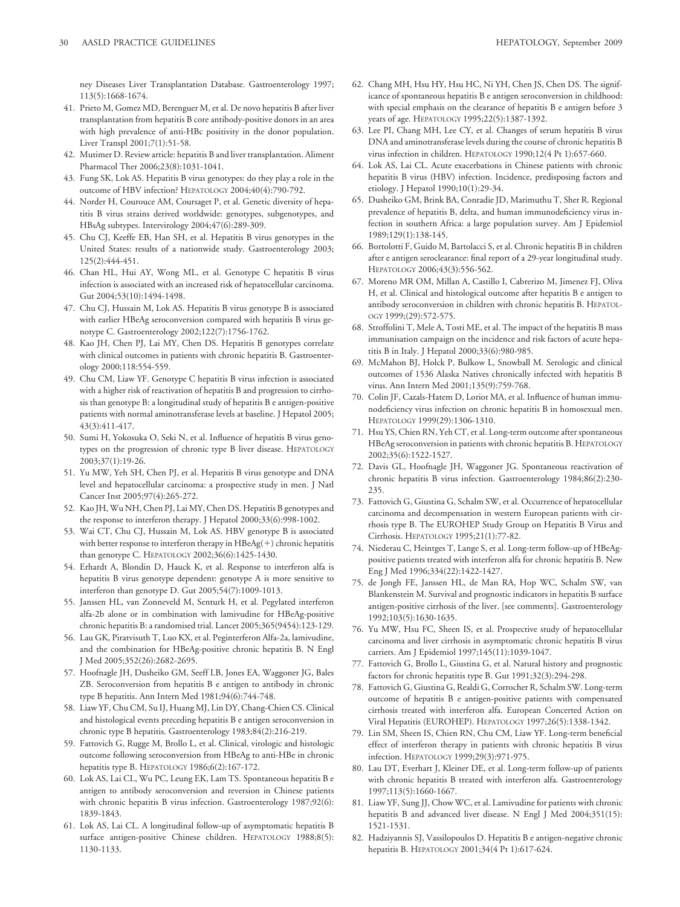ney Diseases Liver Transplantation Database. Gastroenterology 1997; 113(5):1668-1674.

41. Prieto M, Gomez MD, Berenguer M, et al. De novo hepatitis B after liver transplantation from hepatitis B core antibody-positive donors in an area with high prevalence of anti-HBc positivity in the donor population. Liver Transpl 2001;7(1):51-58.
42. Mutimer D. Review article: hepatitis B and liver transplantation. Aliment Pharmacol Ther 2006;23(8):1031-1041.
43. Fung SK, Lok AS. Hepatitis B virus genotypes: do they play a role in the outcome of HBV infection? HEPATOLOGY 2004;40(4):790-792.
44. Norder H, Courouce AM, Coursaget P, et al. Genetic diversity of hepatitis B virus strains derived worldwide: genotypes, subgenotypes, and HBsAg subtypes. Intervirology 2004;47(6):289-309.
45. Chu CJ, Keeffe EB, Han SH, et al. Hepatitis B virus genotypes in the United States: results of a nationwide study. Gastroenterology 2003; 125(2):444-451.
46. Chan HL, Hui AY, Wong ML, et al. Genotype C hepatitis B virus infection is associated with an increased risk of hepatocellular carcinoma. Gut 2004;53(10):1494-1498.
47. Chu CJ, Hussain M, Lok AS. Hepatitis B virus genotype B is associated with earlier HBeAg seroconversion compared with hepatitis B virus genotype C. Gastroenterology 2002;122(7):1756-1762.
48. Kao JH, Chen PJ, Lai MY, Chen DS. Hepatitis B genotypes correlate with clinical outcomes in patients with chronic hepatitis B. Gastroenterology 2000;118:554-559.
49. Chu CM, Liaw YF. Genotype C hepatitis B virus infection is associated with a higher risk of reactivation of hepatitis B and progression to cirrhosis than genotype B: a longitudinal study of hepatitis B e antigen-positive patients with normal aminotransferase levels at baseline. J Hepatol 2005; 43(3):411-417.
50. Sumi H, Yokosuka O, Seki N, et al. Influence of hepatitis B virus genotypes on the progression of chronic type B liver disease. HEPATOLOGY 2003;37(1):19-26.
51. Yu MW, Yeh SH, Chen PJ, et al. Hepatitis B virus genotype and DNA level and hepatocellular carcinoma: a prospective study in men. J Natl Cancer Inst 2005;97(4):265-272.
52. Kao JH, Wu NH, Chen PJ, Lai MY, Chen DS. Hepatitis B genotypes and the response to interferon therapy. J Hepatol 2000;33(6):998-1002.
53. Wai CT, Chu CJ, Hussain M, Lok AS. HBV genotype B is associated with better response to interferon therapy in HBeAg(+) chronic hepatitis than genotype C. HEPATOLOGY 2002;36(6):1425-1430.
54. Erhardt A, Blondin D, Hauck K, et al. Response to interferon alfa is hepatitis B virus genotype dependent: genotype A is more sensitive to interferon than genotype D. Gut 2005;54(7):1009-1013.
55. Janssen HL, van Zonneveld M, Senturk H, et al. Pegylated interferon alfa-2b alone or in combination with lamivudine for HBeAg-positive chronic hepatitis B: a randomised trial. Lancet 2005;365(9454):123-129.
56. Lau GK, Piratvisuth T, Luo KX, et al. Peginterferon Alfa-2a, lamivudine, and the combination for HBeAg-positive chronic hepatitis B. N Engl J Med 2005;352(26):2682-2695.
57. Hoofnagle JH, Dusheiko GM, Seeff LB, Jones EA, Waggoner JG, Bales ZB. Seroconversion from hepatitis B e antigen to antibody in chronic type B hepatitis. Ann Intern Med 1981;94(6):744-748.
58. Liaw YF, Chu CM, Su IJ, Huang MJ, Lin DY, Chang-Chien CS. Clinical and histological events preceding hepatitis B e antigen seroconversion in chronic type B hepatitis. Gastroenterology 1983;84(2):216-219.
59. Fattovich G, Rugge M, Brollo L, et al. Clinical, virologic and histologic outcome following seroconversion from HBeAg to anti-HBe in chronic hepatitis type B. HEPATOLOGY 1986;6(2):167-172.
60. Lok AS, Lai CL, Wu PC, Leung EK, Lam TS. Spontaneous hepatitis B e antigen to antibody seroconversion and reversion in Chinese patients with chronic hepatitis B virus infection. Gastroenterology 1987;92(6): 1839-1843.
61. Lok AS, Lai CL. A longitudinal follow-up of asymptomatic hepatitis B surface antigen-positive Chinese children. HEPATOLOGY 1988;8(5): 1130-1133.
62. Chang MH, Hsu HY, Hsu HC, Ni YH, Chen JS, Chen DS. The significance of spontaneous hepatitis B e antigen seroconversion in childhood: with special emphasis on the clearance of hepatitis B e antigen before 3 years of age. HEPATOLOGY 1995;22(5):1387-1392.
63. Lee PI, Chang MH, Lee CY, et al. Changes of serum hepatitis B virus DNA and aminotransferase levels during the course of chronic hepatitis B virus infection in children. HEPATOLOGY 1990;12(4 Pt 1):657-660.
64. Lok AS, Lai CL. Acute exacerbations in Chinese patients with chronic hepatitis B virus (HBV) infection. Incidence, predisposing factors and etiology. J Hepatol 1990;10(1):29-34.
65. Dusheiko GM, Brink BA, Conradie JD, Marimuthu T, Sher R. Regional prevalence of hepatitis B, delta, and human immunodeficiency virus infection in southern Africa: a large population survey. Am J Epidemiol 1989;129(1):138-145.
66. Bortolotti F, Guido M, Bartolacci S, et al. Chronic hepatitis B in children after e antigen seroclearance: final report of a 29-year longitudinal study. HEPATOLOGY 2006;43(3):556-562.
67. Moreno MR OM, Millan A, Castillo I, Cabrerizo M, Jimenez FJ, Oliva H, et al. Clinical and histological outcome after hepatitis B e antigen to antibody seroconversion in children with chronic hepatitis B. HEPATOLOGY 1999;(29):572-575.
68. Stroffolini T, Mele A, Tosti ME, et al. The impact of the hepatitis B mass immunisation campaign on the incidence and risk factors of acute hepatitis B in Italy. J Hepatol 2000;33(6):980-985.
69. McMahon BJ, Holck P, Bulkow L, Snowball M. Serologic and clinical outcomes of 1536 Alaska Natives chronically infected with hepatitis B virus. Ann Intern Med 2001;135(9):759-768.
70. Colin JF, Cazals-Hatem D, Loriot MA, et al. Influence of human immunodeficiency virus infection on chronic hepatitis B in homosexual men. HEPATOLOGY 1999(29):1306-1310.
71. Hsu YS, Chien RN, Yeh CT, et al. Long-term outcome after spontaneous HBeAg seroconversion in patients with chronic hepatitis B. HEPATOLOGY 2002;35(6):1522-1527.
72. Davis GL, Hoofnagle JH, Waggoner JG. Spontaneous reactivation of chronic hepatitis B virus infection. Gastroenterology 1984;86(2):230-235.
73. Fattovich G, Giustina G, Schalm SW, et al. Occurrence of hepatocellular carcinoma and decompensation in western European patients with cirrhosis type B. The EUROHEP Study Group on Hepatitis B Virus and Cirrhosis. HEPATOLOGY 1995;21(1):77-82.
74. Niederau C, Heintges T, Lange S, et al. Long-term follow-up of HBeAg-positive patients treated with interferon alfa for chronic hepatitis B. New Eng J Med 1996;334(22):1422-1427.
75. de Jongh FE, Janssen HL, de Man RA, Hop WC, Schalm SW, van Blankenstein M. Survival and prognostic indicators in hepatitis B surface antigen-positive cirrhosis of the liver. [see comments]. Gastroenterology 1992;103(5):1630-1635.
76. Yu MW, Hsu FC, Sheen IS, et al. Prospective study of hepatocellular carcinoma and liver cirrhosis in asymptomatic chronic hepatitis B virus carriers. Am J Epidemiol 1997;145(11):1039-1047.
77. Fattovich G, Brollo L, Giustina G, et al. Natural history and prognostic factors for chronic hepatitis type B. Gut 1991;32(3):294-298.
78. Fattovich G, Giustina G, Realdi G, Corrocher R, Schalm SW. Long-term outcome of hepatitis B e antigen-positive patients with compensated cirrhosis treated with interferon alfa. European Concerted Action on Viral Hepatitis (EUROHEP). HEPATOLOGY 1997;26(5):1338-1342.
79. Lin SM, Sheen IS, Chien RN, Chu CM, Liaw YF. Long-term beneficial effect of interferon therapy in patients with chronic hepatitis B virus infection. HEPATOLOGY 1999;29(3):971-975.
80. Lau DT, Everhart J, Kleiner DE, et al. Long-term follow-up of patients with chronic hepatitis B treated with interferon alfa. Gastroenterology 1997;113(5):1660-1667.
81. Liaw YF, Sung JJ, Chow WC, et al. Lamivudine for patients with chronic hepatitis B and advanced liver disease. N Engl J Med 2004;351(15): 1521-1531.
82. Hadziyannis SJ, Vassilopoulos D. Hepatitis B e antigen-negative chronic hepatitis B. HEPATOLOGY 2001;34(4 Pt 1):617-624.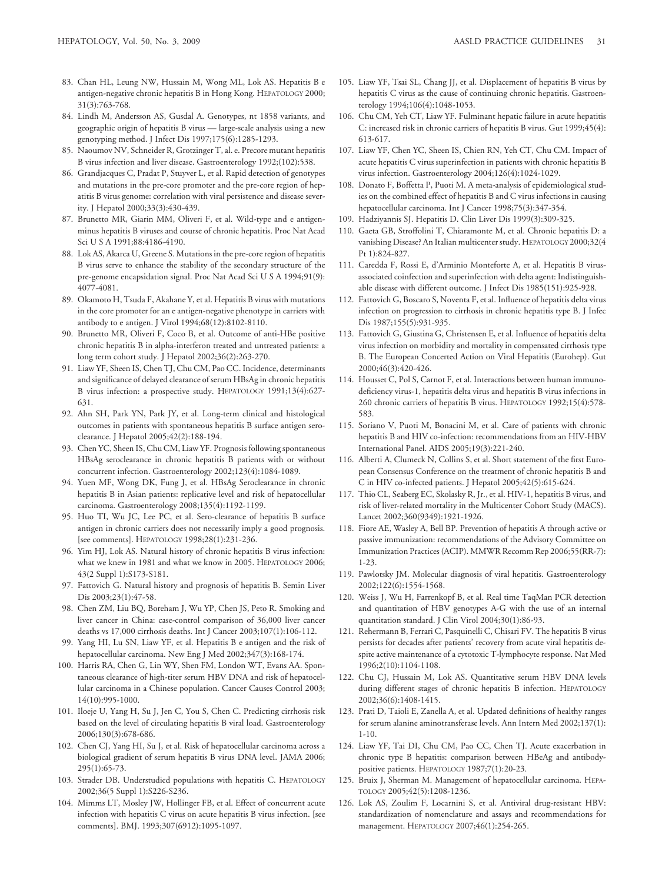83. Chan HL, Leung NW, Hussain M, Wong ML, Lok AS. Hepatitis B e antigen-negative chronic hepatitis B in Hong Kong. HEPATOLOGY 2000; 31(3):763-768.
84. Lindh M, Andersson AS, Gusdal A. Genotypes, nt 1858 variants, and geographic origin of hepatitis B virus — large-scale analysis using a new genotyping method. J Infect Dis 1997;175(6):1285-1293.
85. Naoumov NV, Schneider R, Grotzinger T, al. e. Precore mutant hepatitis B virus infection and liver disease. Gastroenterology 1992;(102):538.
86. Grandjacques C, Pradat P, Stuyver L, et al. Rapid detection of genotypes and mutations in the pre-core promoter and the pre-core region of hepatitis B virus genome: correlation with viral persistence and disease severity. J Hepatol 2000;33(3):430-439.
87. Brunetto MR, Giarin MM, Oliveri F, et al. Wild-type and e antigen-minus hepatitis B viruses and course of chronic hepatitis. Proc Nat Acad Sci U S A 1991;88:4186-4190.
88. Lok AS, Akarca U, Greene S. Mutations in the pre-core region of hepatitis B virus serve to enhance the stability of the secondary structure of the pre-genome encapsidation signal. Proc Natl Acad Sci U S A 1994;91(9): 4077-4081.
89. Okamoto H, Tsuda F, Akahane Y, et al. Hepatitis B virus with mutations in the core promoter for an e antigen-negative phenotype in carriers with antibody to e antigen. J Virol 1994;68(12):8102-8110.
90. Brunetto MR, Oliveri F, Coco B, et al. Outcome of anti-HBe positive chronic hepatitis B in alpha-interferon treated and untreated patients: a long term cohort study. J Hepatol 2002;36(2):263-270.
91. Liaw YF, Sheen IS, Chen TJ, Chu CM, Pao CC. Incidence, determinants and significance of delayed clearance of serum HBsAg in chronic hepatitis B virus infection: a prospective study. HEPATOLOGY 1991;13(4):627-631.
92. Ahn SH, Park YN, Park JY, et al. Long-term clinical and histological outcomes in patients with spontaneous hepatitis B surface antigen seroclearance. J Hepatol 2005;42(2):188-194.
93. Chen YC, Sheen IS, Chu CM, Liaw YF. Prognosis following spontaneous HBsAg seroclearance in chronic hepatitis B patients with or without concurrent infection. Gastroenterology 2002;123(4):1084-1089.
94. Yuen MF, Wong DK, Fung J, et al. HBsAg Seroclearance in chronic hepatitis B in Asian patients: replicative level and risk of hepatocellular carcinoma. Gastroenterology 2008;135(4):1192-1199.
95. Huo TI, Wu JC, Lee PC, et al. Sero-clearance of hepatitis B surface antigen in chronic carriers does not necessarily imply a good prognosis. [see comments]. HEPATOLOGY 1998;28(1):231-236.
96. Yim HJ, Lok AS. Natural history of chronic hepatitis B virus infection: what we knew in 1981 and what we know in 2005. HEPATOLOGY 2006; 43(2 Suppl 1):S173-S181.
97. Fattovich G. Natural history and prognosis of hepatitis B. Semin Liver Dis 2003;23(1):47-58.
98. Chen ZM, Liu BQ, Boreham J, Wu YP, Chen JS, Peto R. Smoking and liver cancer in China: case-control comparison of 36,000 liver cancer deaths vs 17,000 cirrhosis deaths. Int J Cancer 2003;107(1):106-112.
99. Yang HI, Lu SN, Liaw YF, et al. Hepatitis B e antigen and the risk of hepatocellular carcinoma. New Eng J Med 2002;347(3):168-174.
100. Harris RA, Chen G, Lin WY, Shen FM, London WT, Evans AA. Spontaneous clearance of high-titer serum HBV DNA and risk of hepatocellular carcinoma in a Chinese population. Cancer Causes Control 2003; 14(10):995-1000.
101. Iloeje U, Yang H, Su J, Jen C, You S, Chen C. Predicting cirrhosis risk based on the level of circulating hepatitis B viral load. Gastroenterology 2006;130(3):678-686.
102. Chen CJ, Yang HI, Su J, et al. Risk of hepatocellular carcinoma across a biological gradient of serum hepatitis B virus DNA level. JAMA 2006; 295(1):65-73.
103. Strader DB. Understudied populations with hepatitis C. HEPATOLOGY 2002;36(5 Suppl 1):S226-S236.
104. Mimms LT, Mosley JW, Hollinger FB, et al. Effect of concurrent acute infection with hepatitis C virus on acute hepatitis B virus infection. [see comments]. BMJ. 1993;307(6912):1095-1097.
105. Liaw YF, Tsai SL, Chang JJ, et al. Displacement of hepatitis B virus by hepatitis C virus as the cause of continuing chronic hepatitis. Gastroenterology 1994;106(4):1048-1053.
106. Chu CM, Yeh CT, Liaw YF. Fulminant hepatic failure in acute hepatitis C: increased risk in chronic carriers of hepatitis B virus. Gut 1999;45(4): 613-617.
107. Liaw YF, Chen YC, Sheen IS, Chien RN, Yeh CT, Chu CM. Impact of acute hepatitis C virus superinfection in patients with chronic hepatitis B virus infection. Gastroenterology 2004;126(4):1024-1029.
108. Donato F, Boffetta P, Puoti M. A meta-analysis of epidemiological studies on the combined effect of hepatitis B and C virus infections in causing hepatocellular carcinoma. Int J Cancer 1998;75(3):347-354.
109. Hadziyannis SJ. Hepatitis D. Clin Liver Dis 1999(3):309-325.
110. Gaeta GB, Stroffolini T, Chiaramonte M, et al. Chronic hepatitis D: a vanishing Disease? An Italian multicenter study. HEPATOLOGY 2000;32(4 Pt 1):824-827.
111. Caredda F, Rossi E, d'Arminio Monteforte A, et al. Hepatitis B virus-associated coinfection and superinfection with delta agent: Indistinguishable disease with different outcome. J Infect Dis 1985(151):925-928.
112. Fattovich G, Boscaro S, Noventa F, et al. Influence of hepatitis delta virus infection on progression to cirrhosis in chronic hepatitis type B. J Infec Dis 1987;155(5):931-935.
113. Fattovich G, Giustina G, Christensen E, et al. Influence of hepatitis delta virus infection on morbidity and mortality in compensated cirrhosis type B. The European Concerted Action on Viral Hepatitis (Eurohep). Gut 2000;46(3):420-426.
114. Housset C, Pol S, Carnot F, et al. Interactions between human immunodeficiency virus-1, hepatitis delta virus and hepatitis B virus infections in 260 chronic carriers of hepatitis B virus. HEPATOLOGY 1992;15(4):578-583.
115. Soriano V, Puoti M, Bonacini M, et al. Care of patients with chronic hepatitis B and HIV co-infection: recommendations from an HIV-HBV International Panel. AIDS 2005;19(3):221-240.
116. Alberti A, Clumeck N, Collins S, et al. Short statement of the first European Consensus Conference on the treatment of chronic hepatitis B and C in HIV co-infected patients. J Hepatol 2005;42(5):615-624.
117. Thio CL, Seaberg EC, Skolasky R, Jr., et al. HIV-1, hepatitis B virus, and risk of liver-related mortality in the Multicenter Cohort Study (MACS). Lancet 2002;360(9349):1921-1926.
118. Fiore AE, Wasley A, Bell BP. Prevention of hepatitis A through active or passive immunization: recommendations of the Advisory Committee on Immunization Practices (ACIP). MMWR Recomm Rep 2006;55(RR-7): 1-23.
119. Pawlotsky JM. Molecular diagnosis of viral hepatitis. Gastroenterology 2002;122(6):1554-1568.
120. Weiss J, Wu H, Farrenkopf B, et al. Real time TaqMan PCR detection and quantitation of HBV genotypes A-G with the use of an internal quantitation standard. J Clin Virol 2004;30(1):86-93.
121. Rehermann B, Ferrari C, Pasquinelli C, Chisari FV. The hepatitis B virus persists for decades after patients' recovery from acute viral hepatitis despite active maintenance of a cytotoxic T-lymphocyte response. Nat Med 1996;2(10):1104-1108.
122. Chu CJ, Hussain M, Lok AS. Quantitative serum HBV DNA levels during different stages of chronic hepatitis B infection. HEPATOLOGY 2002;36(6):1408-1415.
123. Prati D, Taioli E, Zanella A, et al. Updated definitions of healthy ranges for serum alanine aminotransferase levels. Ann Intern Med 2002;137(1): 1-10.
124. Liaw YF, Tai DI, Chu CM, Pao CC, Chen TJ. Acute exacerbation in chronic type B hepatitis: comparison between HBeAg and antibody-positive patients. HEPATOLOGY 1987;7(1):20-23.
125. Bruix J, Sherman M. Management of hepatocellular carcinoma. HEPATOLOGY 2005;42(5):1208-1236.
126. Lok AS, Zoulim F, Locarnini S, et al. Antiviral drug-resistant HBV: standardization of nomenclature and assays and recommendations for management. HEPATOLOGY 2007;46(1):254-265.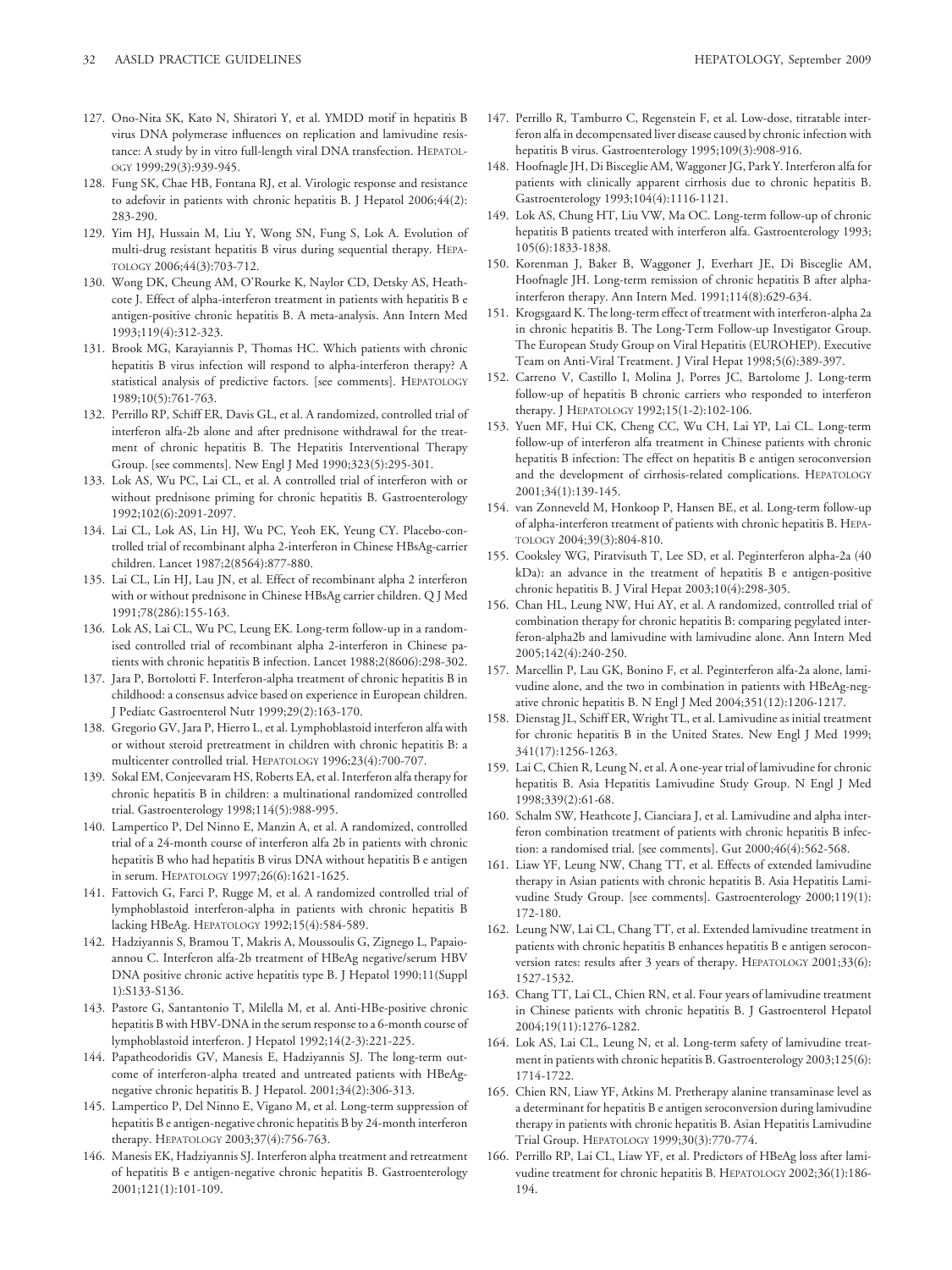127. Ono-Nita SK, Kato N, Shiratori Y, et al. YMDD motif in hepatitis B virus DNA polymerase influences on replication and lamivudine resistance: A study by in vitro full-length viral DNA transfection. HEPATOLOGY 1999;29(3):939-945.
128. Fung SK, Chae HB, Fontana RJ, et al. Virologic response and resistance to adefovir in patients with chronic hepatitis B. J Hepatol 2006;44(2): 283-290.
129. Yim HJ, Hussain M, Liu Y, Wong SN, Fung S, Lok A. Evolution of multi-drug resistant hepatitis B virus during sequential therapy. HEPATOLOGY 2006;44(3):703-712.
130. Wong DK, Cheung AM, O'Rourke K, Naylor CD, Detsky AS, Heathcote J. Effect of alpha-interferon treatment in patients with hepatitis B e antigen-positive chronic hepatitis B. A meta-analysis. Ann Intern Med 1993;119(4):312-323.
131. Brook MG, Karayiannis P, Thomas HC. Which patients with chronic hepatitis B virus infection will respond to alpha-interferon therapy? A statistical analysis of predictive factors. [see comments]. HEPATOLOGY 1989;10(5):761-763.
132. Perrillo RP, Schiff ER, Davis GL, et al. A randomized, controlled trial of interferon alfa-2b alone and after prednisone withdrawal for the treatment of chronic hepatitis B. The Hepatitis Interventional Therapy Group. [see comments]. New Engl J Med 1990;323(5):295-301.
133. Lok AS, Wu PC, Lai CL, et al. A controlled trial of interferon with or without prednisone priming for chronic hepatitis B. Gastroenterology 1992;102(6):2091-2097.
134. Lai CL, Lok AS, Lin HJ, Wu PC, Yeoh EK, Yeung CY. Placebo-controlled trial of recombinant alpha 2-interferon in Chinese HBsAg-carrier children. Lancet 1987;2(8564):877-880.
135. Lai CL, Lin HJ, Lau JN, et al. Effect of recombinant alpha 2 interferon with or without prednisone in Chinese HBsAg carrier children. Q J Med 1991;78(286):155-163.
136. Lok AS, Lai CL, Wu PC, Leung EK. Long-term follow-up in a randomised controlled trial of recombinant alpha 2-interferon in Chinese patients with chronic hepatitis B infection. Lancet 1988;2(8606):298-302.
137. Jara P, Bortolotti F. Interferon-alpha treatment of chronic hepatitis B in childhood: a consensus advice based on experience in European children. J Pediatc Gastroenterol Nutr 1999;29(2):163-170.
138. Gregorio GV, Jara P, Hierro L, et al. Lymphoblastoid interferon alfa with or without steroid pretreatment in children with chronic hepatitis B: a multicenter controlled trial. HEPATOLOGY 1996;23(4):700-707.
139. Sokal EM, Conjeevaram HS, Roberts EA, et al. Interferon alfa therapy for chronic hepatitis B in children: a multinational randomized controlled trial. Gastroenterology 1998;114(5):988-995.
140. Lampertico P, Del Ninno E, Manzin A, et al. A randomized, controlled trial of a 24-month course of interferon alfa 2b in patients with chronic hepatitis B who had hepatitis B virus DNA without hepatitis B e antigen in serum. HEPATOLOGY 1997;26(6):1621-1625.
141. Fattovich G, Farci P, Rugge M, et al. A randomized controlled trial of lymphoblastoid interferon-alpha in patients with chronic hepatitis B lacking HBeAg. HEPATOLOGY 1992;15(4):584-589.
142. Hadziyannis S, Bramou T, Makris A, Moussoulis G, Zignego L, Papaioannou C. Interferon alfa-2b treatment of HBeAg negative/serum HBV DNA positive chronic active hepatitis type B. J Hepatol 1990;11(Suppl 1):S133-S136.
143. Pastore G, Santantonio T, Milella M, et al. Anti-HBe-positive chronic hepatitis B with HBV-DNA in the serum response to a 6-month course of lymphoblastoid interferon. J Hepatol 1992;14(2-3):221-225.
144. Papatheodoridis GV, Manesis E, Hadziyannis SJ. The long-term outcome of interferon-alpha treated and untreated patients with HBeAg-negative chronic hepatitis B. J Hepatol. 2001;34(2):306-313.
145. Lampertico P, Del Ninno E, Vigano M, et al. Long-term suppression of hepatitis B e antigen-negative chronic hepatitis B by 24-month interferon therapy. HEPATOLOGY 2003;37(4):756-763.
146. Manesis EK, Hadziyannis SJ. Interferon alpha treatment and retreatment of hepatitis B e antigen-negative chronic hepatitis B. Gastroenterology 2001;121(1):101-109.
147. Perrillo R, Tamburro C, Regenstein F, et al. Low-dose, titratable interferon alfa in decompensated liver disease caused by chronic infection with hepatitis B virus. Gastroenterology 1995;109(3):908-916.
148. Hoofnagle JH, Di Bisceglie AM, Waggoner JG, Park Y. Interferon alfa for patients with clinically apparent cirrhosis due to chronic hepatitis B. Gastroenterology 1993;104(4):1116-1121.
149. Lok AS, Chung HT, Liu VW, Ma OC. Long-term follow-up of chronic hepatitis B patients treated with interferon alfa. Gastroenterology 1993; 105(6):1833-1838.
150. Korenman J, Baker B, Waggoner J, Everhart JE, Di Bisceglie AM, Hoofnagle JH. Long-term remission of chronic hepatitis B after alpha-interferon therapy. Ann Intern Med. 1991;114(8):629-634.
151. Krogsgaard K. The long-term effect of treatment with interferon-alpha 2a in chronic hepatitis B. The Long-Term Follow-up Investigator Group. The European Study Group on Viral Hepatitis (EUROHEP). Executive Team on Anti-Viral Treatment. J Viral Hepat 1998;5(6):389-397.
152. Carreno V, Castillo I, Molina J, Porres JC, Bartolome J. Long-term follow-up of hepatitis B chronic carriers who responded to interferon therapy. J HEPATOLOGY 1992;15(1-2):102-106.
153. Yuen MF, Hui CK, Cheng CC, Wu CH, Lai YP, Lai CL. Long-term follow-up of interferon alfa treatment in Chinese patients with chronic hepatitis B infection: The effect on hepatitis B e antigen seroconversion and the development of cirrhosis-related complications. HEPATOLOGY 2001;34(1):139-145.
154. van Zonneveld M, Honkoop P, Hansen BE, et al. Long-term follow-up of alpha-interferon treatment of patients with chronic hepatitis B. HEPATOLOGY 2004;39(3):804-810.
155. Cooksley WG, Piratvisuth T, Lee SD, et al. Peginterferon alpha-2a (40 kDa): an advance in the treatment of hepatitis B e antigen-positive chronic hepatitis B. J Viral Hepat 2003;10(4):298-305.
156. Chan HL, Leung NW, Hui AY, et al. A randomized, controlled trial of combination therapy for chronic hepatitis B: comparing pegylated interferon-alpha2b and lamivudine with lamivudine alone. Ann Intern Med 2005;142(4):240-250.
157. Marcellin P, Lau GK, Bonino F, et al. Peginterferon alfa-2a alone, lamivudine alone, and the two in combination in patients with HBeAg-negative chronic hepatitis B. N Engl J Med 2004;351(12):1206-1217.
158. Dienstag JL, Schiff ER, Wright TL, et al. Lamivudine as initial treatment for chronic hepatitis B in the United States. New Engl J Med 1999; 341(17):1256-1263.
159. Lai C, Chien R, Leung N, et al. A one-year trial of lamivudine for chronic hepatitis B. Asia Hepatitis Lamivudine Study Group. N Engl J Med 1998;339(2):61-68.
160. Schalm SW, Heathcote J, Cianciara J, et al. Lamivudine and alpha interferon combination treatment of patients with chronic hepatitis B infection: a randomised trial. [see comments]. Gut 2000;46(4):562-568.
161. Liaw YF, Leung NW, Chang TT, et al. Effects of extended lamivudine therapy in Asian patients with chronic hepatitis B. Asia Hepatitis Lamivudine Study Group. [see comments]. Gastroenterology 2000;119(1): 172-180.
162. Leung NW, Lai CL, Chang TT, et al. Extended lamivudine treatment in patients with chronic hepatitis B enhances hepatitis B e antigen seroconversion rates: results after 3 years of therapy. HEPATOLOGY 2001;33(6): 1527-1532.
163. Chang TT, Lai CL, Chien RN, et al. Four years of lamivudine treatment in Chinese patients with chronic hepatitis B. J Gastroenterol Hepatol 2004;19(11):1276-1282.
164. Lok AS, Lai CL, Leung N, et al. Long-term safety of lamivudine treatment in patients with chronic hepatitis B. Gastroenterology 2003;125(6): 1714-1722.
165. Chien RN, Liaw YF, Atkins M. Pretherapy alanine transaminase level as a determinant for hepatitis B e antigen seroconversion during lamivudine therapy in patients with chronic hepatitis B. Asian Hepatitis Lamivudine Trial Group. HEPATOLOGY 1999;30(3):770-774.
166. Perrillo RP, Lai CL, Liaw YF, et al. Predictors of HBeAg loss after lamivudine treatment for chronic hepatitis B. HEPATOLOGY 2002;36(1):186-194.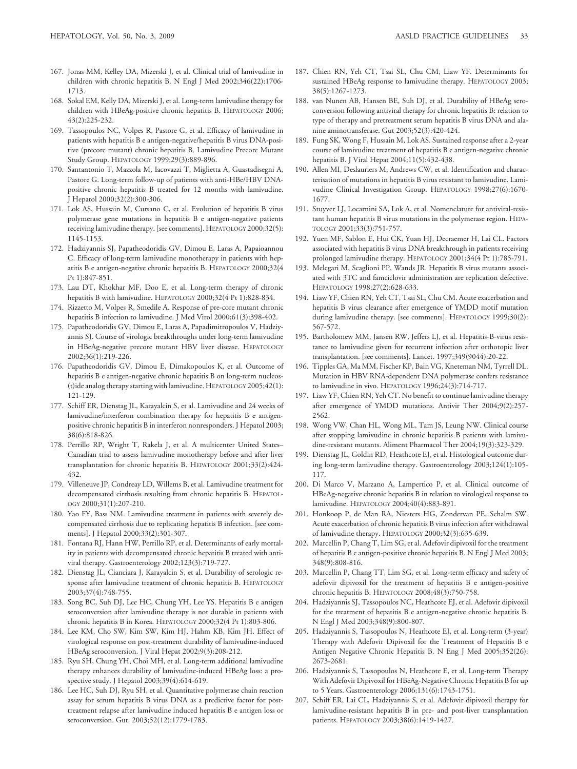167. Jonas MM, Kelley DA, Mizerski J, et al. Clinical trial of lamivudine in children with chronic hepatitis B. N Engl J Med 2002;346(22):1706-1713.

168. Sokal EM, Kelly DA, Mizerski J, et al. Long-term lamivudine therapy for children with HBeAg-positive chronic hepatitis B. HEPATOLOGY 2006; 43(2):225-232.

169. Tassopoulos NC, Volpes R, Pastore G, et al. Efficacy of lamivudine in patients with hepatitis B e antigen-negative/hepatitis B virus DNA-positive (precore mutant) chronic hepatitis B. Lamivudine Precore Mutant Study Group. HEPATOLOGY 1999;29(3):889-896.

170. Santantonio T, Mazzola M, Iacovazzi T, Miglietta A, Guastadisegni A, Pastore G. Long-term follow-up of patients with anti-HBe/HBV DNA-positive chronic hepatitis B treated for 12 months with lamivudine. J Hepatol 2000;32(2):300-306.

171. Lok AS, Hussain M, Cursano C, et al. Evolution of hepatitis B virus polymerase gene mutations in hepatitis B e antigen-negative patients receiving lamivudine therapy. [see comments]. HEPATOLOGY 2000;32(5): 1145-1153.

172. Hadziyannis SJ, Papatheodoridis GV, Dimou E, Laras A, Papaioannou C. Efficacy of long-term lamivudine monotherapy in patients with hepatitis B e antigen-negative chronic hepatitis B. HEPATOLOGY 2000;32(4 Pt 1):847-851.

173. Lau DT, Khokhar MF, Doo E, et al. Long-term therapy of chronic hepatitis B with lamivudine. HEPATOLOGY 2000;32(4 Pt 1):828-834.

174. Rizzetto M, Volpes R, Smedile A. Response of pre-core mutant chronic hepatitis B infection to lamivudine. J Med Virol 2000;61(3):398-402.

175. Papatheodoridis GV, Dimou E, Laras A, Papadimitropoulos V, Hadziyannis SJ. Course of virologic breakthroughs under long-term lamivudine in HBeAg-negative precore mutant HBV liver disease. HEPATOLOGY 2002;36(1):219-226.

176. Papatheodoridis GV, Dimou E, Dimakopoulos K, et al. Outcome of hepatitis B e antigen-negative chronic hepatitis B on long-term nucleos(t)ide analog therapy starting with lamivudine. HEPATOLOGY 2005;42(1): 121-129.

177. Schiff ER, Dienstag JL, Karayalcin S, et al. Lamivudine and 24 weeks of lamivudine/interferon combination therapy for hepatitis B e antigen-positive chronic hepatitis B in interferon nonresponders. J Hepatol 2003; 38(6):818-826.

178. Perrillo RP, Wright T, Rakela J, et al. A multicenter United States–Canadian trial to assess lamivudine monotherapy before and after liver transplantation for chronic hepatitis B. HEPATOLOGY 2001;33(2):424-432.

179. Villeneuve JP, Condreay LD, Willems B, et al. Lamivudine treatment for decompensated cirrhosis resulting from chronic hepatitis B. HEPATOLOGY 2000;31(1):207-210.

180. Yao FY, Bass NM. Lamivudine treatment in patients with severely decompensated cirrhosis due to replicating hepatitis B infection. [see comments]. J Hepatol 2000;33(2):301-307.

181. Fontana RJ, Hann HW, Perrillo RP, et al. Determinants of early mortality in patients with decompensated chronic hepatitis B treated with antiviral therapy. Gastroenterology 2002;123(3):719-727.

182. Dienstag JL, Cianciara J, Karayalcin S, et al. Durability of serologic response after lamivudine treatment of chronic hepatitis B. HEPATOLOGY 2003;37(4):748-755.

183. Song BC, Suh DJ, Lee HC, Chung YH, Lee YS. Hepatitis B e antigen seroconversion after lamivudine therapy is not durable in patients with chronic hepatitis B in Korea. HEPATOLOGY 2000;32(4 Pt 1):803-806.

184. Lee KM, Cho SW, Kim SW, Kim HJ, Hahm KB, Kim JH. Effect of virological response on post-treatment durability of lamivudine-induced HBeAg seroconversion. J Viral Hepat 2002;9(3):208-212.

185. Ryu SH, Chung YH, Choi MH, et al. Long-term additional lamivudine therapy enhances durability of lamivudine-induced HBeAg loss: a prospective study. J Hepatol 2003;39(4):614-619.

186. Lee HC, Suh DJ, Ryu SH, et al. Quantitative polymerase chain reaction assay for serum hepatitis B virus DNA as a predictive factor for post-treatment relapse after lamivudine induced hepatitis B e antigen loss or seroconversion. Gut. 2003;52(12):1779-1783.

187. Chien RN, Yeh CT, Tsai SL, Chu CM, Liaw YF. Determinants for sustained HBeAg response to lamivudine therapy. HEPATOLOGY 2003; 38(5):1267-1273.

188. van Nunen AB, Hansen BE, Suh DJ, et al. Durability of HBeAg seroconversion following antiviral therapy for chronic hepatitis B: relation to type of therapy and pretreatment serum hepatitis B virus DNA and alanine aminotransferase. Gut 2003;52(3):420-424.

189. Fung SK, Wong F, Hussain M, Lok AS. Sustained response after a 2-year course of lamivudine treatment of hepatitis B e antigen-negative chronic hepatitis B. J Viral Hepat 2004;11(5):432-438.

190. Allen MI, Deslauriers M, Andrews CW, et al. Identification and characterisation of mutations in hepatitis B virus resistant to lamivudine. Lamivudine Clinical Investigation Group. HEPATOLOGY 1998;27(6):1670-1677.

191. Stuyver LJ, Locarnini SA, Lok A, et al. Nomenclature for antiviral-resistant human hepatitis B virus mutations in the polymerase region. HEPATOLOGY 2001;33(3):751-757.

192. Yuen MF, Sablon E, Hui CK, Yuan HJ, Decraemer H, Lai CL. Factors associated with hepatitis B virus DNA breakthrough in patients receiving prolonged lamivudine therapy. HEPATOLOGY 2001;34(4 Pt 1):785-791.

193. Melegari M, Scaglioni PP, Wands JR. Hepatitis B virus mutants associated with 3TC and famciclovir administration are replication defective. HEPATOLOGY 1998;27(2):628-633.

194. Liaw YF, Chien RN, Yeh CT, Tsai SL, Chu CM. Acute exacerbation and hepatitis B virus clearance after emergence of YMDD motif mutation during lamivudine therapy. [see comments]. HEPATOLOGY 1999;30(2): 567-572.

195. Bartholomew MM, Jansen RW, Jeffers LJ, et al. Hepatitis-B-virus resistance to lamivudine given for recurrent infection after orthotopic liver transplantation. [see comments]. Lancet. 1997;349(9044):20-22.

196. Tipples GA, Ma MM, Fischer KP, Bain VG, Kneteman NM, Tyrrell DL. Mutation in HBV RNA-dependent DNA polymerase confers resistance to lamivudine in vivo. HEPATOLOGY 1996;24(3):714-717.

197. Liaw YF, Chien RN, Yeh CT. No benefit to continue lamivudine therapy after emergence of YMDD mutations. Antivir Ther 2004;9(2):257-2562.

198. Wong VW, Chan HL, Wong ML, Tam JS, Leung NW. Clinical course after stopping lamivudine in chronic hepatitis B patients with lamivudine-resistant mutants. Aliment Pharmacol Ther 2004;19(3):323-329.

199. Dienstag JL, Goldin RD, Heathcote EJ, et al. Histological outcome during long-term lamivudine therapy. Gastroenterology 2003;124(1):105-117.

200. Di Marco V, Marzano A, Lampertico P, et al. Clinical outcome of HBeAg-negative chronic hepatitis B in relation to virological response to lamivudine. HEPATOLOGY 2004;40(4):883-891.

201. Honkoop P, de Man RA, Niesters HG, Zondervan PE, Schalm SW. Acute exacerbation of chronic hepatitis B virus infection after withdrawal of lamivudine therapy. HEPATOLOGY 2000;32(3):635-639.

202. Marcellin P, Chang T, Lim SG, et al. Adefovir dipivoxil for the treatment of hepatitis B e antigen-positive chronic hepatitis B. N Engl J Med 2003; 348(9):808-816.

203. Marcellin P, Chang TT, Lim SG, et al. Long-term efficacy and safety of adefovir dipivoxil for the treatment of hepatitis B e antigen-positive chronic hepatitis B. HEPATOLOGY 2008;48(3):750-758.

204. Hadziyannis SJ, Tassopoulos NC, Heathcote EJ, et al. Adefovir dipivoxil for the treatment of hepatitis B e antigen-negative chronic hepatitis B. N Engl J Med 2003;348(9):800-807.

205. Hadziyannis S, Tassopoulos N, Heathcote EJ, et al. Long-term (3-year) Therapy with Adefovir Dipivoxil for the Treatment of Hepatitis B e Antigen Negative Chronic Hepatitis B. N Eng J Med 2005;352(26): 2673-2681.

206. Hadziyannis S, Tassopoulos N, Heathcote E, et al. Long-term Therapy With Adefovir Dipivoxil for HBeAg-Negative Chronic Hepatitis B for up to 5 Years. Gastroenterology 2006;131(6):1743-1751.

207. Schiff ER, Lai CL, Hadziyannis S, et al. Adefovir dipivoxil therapy for lamivudine-resistant hepatitis B in pre- and post-liver transplantation patients. HEPATOLOGY 2003;38(6):1419-1427.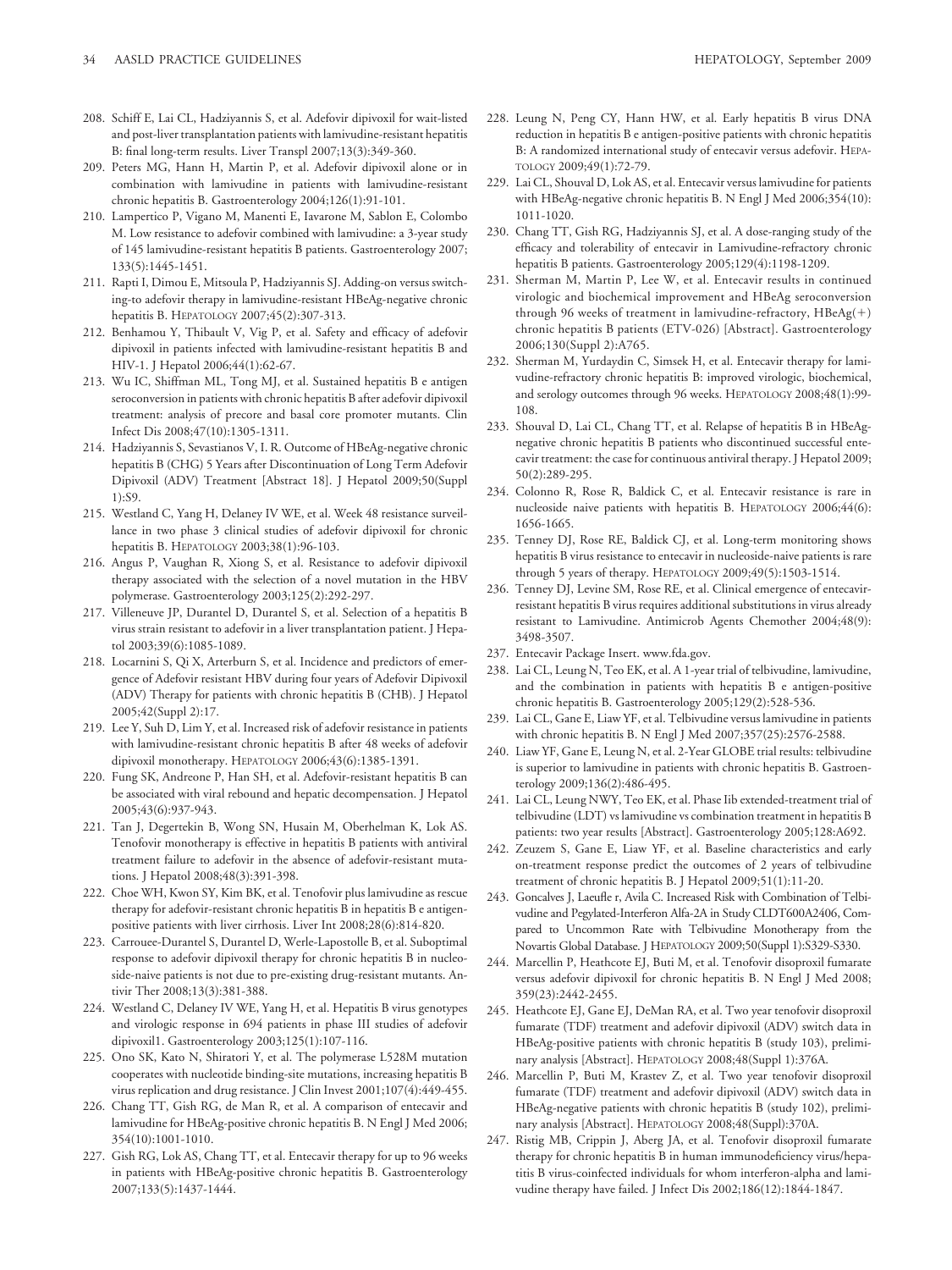208. Schiff E, Lai CL, Hadziyannis S, et al. Adefovir dipivoxil for wait-listed and post-liver transplantation patients with lamivudine-resistant hepatitis B: final long-term results. Liver Transpl 2007;13(3):349-360.
209. Peters MG, Hann H, Martin P, et al. Adefovir dipivoxil alone or in combination with lamivudine in patients with lamivudine-resistant chronic hepatitis B. Gastroenterology 2004;126(1):91-101.
210. Lampertico P, Vigano M, Manenti E, Iavarone M, Sablon E, Colombo M. Low resistance to adefovir combined with lamivudine: a 3-year study of 145 lamivudine-resistant hepatitis B patients. Gastroenterology 2007; 133(5):1445-1451.
211. Rapti I, Dimou E, Mitsoula P, Hadziyannis SJ. Adding-on versus switching-to adefovir therapy in lamivudine-resistant HBeAg-negative chronic hepatitis B. HEPATOLOGY 2007;45(2):307-313.
212. Benhamou Y, Thibault V, Vig P, et al. Safety and efficacy of adefovir dipivoxil in patients infected with lamivudine-resistant hepatitis B and HIV-1. J Hepatol 2006;44(1):62-67.
213. Wu IC, Shiffman ML, Tong MJ, et al. Sustained hepatitis B e antigen seroconversion in patients with chronic hepatitis B after adefovir dipivoxil treatment: analysis of precore and basal core promoter mutants. Clin Infect Dis 2008;47(10):1305-1311.
214. Hadziyannis S, Sevastianos V, I. R. Outcome of HBeAg-negative chronic hepatitis B (CHG) 5 Years after Discontinuation of Long Term Adefovir Dipivoxil (ADV) Treatment [Abstract 18]. J Hepatol 2009;50(Suppl 1):S9.
215. Westland C, Yang H, Delaney IV WE, et al. Week 48 resistance surveillance in two phase 3 clinical studies of adefovir dipivoxil for chronic hepatitis B. HEPATOLOGY 2003;38(1):96-103.
216. Angus P, Vaughan R, Xiong S, et al. Resistance to adefovir dipivoxil therapy associated with the selection of a novel mutation in the HBV polymerase. Gastroenterology 2003;125(2):292-297.
217. Villeneuve JP, Durantel D, Durantel S, et al. Selection of a hepatitis B virus strain resistant to adefovir in a liver transplantation patient. J Hepatol 2003;39(6):1085-1089.
218. Locarnini S, Qi X, Arterburn S, et al. Incidence and predictors of emergence of Adefovir resistant HBV during four years of Adefovir Dipivoxil (ADV) Therapy for patients with chronic hepatitis B (CHB). J Hepatol 2005;42(Suppl 2):17.
219. Lee Y, Suh D, Lim Y, et al. Increased risk of adefovir resistance in patients with lamivudine-resistant chronic hepatitis B after 48 weeks of adefovir dipivoxil monotherapy. HEPATOLOGY 2006;43(6):1385-1391.
220. Fung SK, Andreone P, Han SH, et al. Adefovir-resistant hepatitis B can be associated with viral rebound and hepatic decompensation. J Hepatol 2005;43(6):937-943.
221. Tan J, Degertekin B, Wong SN, Husain M, Oberhelman K, Lok AS. Tenofovir monotherapy is effective in hepatitis B patients with antiviral treatment failure to adefovir in the absence of adefovir-resistant mutations. J Hepatol 2008;48(3):391-398.
222. Choe WH, Kwon SY, Kim BK, et al. Tenofovir plus lamivudine as rescue therapy for adefovir-resistant chronic hepatitis B in hepatitis B e antigen-positive patients with liver cirrhosis. Liver Int 2008;28(6):814-820.
223. Carrouee-Durantel S, Durantel D, Werle-Lapostolle B, et al. Suboptimal response to adefovir dipivoxil therapy for chronic hepatitis B in nucleoside-naive patients is not due to pre-existing drug-resistant mutants. Antivir Ther 2008;13(3):381-388.
224. Westland C, Delaney IV WE, Yang H, et al. Hepatitis B virus genotypes and virologic response in 694 patients in phase III studies of adefovir dipivoxil1. Gastroenterology 2003;125(1):107-116.
225. Ono SK, Kato N, Shiratori Y, et al. The polymerase L528M mutation cooperates with nucleotide binding-site mutations, increasing hepatitis B virus replication and drug resistance. J Clin Invest 2001;107(4):449-455.
226. Chang TT, Gish RG, de Man R, et al. A comparison of entecavir and lamivudine for HBeAg-positive chronic hepatitis B. N Engl J Med 2006; 354(10):1001-1010.
227. Gish RG, Lok AS, Chang TT, et al. Entecavir therapy for up to 96 weeks in patients with HBeAg-positive chronic hepatitis B. Gastroenterology 2007;133(5):1437-1444.
228. Leung N, Peng CY, Hann HW, et al. Early hepatitis B virus DNA reduction in hepatitis B e antigen-positive patients with chronic hepatitis B: A randomized international study of entecavir versus adefovir. HEPATOLOGY 2009;49(1):72-79.
229. Lai CL, Shouval D, Lok AS, et al. Entecavir versus lamivudine for patients with HBeAg-negative chronic hepatitis B. N Engl J Med 2006;354(10): 1011-1020.
230. Chang TT, Gish RG, Hadziyannis SJ, et al. A dose-ranging study of the efficacy and tolerability of entecavir in Lamivudine-refractory chronic hepatitis B patients. Gastroenterology 2005;129(4):1198-1209.
231. Sherman M, Martin P, Lee W, et al. Entecavir results in continued virologic and biochemical improvement and HBeAg seroconversion through 96 weeks of treatment in lamivudine-refractory, HBeAg(+) chronic hepatitis B patients (ETV-026) [Abstract]. Gastroenterology 2006;130(Suppl 2):A765.
232. Sherman M, Yurdaydin C, Simsek H, et al. Entecavir therapy for lamivudine-refractory chronic hepatitis B: improved virologic, biochemical, and serology outcomes through 96 weeks. HEPATOLOGY 2008;48(1):99-108.
233. Shouval D, Lai CL, Chang TT, et al. Relapse of hepatitis B in HBeAg-negative chronic hepatitis B patients who discontinued successful entecavir treatment: the case for continuous antiviral therapy. J Hepatol 2009; 50(2):289-295.
234. Colonno R, Rose R, Baldick C, et al. Entecavir resistance is rare in nucleoside naive patients with hepatitis B. HEPATOLOGY 2006;44(6): 1656-1665.
235. Tenney DJ, Rose RE, Baldick CJ, et al. Long-term monitoring shows hepatitis B virus resistance to entecavir in nucleoside-naive patients is rare through 5 years of therapy. HEPATOLOGY 2009;49(5):1503-1514.
236. Tenney DJ, Levine SM, Rose RE, et al. Clinical emergence of entecavir-resistant hepatitis B virus requires additional substitutions in virus already resistant to Lamivudine. Antimicrob Agents Chemother 2004;48(9): 3498-3507.
237. Entecavir Package Insert. www.fda.gov.
238. Lai CL, Leung N, Teo EK, et al. A 1-year trial of telbivudine, lamivudine, and the combination in patients with hepatitis B e antigen-positive chronic hepatitis B. Gastroenterology 2005;129(2):528-536.
239. Lai CL, Gane E, Liaw YF, et al. Telbivudine versus lamivudine in patients with chronic hepatitis B. N Engl J Med 2007;357(25):2576-2588.
240. Liaw YF, Gane E, Leung N, et al. 2-Year GLOBE trial results: telbivudine is superior to lamivudine in patients with chronic hepatitis B. Gastroenterology 2009;136(2):486-495.
241. Lai CL, Leung NWY, Teo EK, et al. Phase IIb extended-treatment trial of telbivudine (LDT) vs lamivudine vs combination treatment in hepatitis B patients: two year results [Abstract]. Gastroenterology 2005;128:A692.
242. Zeuzem S, Gane E, Liaw YF, et al. Baseline characteristics and early on-treatment response predict the outcomes of 2 years of telbivudine treatment of chronic hepatitis B. J Hepatol 2009;51(1):11-20.
243. Goncalves J, Laeufle r, Avila C. Increased Risk with Combination of Telbivudine and Pegylated-Interferon Alfa-2A in Study CLDT600A2406, Compared to Uncommon Rate with Telbivudine Monotherapy from the Novartis Global Database. J HEPATOLOGY 2009;50(Suppl 1):S329-S330.
244. Marcellin P, Heathcote EJ, Buti M, et al. Tenofovir disoproxil fumarate versus adefovir dipivoxil for chronic hepatitis B. N Engl J Med 2008; 359(23):2442-2455.
245. Heathcote EJ, Gane EJ, DeMan RA, et al. Two year tenofovir disoproxil fumarate (TDF) treatment and adefovir dipivoxil (ADV) switch data in HBeAg-positive patients with chronic hepatitis B (study 103), preliminary analysis [Abstract]. HEPATOLOGY 2008;48(Suppl 1):376A.
246. Marcellin P, Buti M, Krastev Z, et al. Two year tenofovir disoproxil fumarate (TDF) treatment and adefovir dipivoxil (ADV) switch data in HBeAg-negative patients with chronic hepatitis B (study 102), preliminary analysis [Abstract]. HEPATOLOGY 2008;48(Suppl):370A.
247. Ristig MB, Crippin J, Aberg JA, et al. Tenofovir disoproxil fumarate therapy for chronic hepatitis B in human immunodeficiency virus/hepatitis B virus-coinfected individuals for whom interferon-alpha and lamivudine therapy have failed. J Infect Dis 2002;186(12):1844-1847.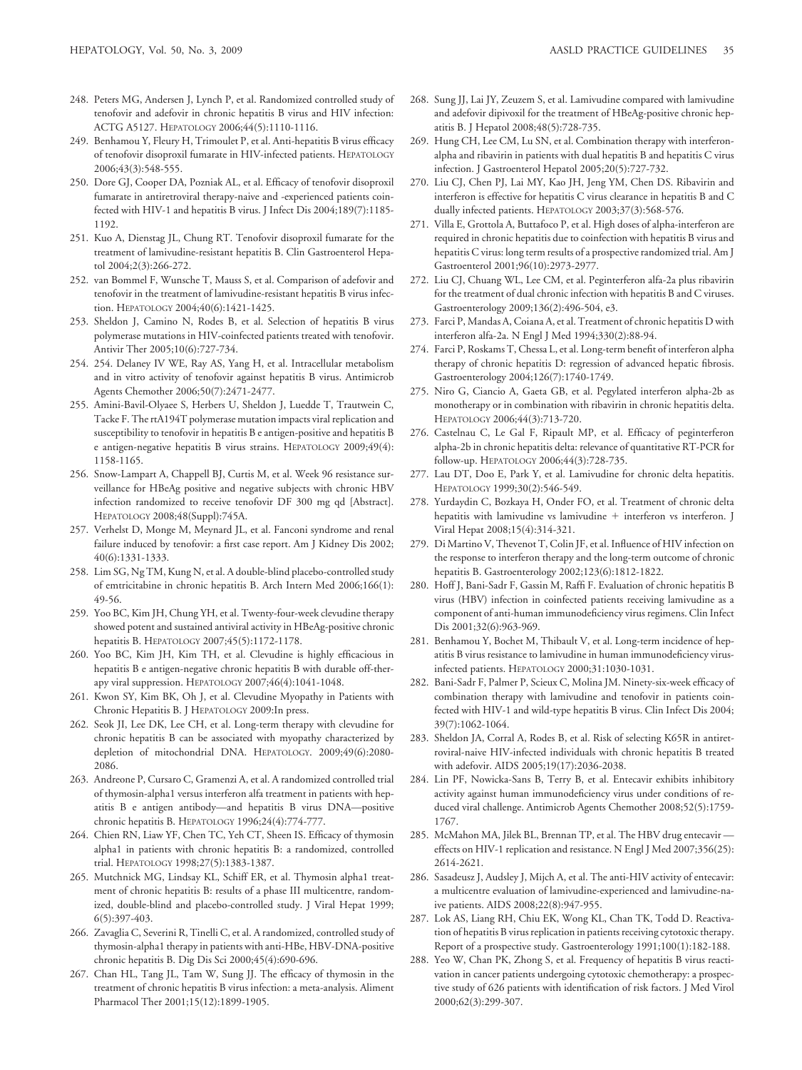248. Peters MG, Andersen J, Lynch P, et al. Randomized controlled study of tenofovir and adefovir in chronic hepatitis B virus and HIV infection: ACTG A5127. HEPATOLOGY 2006;44(5):1110-1116.

249. Benhamou Y, Fleury H, Trimoulet P, et al. Anti-hepatitis B virus efficacy of tenofovir disoproxil fumarate in HIV-infected patients. HEPATOLOGY 2006;43(3):548-555.

250. Dore GJ, Cooper DA, Pozniak AL, et al. Efficacy of tenofovir disoproxil fumarate in antiretroviral therapy-naive and -experienced patients coinfected with HIV-1 and hepatitis B virus. J Infect Dis 2004;189(7):1185-1192.

251. Kuo A, Dienstag JL, Chung RT. Tenofovir disoproxil fumarate for the treatment of lamivudine-resistant hepatitis B. Clin Gastroenterol Hepatol 2004;2(3):266-272.

252. van Bommel F, Wunsche T, Mauss S, et al. Comparison of adefovir and tenofovir in the treatment of lamivudine-resistant hepatitis B virus infection. HEPATOLOGY 2004;40(6):1421-1425.

253. Sheldon J, Camino N, Rodes B, et al. Selection of hepatitis B virus polymerase mutations in HIV-coinfected patients treated with tenofovir. Antivir Ther 2005;10(6):727-734.

254. 254. Delaney IV WE, Ray AS, Yang H, et al. Intracellular metabolism and in vitro activity of tenofovir against hepatitis B virus. Antimicrob Agents Chemother 2006;50(7):2471-2477.

255. Amini-Bavil-Olyaee S, Herbers U, Sheldon J, Luedde T, Trautwein C, Tacke F. The rtA194T polymerase mutation impacts viral replication and susceptibility to tenofovir in hepatitis B e antigen-positive and hepatitis B e antigen-negative hepatitis B virus strains. HEPATOLOGY 2009;49(4): 1158-1165.

256. Snow-Lampart A, Chappell BJ, Curtis M, et al. Week 96 resistance surveillance for HBeAg positive and negative subjects with chronic HBV infection randomized to receive tenofovir DF 300 mg qd [Abstract]. HEPATOLOGY 2008;48(Suppl):745A.

257. Verhelst D, Monge M, Meynard JL, et al. Fanconi syndrome and renal failure induced by tenofovir: a first case report. Am J Kidney Dis 2002; 40(6):1331-1333.

258. Lim SG, Ng TM, Kung N, et al. A double-blind placebo-controlled study of emtricitabine in chronic hepatitis B. Arch Intern Med 2006;166(1): 49-56.

259. Yoo BC, Kim JH, Chung YH, et al. Twenty-four-week clevudine therapy showed potent and sustained antiviral activity in HBeAg-positive chronic hepatitis B. HEPATOLOGY 2007;45(5):1172-1178.

260. Yoo BC, Kim JH, Kim TH, et al. Clevudine is highly efficacious in hepatitis B e antigen-negative chronic hepatitis B with durable off-therapy viral suppression. HEPATOLOGY 2007;46(4):1041-1048.

261. Kwon SY, Kim BK, Oh J, et al. Clevudine Myopathy in Patients with Chronic Hepatitis B. J HEPATOLOGY 2009:In press.

262. Seok JI, Lee DK, Lee CH, et al. Long-term therapy with clevudine for chronic hepatitis B can be associated with myopathy characterized by depletion of mitochondrial DNA. HEPATOLOGY. 2009;49(6):2080-2086.

263. Andreone P, Cursaro C, Gramenzi A, et al. A randomized controlled trial of thymosin-alpha1 versus interferon alfa treatment in patients with hepatitis B e antigen antibody—and hepatitis B virus DNA—positive chronic hepatitis B. HEPATOLOGY 1996;24(4):774-777.

264. Chien RN, Liaw YF, Chen TC, Yeh CT, Sheen IS. Efficacy of thymosin alpha1 in patients with chronic hepatitis B: a randomized, controlled trial. HEPATOLOGY 1998;27(5):1383-1387.

265. Mutchnick MG, Lindsay KL, Schiff ER, et al. Thymosin alpha1 treatment of chronic hepatitis B: results of a phase III multicentre, randomized, double-blind and placebo-controlled study. J Viral Hepat 1999; 6(5):397-403.

266. Zavaglia C, Severini R, Tinelli C, et al. A randomized, controlled study of thymosin-alpha1 therapy in patients with anti-HBe, HBV-DNA-positive chronic hepatitis B. Dig Dis Sci 2000;45(4):690-696.

267. Chan HL, Tang JL, Tam W, Sung JJ. The efficacy of thymosin in the treatment of chronic hepatitis B virus infection: a meta-analysis. Aliment Pharmacol Ther 2001;15(12):1899-1905.

268. Sung JJ, Lai JY, Zeuzem S, et al. Lamivudine compared with lamivudine and adefovir dipivoxil for the treatment of HBeAg-positive chronic hepatitis B. J Hepatol 2008;48(5):728-735.

269. Hung CH, Lee CM, Lu SN, et al. Combination therapy with interferon-alpha and ribavirin in patients with dual hepatitis B and hepatitis C virus infection. J Gastroenterol Hepatol 2005;20(5):727-732.

270. Liu CJ, Chen PJ, Lai MY, Kao JH, Jeng YM, Chen DS. Ribavirin and interferon is effective for hepatitis C virus clearance in hepatitis B and C dually infected patients. HEPATOLOGY 2003;37(3):568-576.

271. Villa E, Grottola A, Buttafoco P, et al. High doses of alpha-interferon are required in chronic hepatitis due to coinfection with hepatitis B virus and hepatitis C virus: long term results of a prospective randomized trial. Am J Gastroenterol 2001;96(10):2973-2977.

272. Liu CJ, Chuang WL, Lee CM, et al. Peginterferon alfa-2a plus ribavirin for the treatment of dual chronic infection with hepatitis B and C viruses. Gastroenterology 2009;136(2):496-504, e3.

273. Farci P, Mandas A, Coiana A, et al. Treatment of chronic hepatitis D with interferon alfa-2a. N Engl J Med 1994;330(2):88-94.

274. Farci P, Roskams T, Chessa L, et al. Long-term benefit of interferon alpha therapy of chronic hepatitis D: regression of advanced hepatic fibrosis. Gastroenterology 2004;126(7):1740-1749.

275. Niro G, Ciancio A, Gaeta GB, et al. Pegylated interferon alpha-2b as monotherapy or in combination with ribavirin in chronic hepatitis delta. HEPATOLOGY 2006;44(3):713-720.

276. Castelnau C, Le Gal F, Ripault MP, et al. Efficacy of peginterferon alpha-2b in chronic hepatitis delta: relevance of quantitative RT-PCR for follow-up. HEPATOLOGY 2006;44(3):728-735.

277. Lau DT, Doo E, Park Y, et al. Lamivudine for chronic delta hepatitis. HEPATOLOGY 1999;30(2):546-549.

278. Yurdaydin C, Bozkaya H, Onder FO, et al. Treatment of chronic delta hepatitis with lamivudine vs lamivudine + interferon vs interferon. J Viral Hepat 2008;15(4):314-321.

279. Di Martino V, Thevenot T, Colin JF, et al. Influence of HIV infection on the response to interferon therapy and the long-term outcome of chronic hepatitis B. Gastroenterology 2002;123(6):1812-1822.

280. Hoff J, Bani-Sadr F, Gassin M, Raffi F. Evaluation of chronic hepatitis B virus (HBV) infection in coinfected patients receiving lamivudine as a component of anti-human immunodeficiency virus regimens. Clin Infect Dis 2001;32(6):963-969.

281. Benhamou Y, Bochet M, Thibault V, et al. Long-term incidence of hepatitis B virus resistance to lamivudine in human immunodeficiency virus-infected patients. HEPATOLOGY 2000;31:1030-1031.

282. Bani-Sadr F, Palmer P, Scieux C, Molina JM. Ninety-six-week efficacy of combination therapy with lamivudine and tenofovir in patients coinfected with HIV-1 and wild-type hepatitis B virus. Clin Infect Dis 2004; 39(7):1062-1064.

283. Sheldon JA, Corral A, Rodes B, et al. Risk of selecting K65R in antiretroviral-naive HIV-infected individuals with chronic hepatitis B treated with adefovir. AIDS 2005;19(17):2036-2038.

284. Lin PF, Nowicka-Sans B, Terry B, et al. Entecavir exhibits inhibitory activity against human immunodeficiency virus under conditions of reduced viral challenge. Antimicrob Agents Chemother 2008;52(5):1759-1767.

285. McMahon MA, Jilek BL, Brennan TP, et al. The HBV drug entecavir — effects on HIV-1 replication and resistance. N Engl J Med 2007;356(25): 2614-2621.

286. Sasadeusz J, Audsley J, Mijch A, et al. The anti-HIV activity of entecavir: a multicentre evaluation of lamivudine-experienced and lamivudine-naive patients. AIDS 2008;22(8):947-955.

287. Lok AS, Liang RH, Chiu EK, Wong KL, Chan TK, Todd D. Reactivation of hepatitis B virus replication in patients receiving cytotoxic therapy. Report of a prospective study. Gastroenterology 1991;100(1):182-188.

288. Yeo W, Chan PK, Zhong S, et al. Frequency of hepatitis B virus reactivation in cancer patients undergoing cytotoxic chemotherapy: a prospective study of 626 patients with identification of risk factors. J Med Virol 2000;62(3):299-307.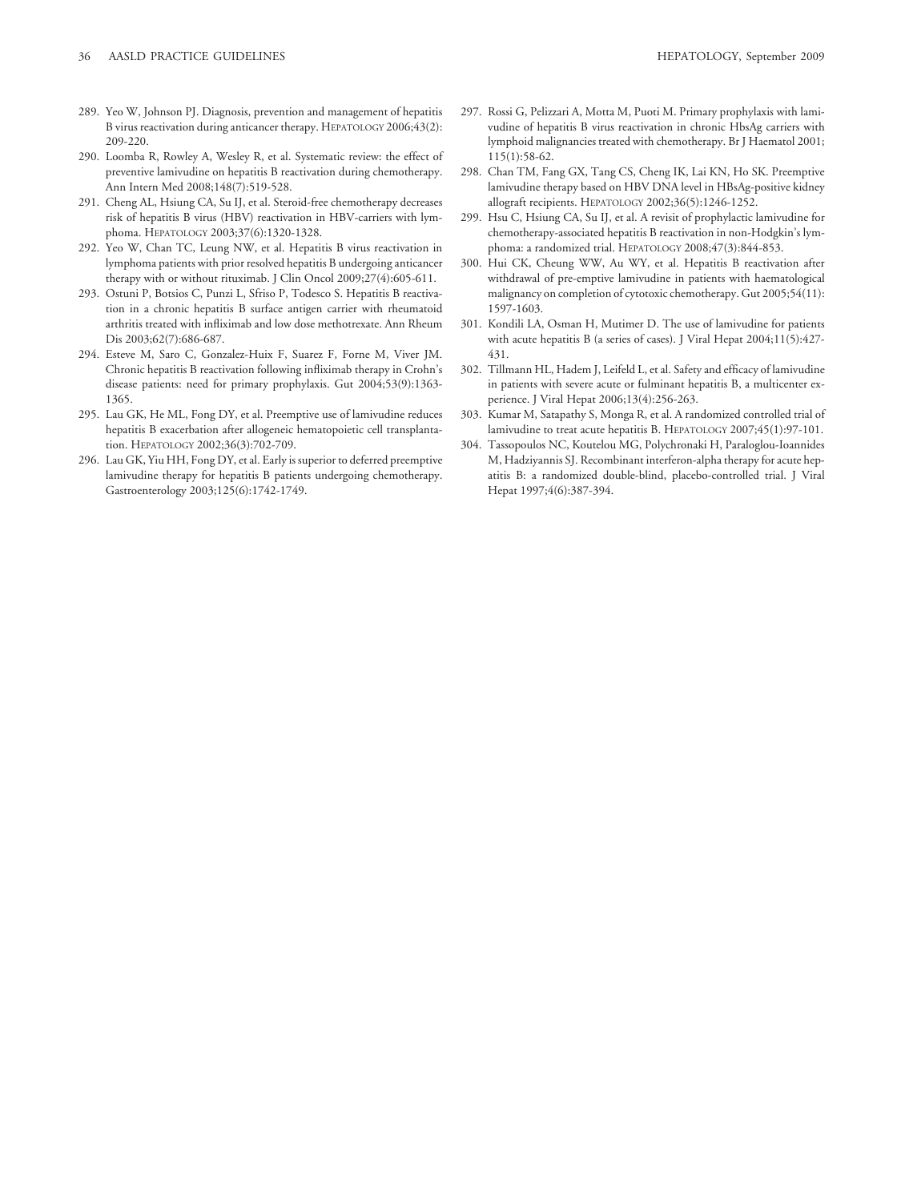289. Yeo W, Johnson PJ. Diagnosis, prevention and management of hepatitis B virus reactivation during anticancer therapy. HEPATOLOGY 2006;43(2): 209-220.
290. Loomba R, Rowley A, Wesley R, et al. Systematic review: the effect of preventive lamivudine on hepatitis B reactivation during chemotherapy. Ann Intern Med 2008;148(7):519-528.
291. Cheng AL, Hsiung CA, Su IJ, et al. Steroid-free chemotherapy decreases risk of hepatitis B virus (HBV) reactivation in HBV-carriers with lymphoma. HEPATOLOGY 2003;37(6):1320-1328.
292. Yeo W, Chan TC, Leung NW, et al. Hepatitis B virus reactivation in lymphoma patients with prior resolved hepatitis B undergoing anticancer therapy with or without rituximab. J Clin Oncol 2009;27(4):605-611.
293. Ostuni P, Botsios C, Punzi L, Sfriso P, Todesco S. Hepatitis B reactivation in a chronic hepatitis B surface antigen carrier with rheumatoid arthritis treated with infliximab and low dose methotrexate. Ann Rheum Dis 2003;62(7):686-687.
294. Esteve M, Saro C, Gonzalez-Huix F, Suarez F, Forne M, Viver JM. Chronic hepatitis B reactivation following infliximab therapy in Crohn's disease patients: need for primary prophylaxis. Gut 2004;53(9):1363-1365.
295. Lau GK, He ML, Fong DY, et al. Preemptive use of lamivudine reduces hepatitis B exacerbation after allogeneic hematopoietic cell transplantation. HEPATOLOGY 2002;36(3):702-709.
296. Lau GK, Yiu HH, Fong DY, et al. Early is superior to deferred preemptive lamivudine therapy for hepatitis B patients undergoing chemotherapy. Gastroenterology 2003;125(6):1742-1749.
297. Rossi G, Pelizzari A, Motta M, Puoti M. Primary prophylaxis with lamivudine of hepatitis B virus reactivation in chronic HbsAg carriers with lymphoid malignancies treated with chemotherapy. Br J Haematol 2001; 115(1):58-62.
298. Chan TM, Fang GX, Tang CS, Cheng IK, Lai KN, Ho SK. Preemptive lamivudine therapy based on HBV DNA level in HBsAg-positive kidney allograft recipients. HEPATOLOGY 2002;36(5):1246-1252.
299. Hsu C, Hsiung CA, Su IJ, et al. A revisit of prophylactic lamivudine for chemotherapy-associated hepatitis B reactivation in non-Hodgkin's lymphoma: a randomized trial. HEPATOLOGY 2008;47(3):844-853.
300. Hui CK, Cheung WW, Au WY, et al. Hepatitis B reactivation after withdrawal of pre-emptive lamivudine in patients with haematological malignancy on completion of cytotoxic chemotherapy. Gut 2005;54(11): 1597-1603.
301. Kondili LA, Osman H, Mutimer D. The use of lamivudine for patients with acute hepatitis B (a series of cases). J Viral Hepat 2004;11(5):427-431.
302. Tillmann HL, Hadem J, Leifeld L, et al. Safety and efficacy of lamivudine in patients with severe acute or fulminant hepatitis B, a multicenter experience. J Viral Hepat 2006;13(4):256-263.
303. Kumar M, Satapathy S, Monga R, et al. A randomized controlled trial of lamivudine to treat acute hepatitis B. HEPATOLOGY 2007;45(1):97-101.
304. Tassopoulos NC, Koutelou MG, Polychronaki H, Paraloglou-Ioannides M, Hadziyannis SJ. Recombinant interferon-alpha therapy for acute hepatitis B: a randomized double-blind, placebo-controlled trial. J Viral Hepat 1997;4(6):387-394.